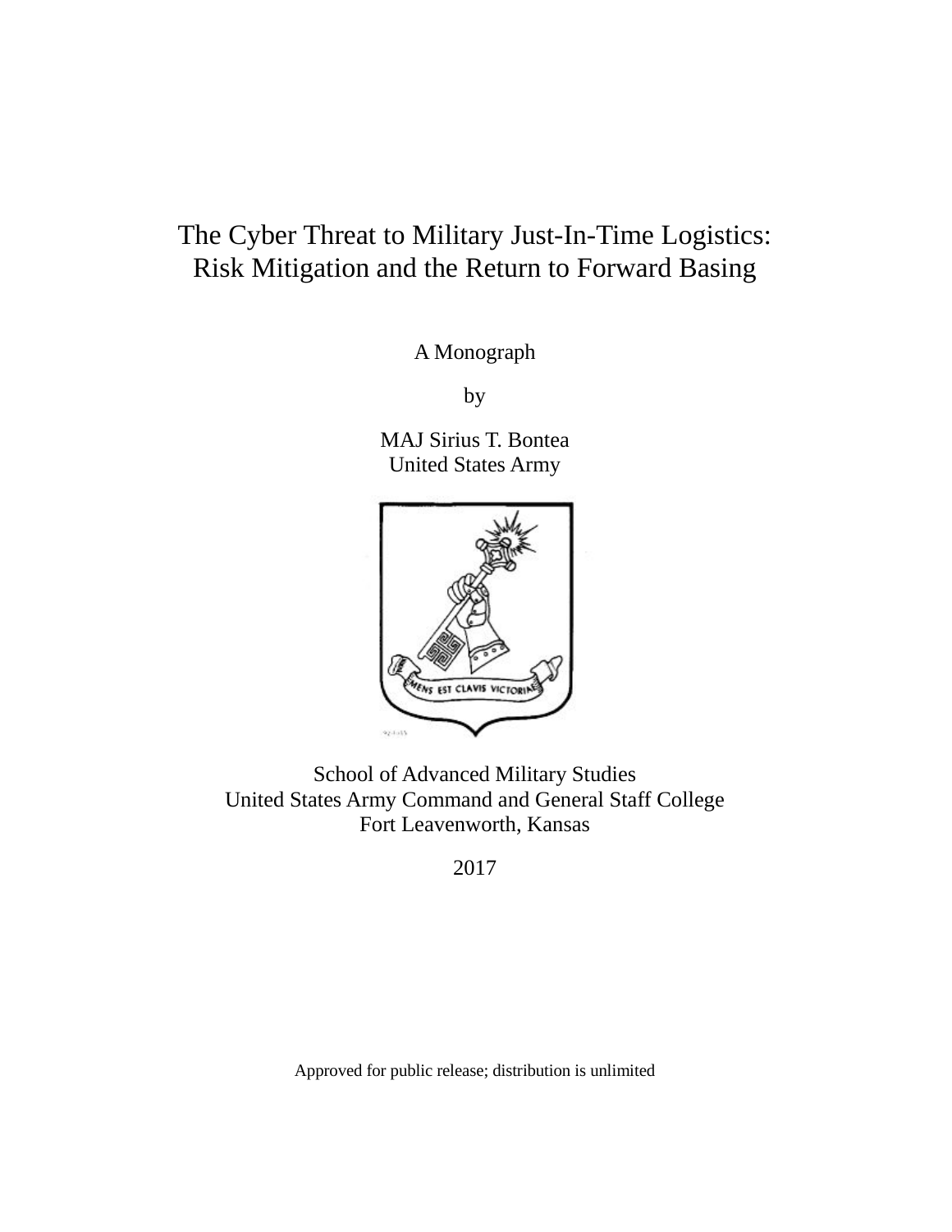# The Cyber Threat to Military Just-In-Time Logistics: Risk Mitigation and the Return to Forward Basing

A Monograph

by

MAJ Sirius T. Bontea
United States Army

School of Advanced Military Studies
United States Army Command and General Staff College
Fort Leavenworth, Kansas

2017

Approved for public release; distribution is unlimited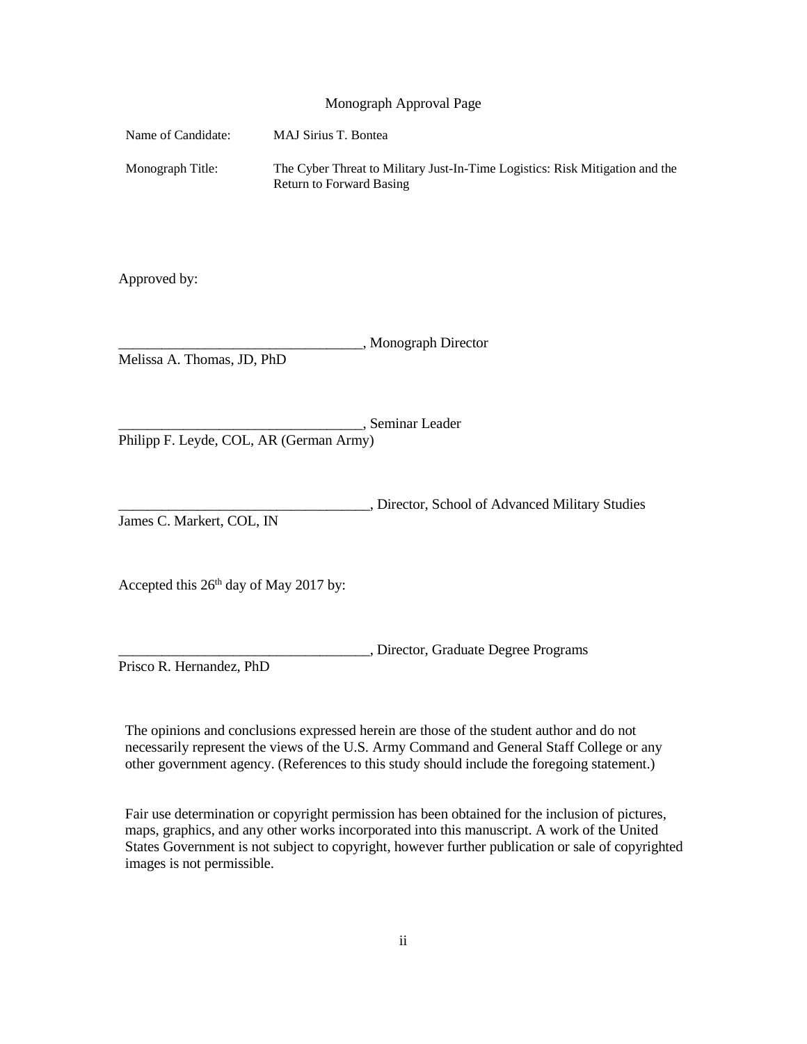Monograph Approval Page

Name of Candidate: MAJ Sirius T. Bontea

Monograph Title: The Cyber Threat to Military Just-In-Time Logistics: Risk Mitigation and the Return to Forward Basing

Approved by:

__________________________________, Monograph Director
Melissa A. Thomas, JD, PhD

__________________________________, Seminar Leader
Philipp F. Leyde, COL, AR (German Army)

___________________________________, Director, School of Advanced Military Studies
James C. Markert, COL, IN

Accepted this 26th day of May 2017 by:

___________________________________, Director, Graduate Degree Programs
Prisco R. Hernandez, PhD

The opinions and conclusions expressed herein are those of the student author and do not necessarily represent the views of the U.S. Army Command and General Staff College or any other government agency. (References to this study should include the foregoing statement.)

Fair use determination or copyright permission has been obtained for the inclusion of pictures, maps, graphics, and any other works incorporated into this manuscript. A work of the United States Government is not subject to copyright, however further publication or sale of copyrighted images is not permissible.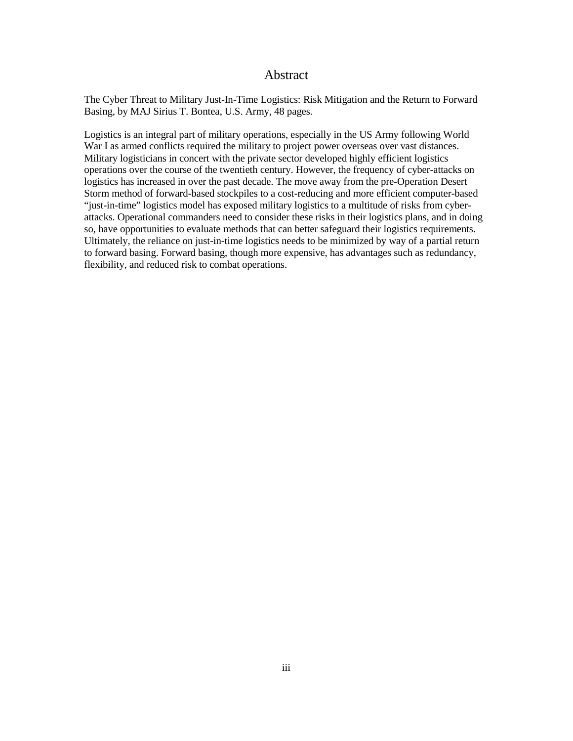# Abstract

The Cyber Threat to Military Just-In-Time Logistics: Risk Mitigation and the Return to Forward Basing, by MAJ Sirius T. Bontea, U.S. Army, 48 pages.

Logistics is an integral part of military operations, especially in the US Army following World War I as armed conflicts required the military to project power overseas over vast distances. Military logisticians in concert with the private sector developed highly efficient logistics operations over the course of the twentieth century. However, the frequency of cyber-attacks on logistics has increased in over the past decade. The move away from the pre-Operation Desert Storm method of forward-based stockpiles to a cost-reducing and more efficient computer-based "just-in-time" logistics model has exposed military logistics to a multitude of risks from cyber-attacks. Operational commanders need to consider these risks in their logistics plans, and in doing so, have opportunities to evaluate methods that can better safeguard their logistics requirements. Ultimately, the reliance on just-in-time logistics needs to be minimized by way of a partial return to forward basing. Forward basing, though more expensive, has advantages such as redundancy, flexibility, and reduced risk to combat operations.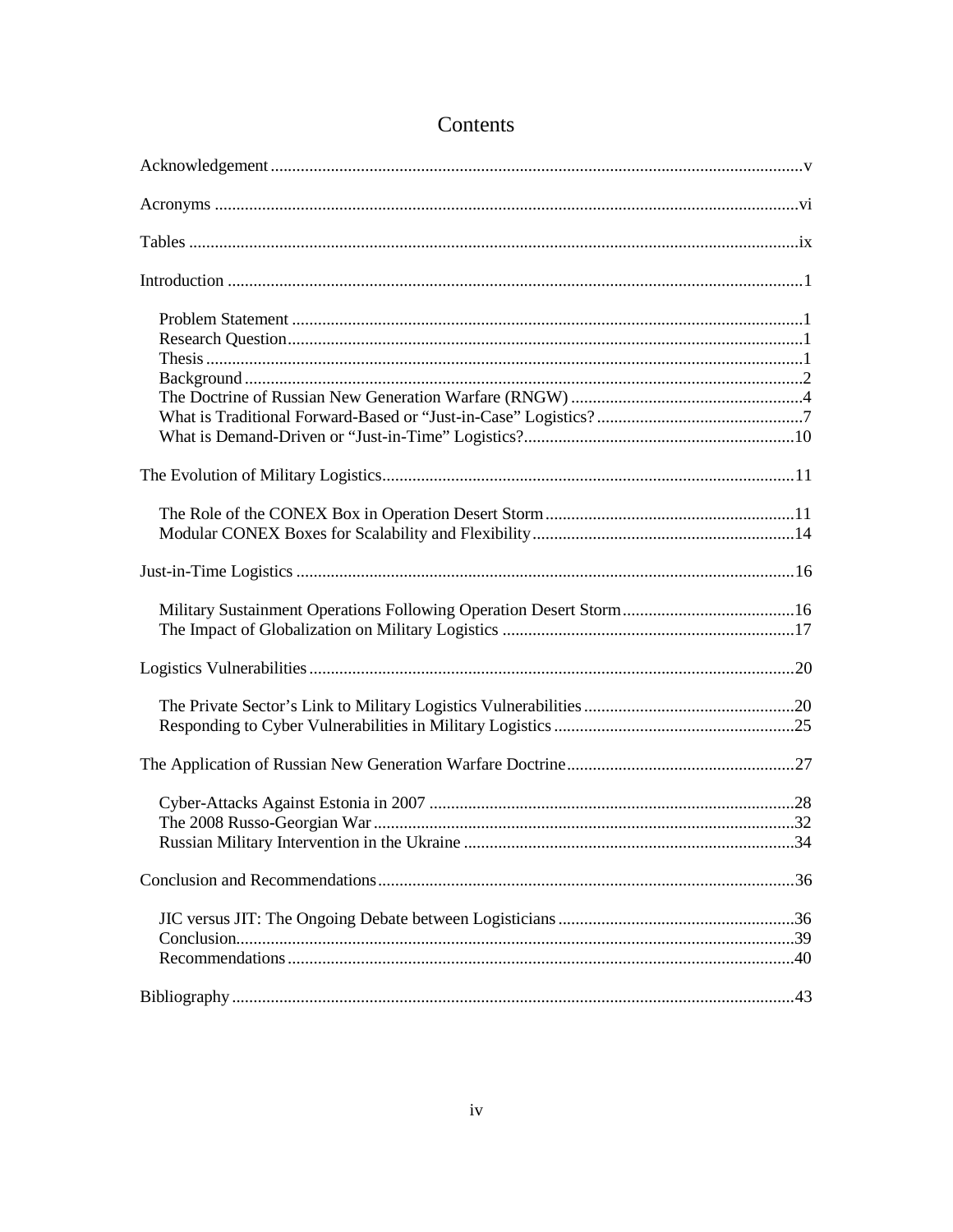# Contents

Acknowledgement ..... v

Acronyms ..... vi

Tables ..... ix

Introduction ..... 1

- Problem Statement ..... 1
- Research Question ..... 1
- Thesis ..... 1
- Background ..... 2
- The Doctrine of Russian New Generation Warfare (RNGW) ..... 4
- What is Traditional Forward-Based or "Just-in-Case" Logistics? ..... 7
- What is Demand-Driven or "Just-in-Time" Logistics? ..... 10

The Evolution of Military Logistics ..... 11

- The Role of the CONEX Box in Operation Desert Storm ..... 11
- Modular CONEX Boxes for Scalability and Flexibility ..... 14

Just-in-Time Logistics ..... 16

- Military Sustainment Operations Following Operation Desert Storm ..... 16
- The Impact of Globalization on Military Logistics ..... 17

Logistics Vulnerabilities ..... 20

- The Private Sector's Link to Military Logistics Vulnerabilities ..... 20
- Responding to Cyber Vulnerabilities in Military Logistics ..... 25

The Application of Russian New Generation Warfare Doctrine ..... 27

- Cyber-Attacks Against Estonia in 2007 ..... 28
- The 2008 Russo-Georgian War ..... 32
- Russian Military Intervention in the Ukraine ..... 34

Conclusion and Recommendations ..... 36

- JIC versus JIT: The Ongoing Debate between Logisticians ..... 36
- Conclusion ..... 39
- Recommendations ..... 40

Bibliography ..... 43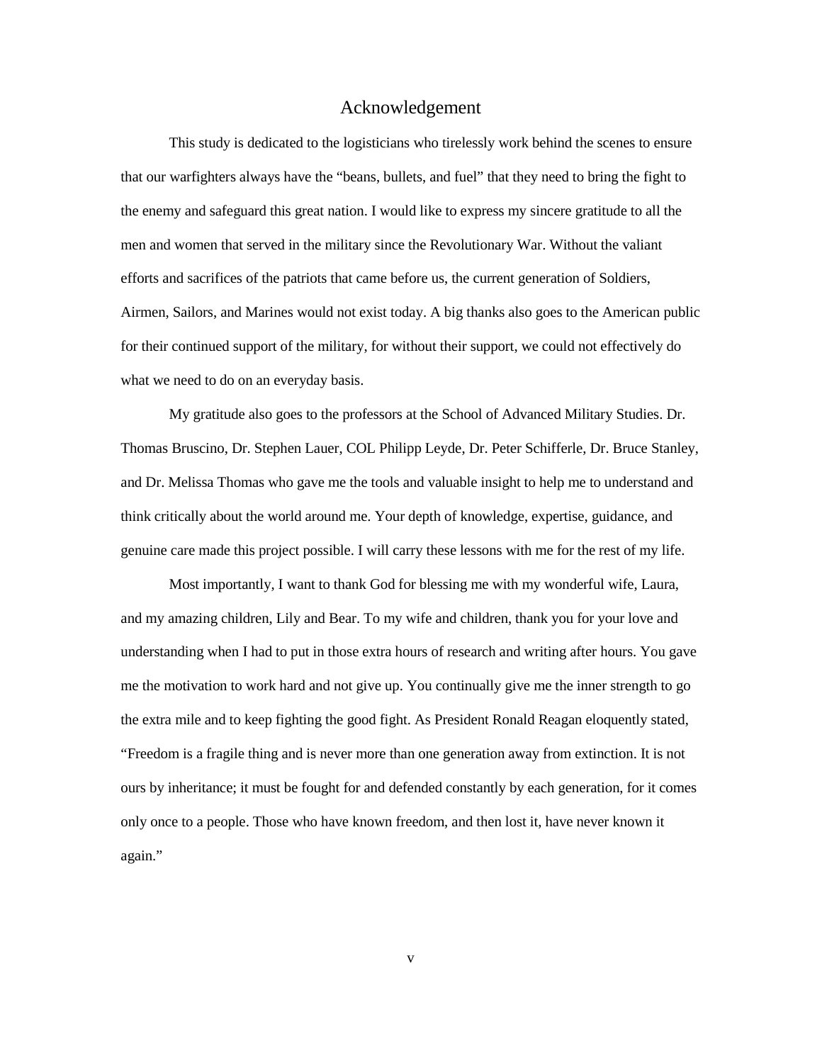# Acknowledgement

This study is dedicated to the logisticians who tirelessly work behind the scenes to ensure that our warfighters always have the "beans, bullets, and fuel" that they need to bring the fight to the enemy and safeguard this great nation. I would like to express my sincere gratitude to all the men and women that served in the military since the Revolutionary War. Without the valiant efforts and sacrifices of the patriots that came before us, the current generation of Soldiers, Airmen, Sailors, and Marines would not exist today. A big thanks also goes to the American public for their continued support of the military, for without their support, we could not effectively do what we need to do on an everyday basis.

My gratitude also goes to the professors at the School of Advanced Military Studies. Dr. Thomas Bruscino, Dr. Stephen Lauer, COL Philipp Leyde, Dr. Peter Schifferle, Dr. Bruce Stanley, and Dr. Melissa Thomas who gave me the tools and valuable insight to help me to understand and think critically about the world around me. Your depth of knowledge, expertise, guidance, and genuine care made this project possible. I will carry these lessons with me for the rest of my life.

Most importantly, I want to thank God for blessing me with my wonderful wife, Laura, and my amazing children, Lily and Bear. To my wife and children, thank you for your love and understanding when I had to put in those extra hours of research and writing after hours. You gave me the motivation to work hard and not give up. You continually give me the inner strength to go the extra mile and to keep fighting the good fight. As President Ronald Reagan eloquently stated, "Freedom is a fragile thing and is never more than one generation away from extinction. It is not ours by inheritance; it must be fought for and defended constantly by each generation, for it comes only once to a people. Those who have known freedom, and then lost it, have never known it again."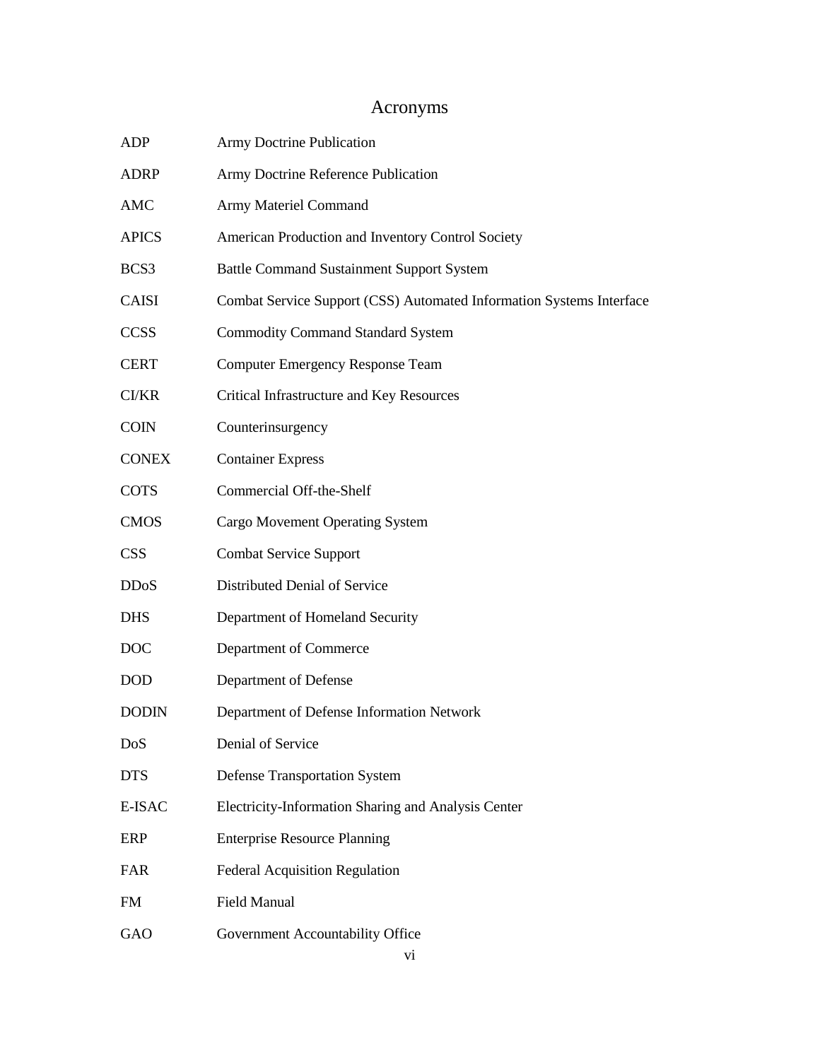# Acronyms

| | |
|---|---|
| ADP | Army Doctrine Publication |
| ADRP | Army Doctrine Reference Publication |
| AMC | Army Materiel Command |
| APICS | American Production and Inventory Control Society |
| BCS3 | Battle Command Sustainment Support System |
| CAISI | Combat Service Support (CSS) Automated Information Systems Interface |
| CCSS | Commodity Command Standard System |
| CERT | Computer Emergency Response Team |
| CI/KR | Critical Infrastructure and Key Resources |
| COIN | Counterinsurgency |
| CONEX | Container Express |
| COTS | Commercial Off-the-Shelf |
| CMOS | Cargo Movement Operating System |
| CSS | Combat Service Support |
| DDoS | Distributed Denial of Service |
| DHS | Department of Homeland Security |
| DOC | Department of Commerce |
| DOD | Department of Defense |
| DODIN | Department of Defense Information Network |
| DoS | Denial of Service |
| DTS | Defense Transportation System |
| E-ISAC | Electricity-Information Sharing and Analysis Center |
| ERP | Enterprise Resource Planning |
| FAR | Federal Acquisition Regulation |
| FM | Field Manual |
| GAO | Government Accountability Office |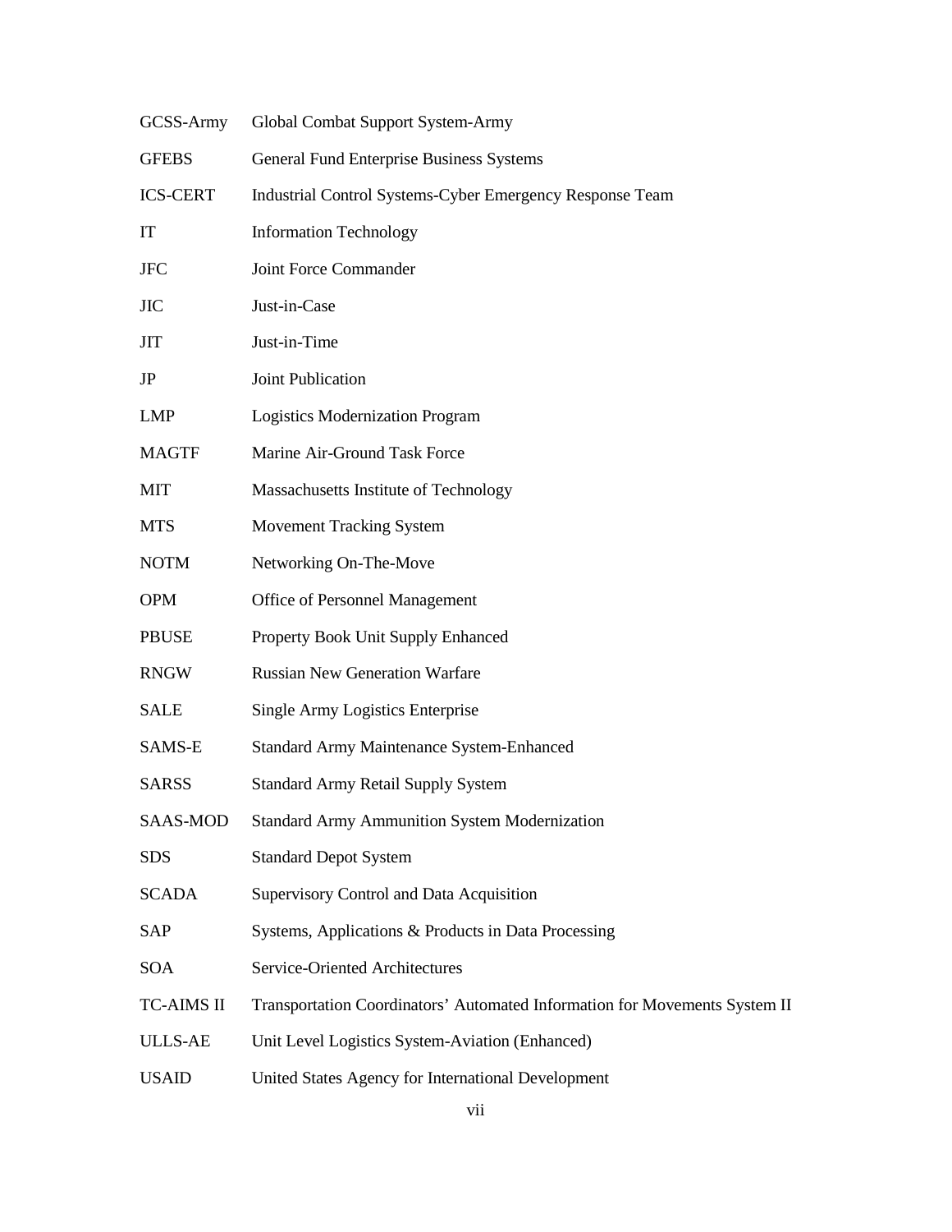| | |
|---|---|
| GCSS-Army | Global Combat Support System-Army |
| GFEBS | General Fund Enterprise Business Systems |
| ICS-CERT | Industrial Control Systems-Cyber Emergency Response Team |
| IT | Information Technology |
| JFC | Joint Force Commander |
| JIC | Just-in-Case |
| JIT | Just-in-Time |
| JP | Joint Publication |
| LMP | Logistics Modernization Program |
| MAGTF | Marine Air-Ground Task Force |
| MIT | Massachusetts Institute of Technology |
| MTS | Movement Tracking System |
| NOTM | Networking On-The-Move |
| OPM | Office of Personnel Management |
| PBUSE | Property Book Unit Supply Enhanced |
| RNGW | Russian New Generation Warfare |
| SALE | Single Army Logistics Enterprise |
| SAMS-E | Standard Army Maintenance System-Enhanced |
| SARSS | Standard Army Retail Supply System |
| SAAS-MOD | Standard Army Ammunition System Modernization |
| SDS | Standard Depot System |
| SCADA | Supervisory Control and Data Acquisition |
| SAP | Systems, Applications & Products in Data Processing |
| SOA | Service-Oriented Architectures |
| TC-AIMS II | Transportation Coordinators' Automated Information for Movements System II |
| ULLS-AE | Unit Level Logistics System-Aviation (Enhanced) |
| USAID | United States Agency for International Development |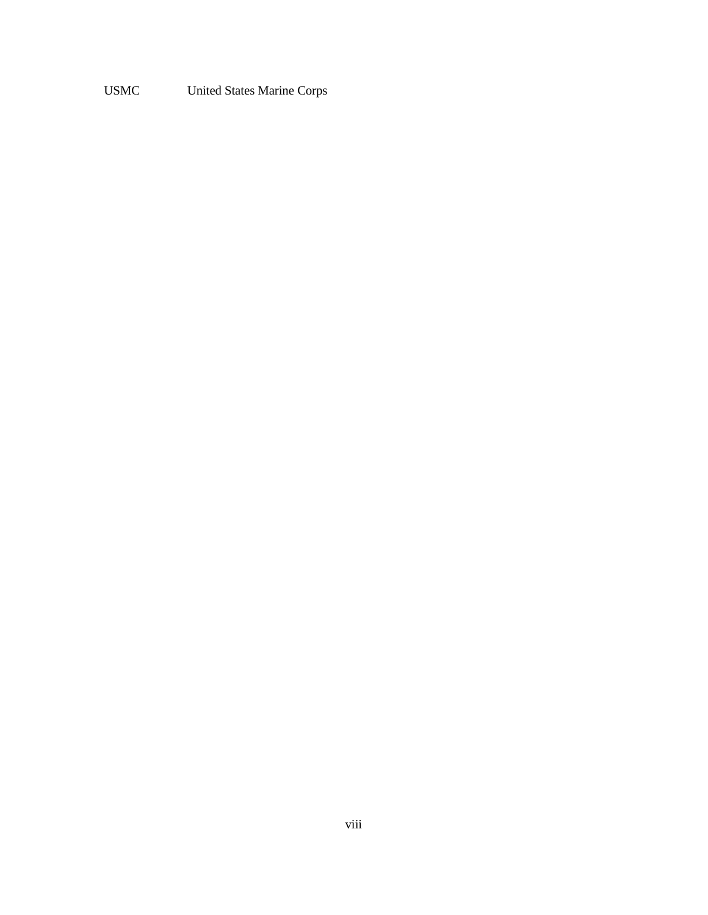| | |
|---|---|
| USMC | United States Marine Corps |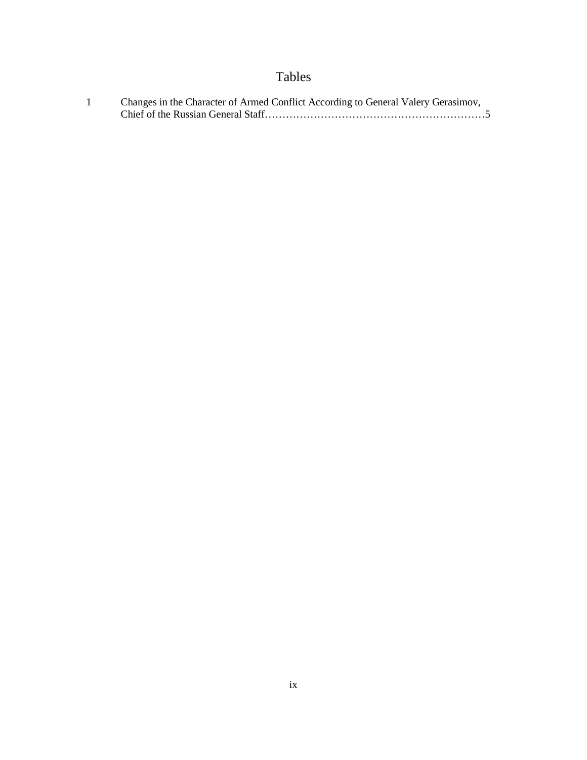# Tables

1 Changes in the Character of Armed Conflict According to General Valery Gerasimov, Chief of the Russian General Staff……………………………………………………5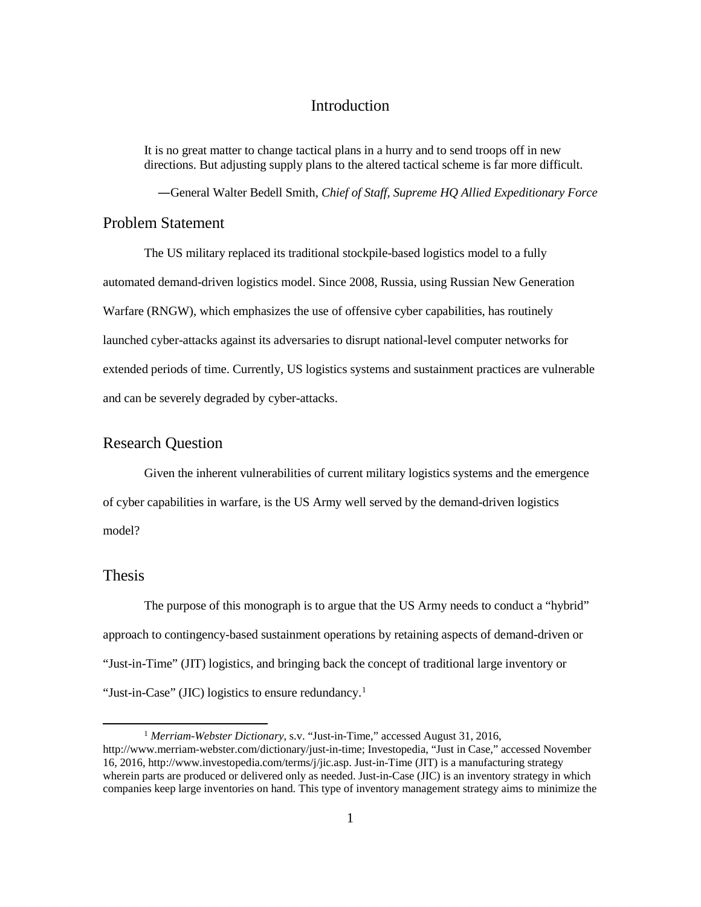# Introduction

> It is no great matter to change tactical plans in a hurry and to send troops off in new directions. But adjusting supply plans to the altered tactical scheme is far more difficult.
>
> —General Walter Bedell Smith, *Chief of Staff, Supreme HQ Allied Expeditionary Force*

## Problem Statement

The US military replaced its traditional stockpile-based logistics model to a fully automated demand-driven logistics model. Since 2008, Russia, using Russian New Generation Warfare (RNGW), which emphasizes the use of offensive cyber capabilities, has routinely launched cyber-attacks against its adversaries to disrupt national-level computer networks for extended periods of time. Currently, US logistics systems and sustainment practices are vulnerable and can be severely degraded by cyber-attacks.

## Research Question

Given the inherent vulnerabilities of current military logistics systems and the emergence of cyber capabilities in warfare, is the US Army well served by the demand-driven logistics model?

## Thesis

The purpose of this monograph is to argue that the US Army needs to conduct a "hybrid" approach to contingency-based sustainment operations by retaining aspects of demand-driven or "Just-in-Time" (JIT) logistics, and bringing back the concept of traditional large inventory or "Just-in-Case" (JIC) logistics to ensure redundancy.[1]

[1] *Merriam-Webster Dictionary*, s.v. "Just-in-Time," accessed August 31, 2016, http://www.merriam-webster.com/dictionary/just-in-time; Investopedia, "Just in Case," accessed November 16, 2016, http://www.investopedia.com/terms/j/jic.asp. Just-in-Time (JIT) is a manufacturing strategy wherein parts are produced or delivered only as needed. Just-in-Case (JIC) is an inventory strategy in which companies keep large inventories on hand. This type of inventory management strategy aims to minimize the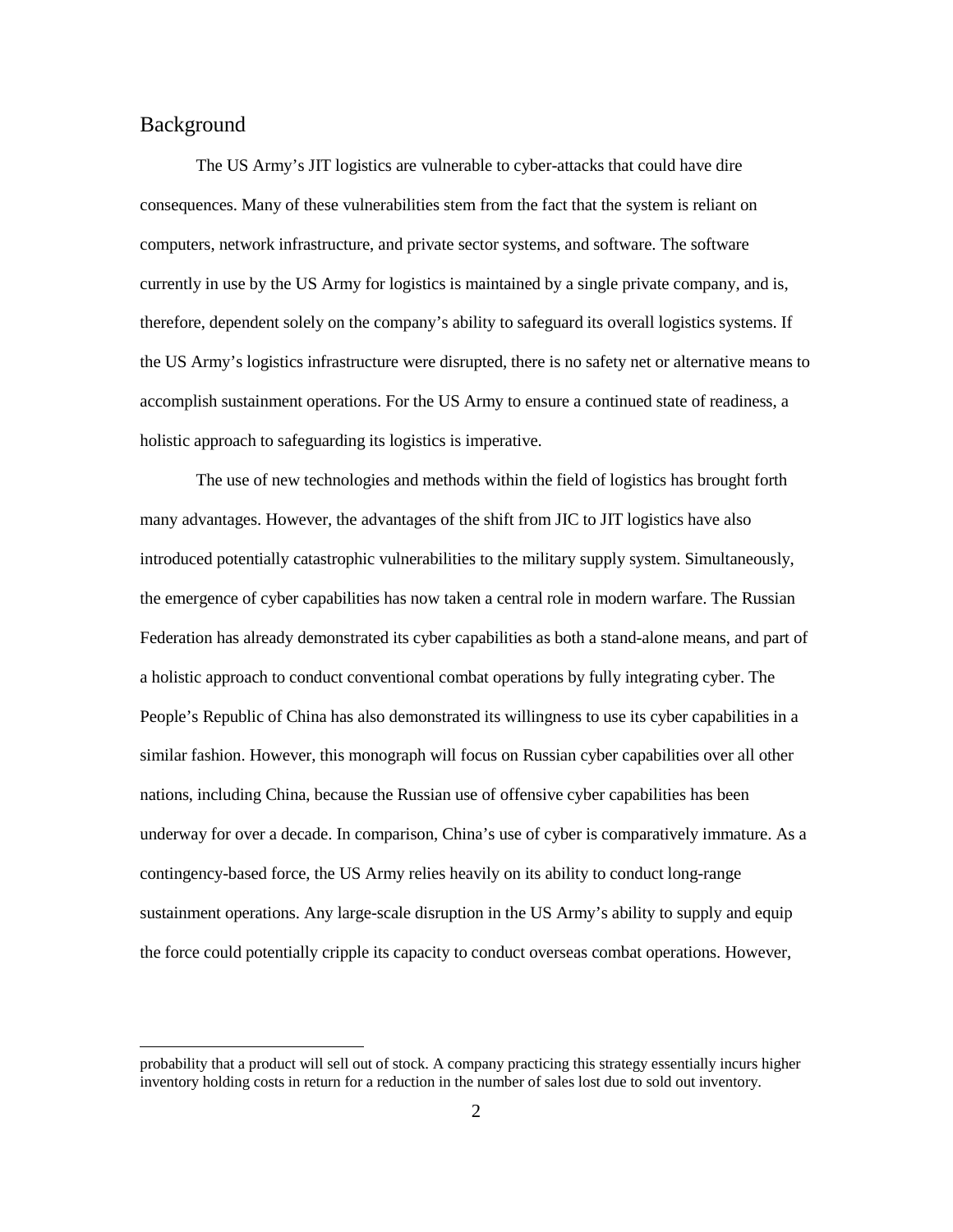## Background

The US Army's JIT logistics are vulnerable to cyber-attacks that could have dire consequences. Many of these vulnerabilities stem from the fact that the system is reliant on computers, network infrastructure, and private sector systems, and software. The software currently in use by the US Army for logistics is maintained by a single private company, and is, therefore, dependent solely on the company's ability to safeguard its overall logistics systems. If the US Army's logistics infrastructure were disrupted, there is no safety net or alternative means to accomplish sustainment operations. For the US Army to ensure a continued state of readiness, a holistic approach to safeguarding its logistics is imperative.

The use of new technologies and methods within the field of logistics has brought forth many advantages. However, the advantages of the shift from JIC to JIT logistics have also introduced potentially catastrophic vulnerabilities to the military supply system. Simultaneously, the emergence of cyber capabilities has now taken a central role in modern warfare. The Russian Federation has already demonstrated its cyber capabilities as both a stand-alone means, and part of a holistic approach to conduct conventional combat operations by fully integrating cyber. The People's Republic of China has also demonstrated its willingness to use its cyber capabilities in a similar fashion. However, this monograph will focus on Russian cyber capabilities over all other nations, including China, because the Russian use of offensive cyber capabilities has been underway for over a decade. In comparison, China's use of cyber is comparatively immature. As a contingency-based force, the US Army relies heavily on its ability to conduct long-range sustainment operations. Any large-scale disruption in the US Army's ability to supply and equip the force could potentially cripple its capacity to conduct overseas combat operations. However,

probability that a product will sell out of stock. A company practicing this strategy essentially incurs higher inventory holding costs in return for a reduction in the number of sales lost due to sold out inventory.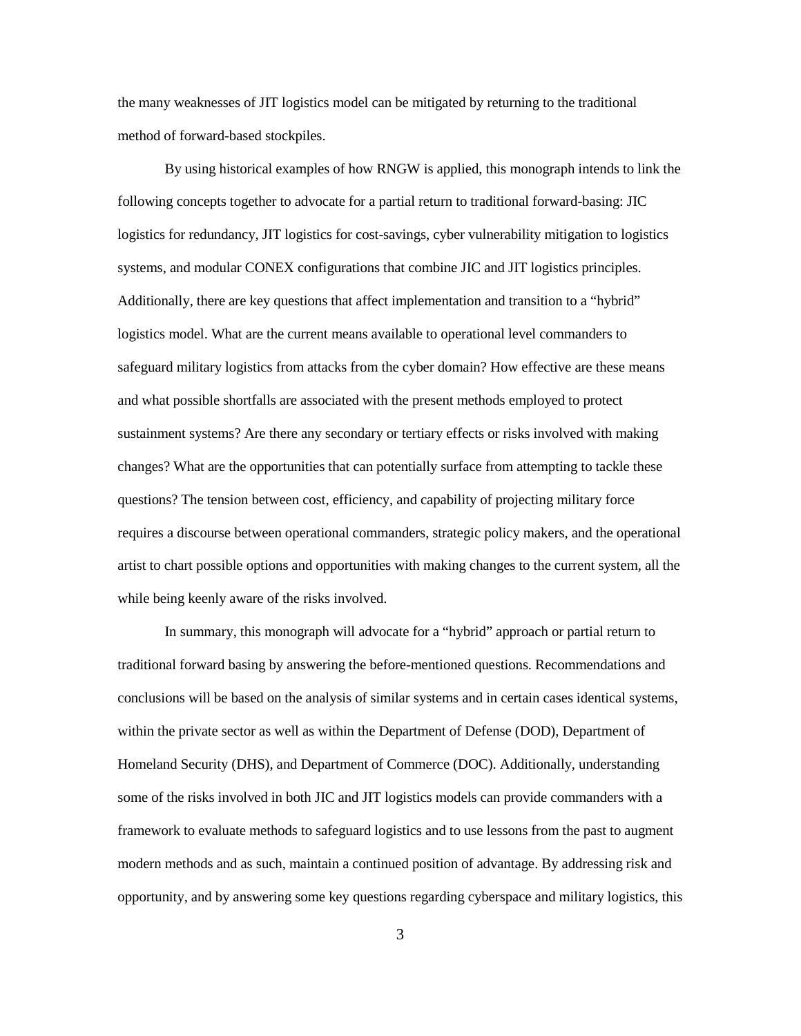the many weaknesses of JIT logistics model can be mitigated by returning to the traditional method of forward-based stockpiles.

By using historical examples of how RNGW is applied, this monograph intends to link the following concepts together to advocate for a partial return to traditional forward-basing: JIC logistics for redundancy, JIT logistics for cost-savings, cyber vulnerability mitigation to logistics systems, and modular CONEX configurations that combine JIC and JIT logistics principles. Additionally, there are key questions that affect implementation and transition to a "hybrid" logistics model. What are the current means available to operational level commanders to safeguard military logistics from attacks from the cyber domain? How effective are these means and what possible shortfalls are associated with the present methods employed to protect sustainment systems? Are there any secondary or tertiary effects or risks involved with making changes? What are the opportunities that can potentially surface from attempting to tackle these questions? The tension between cost, efficiency, and capability of projecting military force requires a discourse between operational commanders, strategic policy makers, and the operational artist to chart possible options and opportunities with making changes to the current system, all the while being keenly aware of the risks involved.

In summary, this monograph will advocate for a "hybrid" approach or partial return to traditional forward basing by answering the before-mentioned questions. Recommendations and conclusions will be based on the analysis of similar systems and in certain cases identical systems, within the private sector as well as within the Department of Defense (DOD), Department of Homeland Security (DHS), and Department of Commerce (DOC). Additionally, understanding some of the risks involved in both JIC and JIT logistics models can provide commanders with a framework to evaluate methods to safeguard logistics and to use lessons from the past to augment modern methods and as such, maintain a continued position of advantage. By addressing risk and opportunity, and by answering some key questions regarding cyberspace and military logistics, this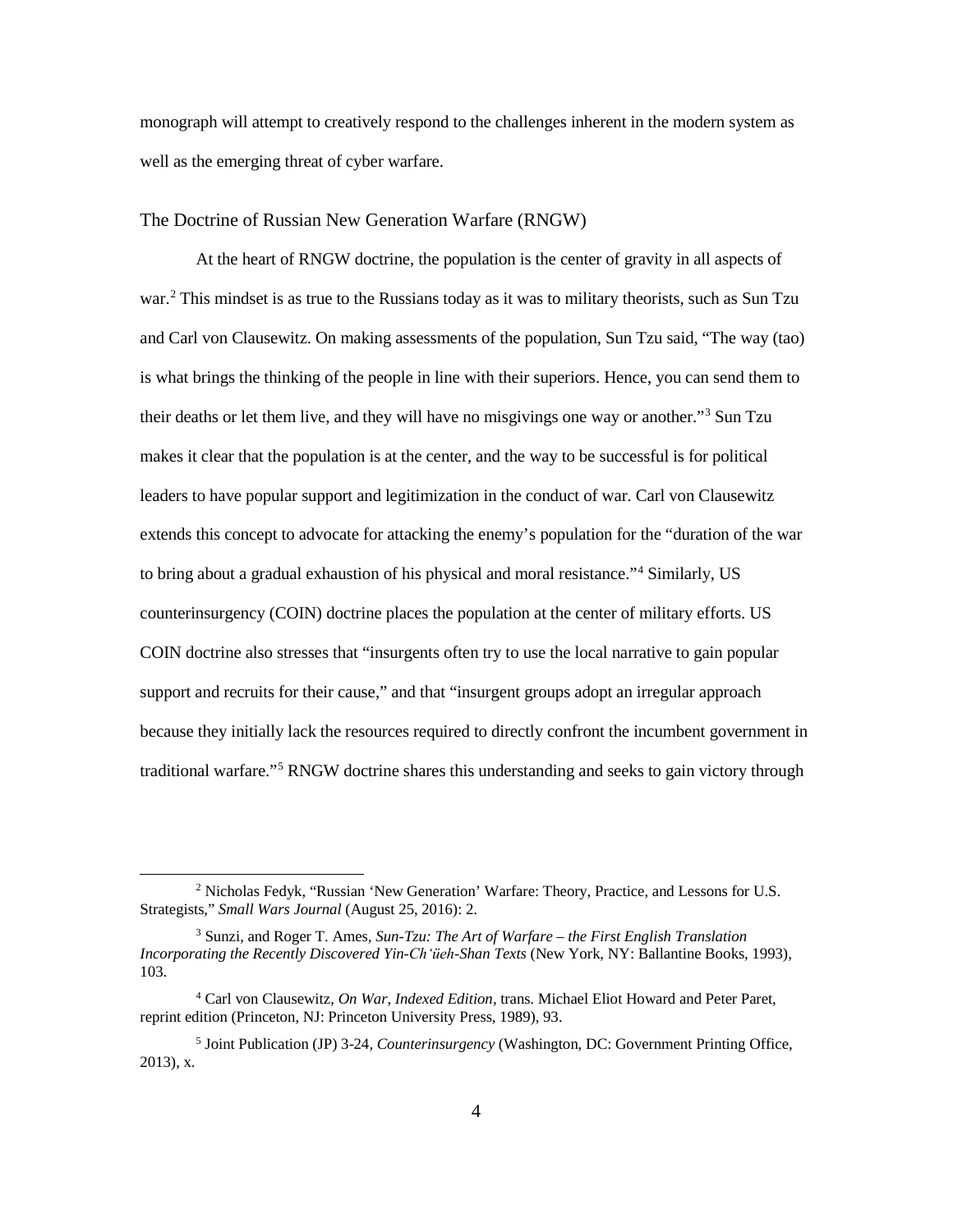monograph will attempt to creatively respond to the challenges inherent in the modern system as well as the emerging threat of cyber warfare.

## The Doctrine of Russian New Generation Warfare (RNGW)

At the heart of RNGW doctrine, the population is the center of gravity in all aspects of war.[2] This mindset is as true to the Russians today as it was to military theorists, such as Sun Tzu and Carl von Clausewitz. On making assessments of the population, Sun Tzu said, "The way (tao) is what brings the thinking of the people in line with their superiors. Hence, you can send them to their deaths or let them live, and they will have no misgivings one way or another."[3] Sun Tzu makes it clear that the population is at the center, and the way to be successful is for political leaders to have popular support and legitimization in the conduct of war. Carl von Clausewitz extends this concept to advocate for attacking the enemy's population for the "duration of the war to bring about a gradual exhaustion of his physical and moral resistance."[4] Similarly, US counterinsurgency (COIN) doctrine places the population at the center of military efforts. US COIN doctrine also stresses that "insurgents often try to use the local narrative to gain popular support and recruits for their cause," and that "insurgent groups adopt an irregular approach because they initially lack the resources required to directly confront the incumbent government in traditional warfare."[5] RNGW doctrine shares this understanding and seeks to gain victory through

---

[2] Nicholas Fedyk, "Russian 'New Generation' Warfare: Theory, Practice, and Lessons for U.S. Strategists," *Small Wars Journal* (August 25, 2016): 2.

[3] Sunzi, and Roger T. Ames, *Sun-Tzu: The Art of Warfare – the First English Translation Incorporating the Recently Discovered Yin-Ch'üeh-Shan Texts* (New York, NY: Ballantine Books, 1993), 103.

[4] Carl von Clausewitz, *On War, Indexed Edition*, trans. Michael Eliot Howard and Peter Paret, reprint edition (Princeton, NJ: Princeton University Press, 1989), 93.

[5] Joint Publication (JP) 3-24, *Counterinsurgency* (Washington, DC: Government Printing Office, 2013), x.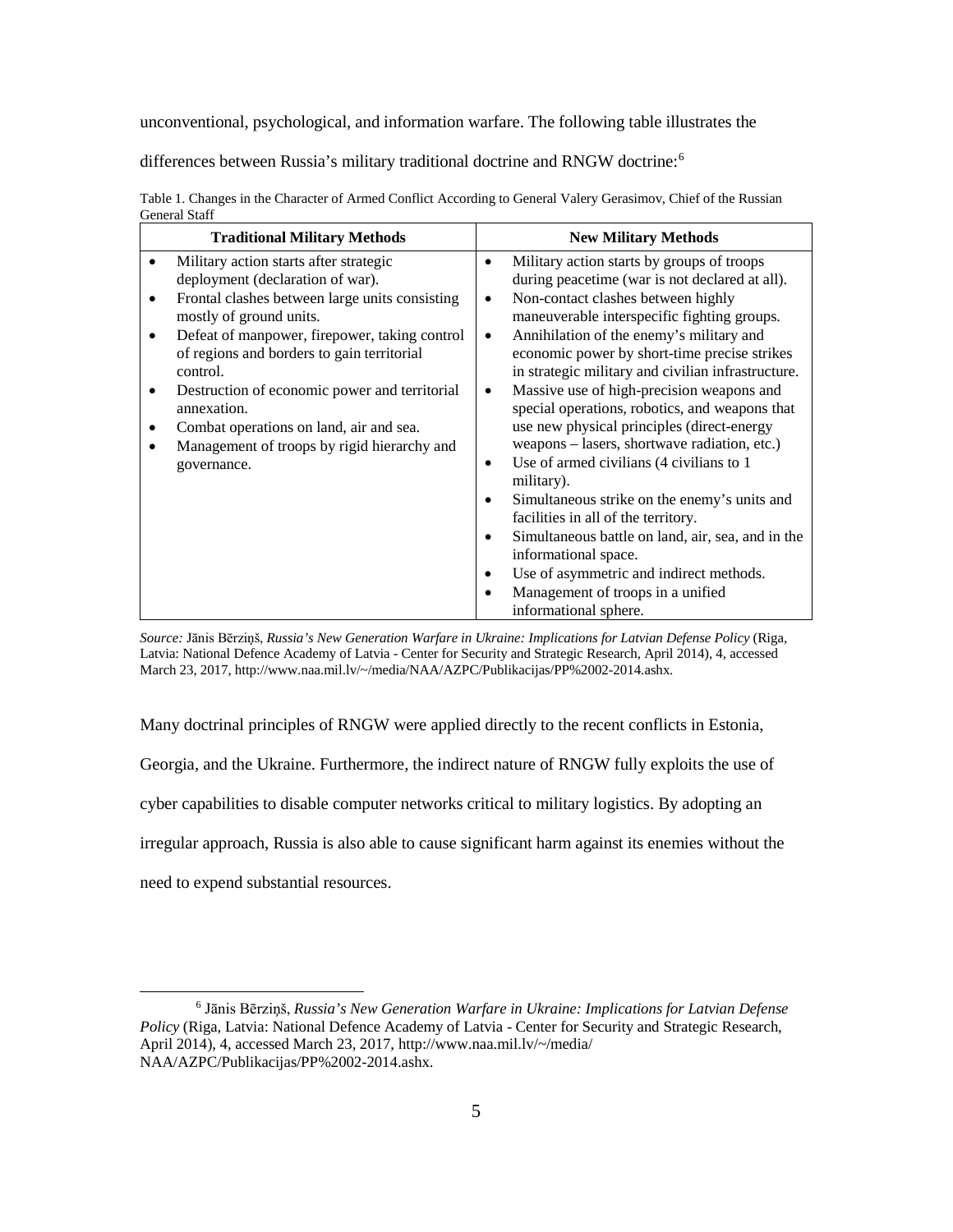unconventional, psychological, and information warfare. The following table illustrates the differences between Russia's military traditional doctrine and RNGW doctrine:[6]

Table 1. Changes in the Character of Armed Conflict According to General Valery Gerasimov, Chief of the Russian General Staff

| Traditional Military Methods | New Military Methods |
| --- | --- |
| • Military action starts after strategic deployment (declaration of war).<br>• Frontal clashes between large units consisting mostly of ground units.<br>• Defeat of manpower, firepower, taking control of regions and borders to gain territorial control.<br>• Destruction of economic power and territorial annexation.<br>• Combat operations on land, air and sea.<br>• Management of troops by rigid hierarchy and governance. | • Military action starts by groups of troops during peacetime (war is not declared at all).<br>• Non-contact clashes between highly maneuverable interspecific fighting groups.<br>• Annihilation of the enemy's military and economic power by short-time precise strikes in strategic military and civilian infrastructure.<br>• Massive use of high-precision weapons and special operations, robotics, and weapons that use new physical principles (direct-energy weapons – lasers, shortwave radiation, etc.)<br>• Use of armed civilians (4 civilians to 1 military).<br>• Simultaneous strike on the enemy's units and facilities in all of the territory.<br>• Simultaneous battle on land, air, sea, and in the informational space.<br>• Use of asymmetric and indirect methods.<br>• Management of troops in a unified informational sphere. |

*Source:* Jānis Bērziņš, *Russia's New Generation Warfare in Ukraine: Implications for Latvian Defense Policy* (Riga, Latvia: National Defence Academy of Latvia - Center for Security and Strategic Research, April 2014), 4, accessed March 23, 2017, http://www.naa.mil.lv/~/media/NAA/AZPC/Publikacijas/PP%2002-2014.ashx.

Many doctrinal principles of RNGW were applied directly to the recent conflicts in Estonia, Georgia, and the Ukraine. Furthermore, the indirect nature of RNGW fully exploits the use of cyber capabilities to disable computer networks critical to military logistics. By adopting an irregular approach, Russia is also able to cause significant harm against its enemies without the need to expend substantial resources.

[6] Jānis Bērziņš, *Russia's New Generation Warfare in Ukraine: Implications for Latvian Defense Policy* (Riga, Latvia: National Defence Academy of Latvia - Center for Security and Strategic Research, April 2014), 4, accessed March 23, 2017, http://www.naa.mil.lv/~/media/NAA/AZPC/Publikacijas/PP%2002-2014.ashx.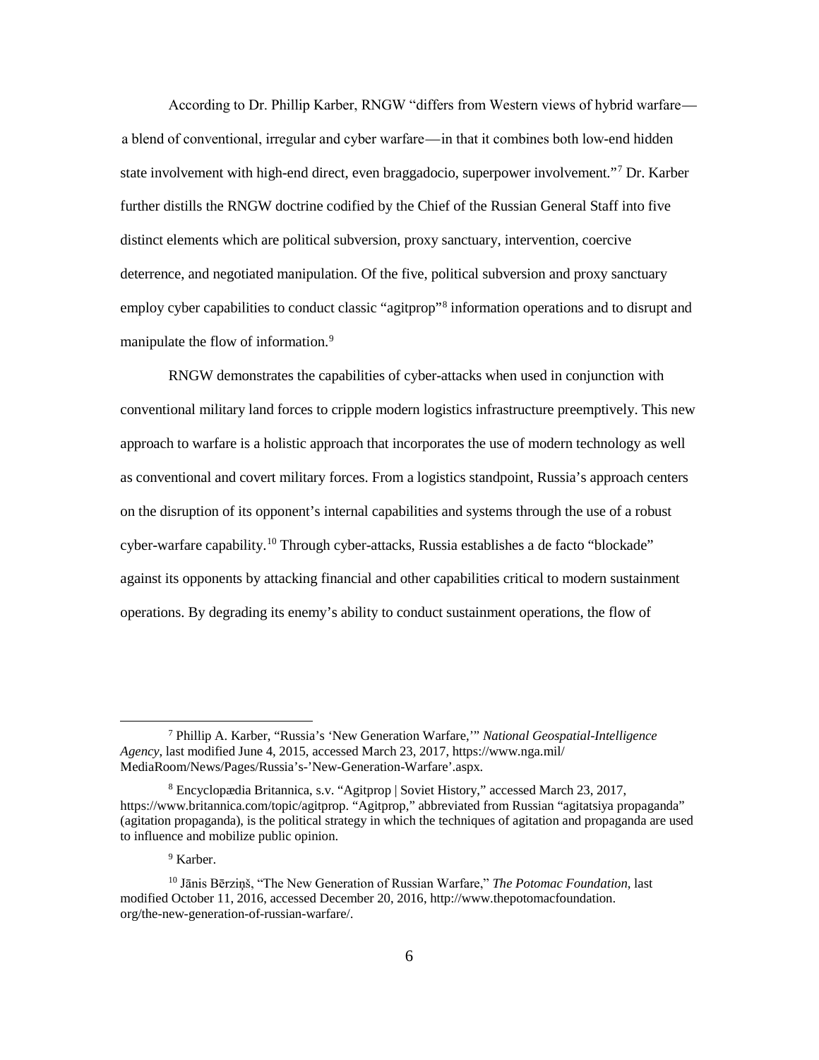According to Dr. Phillip Karber, RNGW "differs from Western views of hybrid warfare—a blend of conventional, irregular and cyber warfare—in that it combines both low-end hidden state involvement with high-end direct, even braggadocio, superpower involvement."[7] Dr. Karber further distills the RNGW doctrine codified by the Chief of the Russian General Staff into five distinct elements which are political subversion, proxy sanctuary, intervention, coercive deterrence, and negotiated manipulation. Of the five, political subversion and proxy sanctuary employ cyber capabilities to conduct classic "agitprop"[8] information operations and to disrupt and manipulate the flow of information.[9]

RNGW demonstrates the capabilities of cyber-attacks when used in conjunction with conventional military land forces to cripple modern logistics infrastructure preemptively. This new approach to warfare is a holistic approach that incorporates the use of modern technology as well as conventional and covert military forces. From a logistics standpoint, Russia's approach centers on the disruption of its opponent's internal capabilities and systems through the use of a robust cyber-warfare capability.[10] Through cyber-attacks, Russia establishes a de facto "blockade" against its opponents by attacking financial and other capabilities critical to modern sustainment operations. By degrading its enemy's ability to conduct sustainment operations, the flow of

---

[7] Phillip A. Karber, "Russia's 'New Generation Warfare,'" *National Geospatial-Intelligence Agency*, last modified June 4, 2015, accessed March 23, 2017, https://www.nga.mil/MediaRoom/News/Pages/Russia's-'New-Generation-Warfare'.aspx.

[8] Encyclopædia Britannica, s.v. "Agitprop | Soviet History," accessed March 23, 2017, https://www.britannica.com/topic/agitprop. "Agitprop," abbreviated from Russian "agitatsiya propaganda" (agitation propaganda), is the political strategy in which the techniques of agitation and propaganda are used to influence and mobilize public opinion.

[9] Karber.

[10] Jānis Bērziņš, "The New Generation of Russian Warfare," *The Potomac Foundation*, last modified October 11, 2016, accessed December 20, 2016, http://www.thepotomacfoundation.org/the-new-generation-of-russian-warfare/.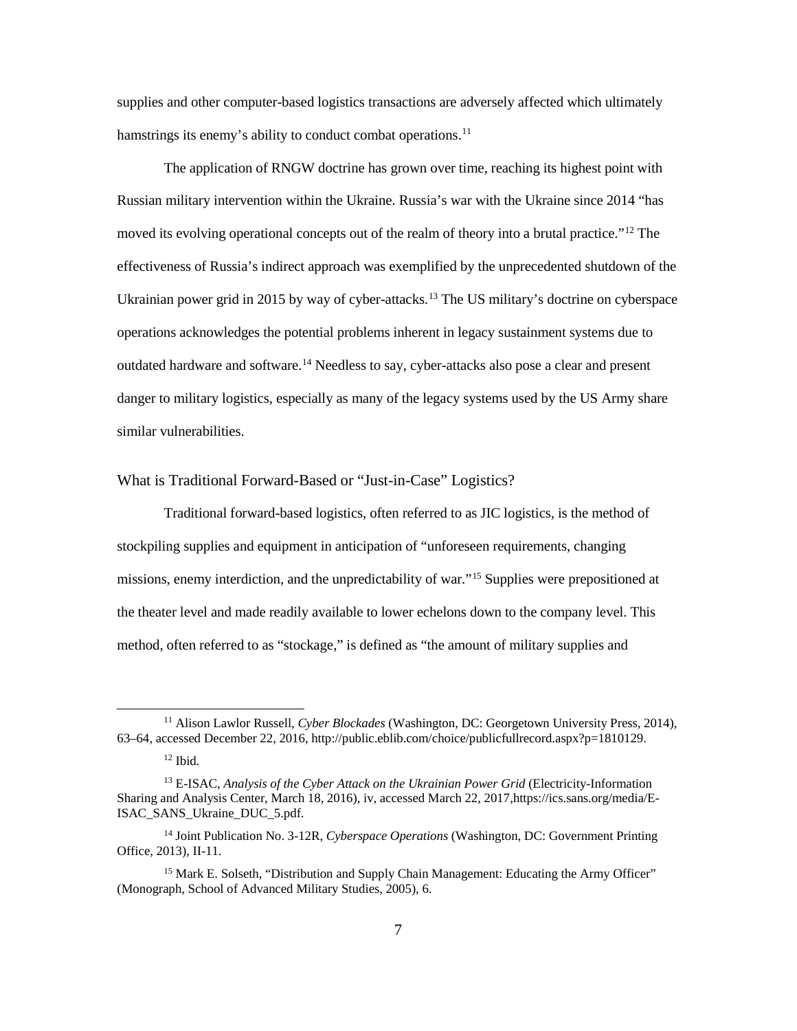supplies and other computer-based logistics transactions are adversely affected which ultimately hamstrings its enemy's ability to conduct combat operations.[11]

The application of RNGW doctrine has grown over time, reaching its highest point with Russian military intervention within the Ukraine. Russia's war with the Ukraine since 2014 "has moved its evolving operational concepts out of the realm of theory into a brutal practice."[12] The effectiveness of Russia's indirect approach was exemplified by the unprecedented shutdown of the Ukrainian power grid in 2015 by way of cyber-attacks.[13] The US military's doctrine on cyberspace operations acknowledges the potential problems inherent in legacy sustainment systems due to outdated hardware and software.[14] Needless to say, cyber-attacks also pose a clear and present danger to military logistics, especially as many of the legacy systems used by the US Army share similar vulnerabilities.

## What is Traditional Forward-Based or "Just-in-Case" Logistics?

Traditional forward-based logistics, often referred to as JIC logistics, is the method of stockpiling supplies and equipment in anticipation of "unforeseen requirements, changing missions, enemy interdiction, and the unpredictability of war."[15] Supplies were prepositioned at the theater level and made readily available to lower echelons down to the company level. This method, often referred to as "stockage," is defined as "the amount of military supplies and

---

[11] Alison Lawlor Russell, *Cyber Blockades* (Washington, DC: Georgetown University Press, 2014), 63–64, accessed December 22, 2016, http://public.eblib.com/choice/publicfullrecord.aspx?p=1810129.

[12] Ibid.

[13] E-ISAC, *Analysis of the Cyber Attack on the Ukrainian Power Grid* (Electricity-Information Sharing and Analysis Center, March 18, 2016), iv, accessed March 22, 2017,https://ics.sans.org/media/E-ISAC_SANS_Ukraine_DUC_5.pdf.

[14] Joint Publication No. 3-12R, *Cyberspace Operations* (Washington, DC: Government Printing Office, 2013), II-11.

[15] Mark E. Solseth, "Distribution and Supply Chain Management: Educating the Army Officer" (Monograph, School of Advanced Military Studies, 2005), 6.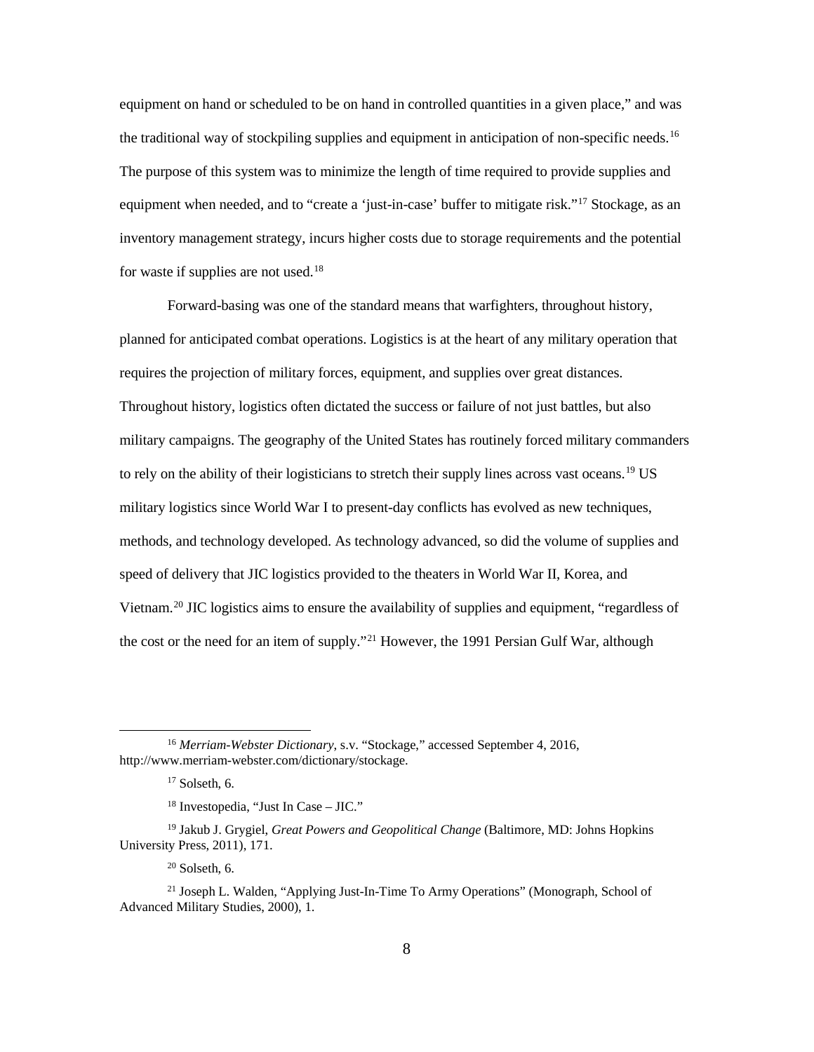equipment on hand or scheduled to be on hand in controlled quantities in a given place," and was the traditional way of stockpiling supplies and equipment in anticipation of non-specific needs.[16] The purpose of this system was to minimize the length of time required to provide supplies and equipment when needed, and to "create a 'just-in-case' buffer to mitigate risk."[17] Stockage, as an inventory management strategy, incurs higher costs due to storage requirements and the potential for waste if supplies are not used.[18]

Forward-basing was one of the standard means that warfighters, throughout history, planned for anticipated combat operations. Logistics is at the heart of any military operation that requires the projection of military forces, equipment, and supplies over great distances. Throughout history, logistics often dictated the success or failure of not just battles, but also military campaigns. The geography of the United States has routinely forced military commanders to rely on the ability of their logisticians to stretch their supply lines across vast oceans.[19] US military logistics since World War I to present-day conflicts has evolved as new techniques, methods, and technology developed. As technology advanced, so did the volume of supplies and speed of delivery that JIC logistics provided to the theaters in World War II, Korea, and Vietnam.[20] JIC logistics aims to ensure the availability of supplies and equipment, "regardless of the cost or the need for an item of supply."[21] However, the 1991 Persian Gulf War, although

---

[16] *Merriam-Webster Dictionary*, s.v. "Stockage," accessed September 4, 2016, http://www.merriam-webster.com/dictionary/stockage.

[17] Solseth, 6.

[18] Investopedia, "Just In Case – JIC."

[19] Jakub J. Grygiel, *Great Powers and Geopolitical Change* (Baltimore, MD: Johns Hopkins University Press, 2011), 171.

[20] Solseth, 6.

[21] Joseph L. Walden, "Applying Just-In-Time To Army Operations" (Monograph, School of Advanced Military Studies, 2000), 1.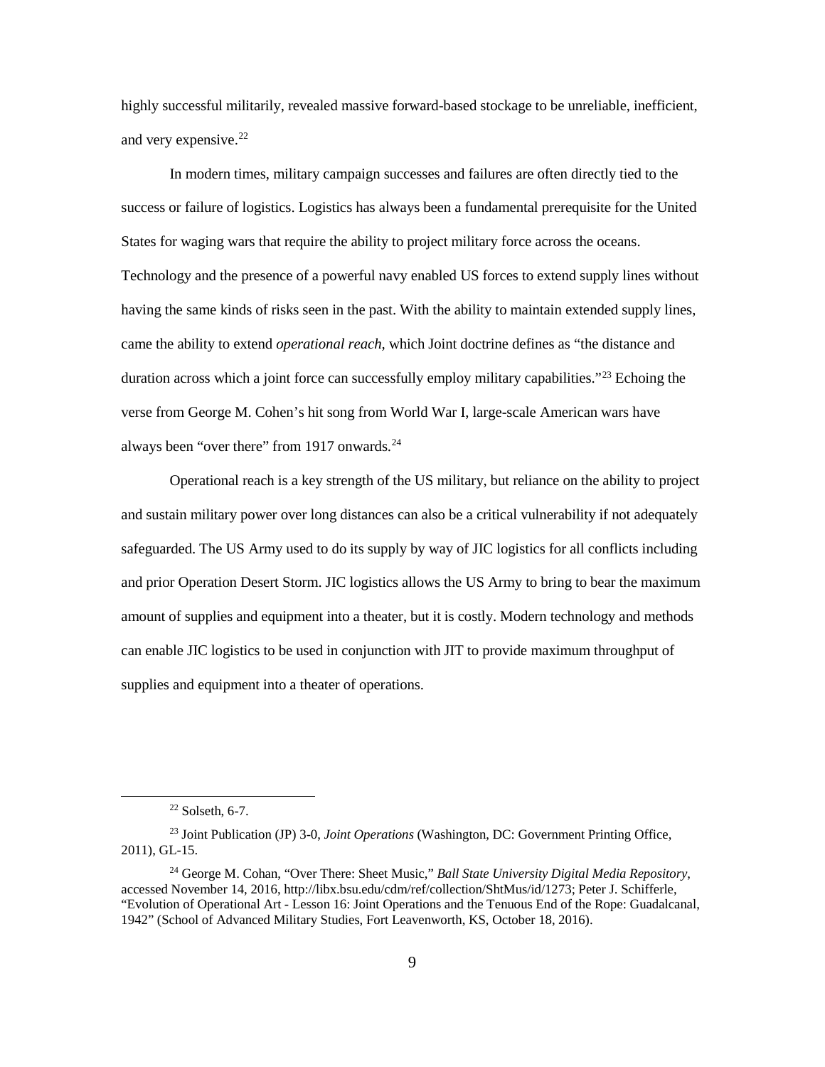highly successful militarily, revealed massive forward-based stockage to be unreliable, inefficient, and very expensive.[22]

In modern times, military campaign successes and failures are often directly tied to the success or failure of logistics. Logistics has always been a fundamental prerequisite for the United States for waging wars that require the ability to project military force across the oceans. Technology and the presence of a powerful navy enabled US forces to extend supply lines without having the same kinds of risks seen in the past. With the ability to maintain extended supply lines, came the ability to extend *operational reach,* which Joint doctrine defines as "the distance and duration across which a joint force can successfully employ military capabilities."[23] Echoing the verse from George M. Cohen's hit song from World War I, large-scale American wars have always been "over there" from 1917 onwards.[24]

Operational reach is a key strength of the US military, but reliance on the ability to project and sustain military power over long distances can also be a critical vulnerability if not adequately safeguarded. The US Army used to do its supply by way of JIC logistics for all conflicts including and prior Operation Desert Storm. JIC logistics allows the US Army to bring to bear the maximum amount of supplies and equipment into a theater, but it is costly. Modern technology and methods can enable JIC logistics to be used in conjunction with JIT to provide maximum throughput of supplies and equipment into a theater of operations.

---

[22] Solseth, 6-7.

[23] Joint Publication (JP) 3-0, *Joint Operations* (Washington, DC: Government Printing Office, 2011), GL-15.

[24] George M. Cohan, "Over There: Sheet Music," *Ball State University Digital Media Repository*, accessed November 14, 2016, http://libx.bsu.edu/cdm/ref/collection/ShtMus/id/1273; Peter J. Schifferle, "Evolution of Operational Art - Lesson 16: Joint Operations and the Tenuous End of the Rope: Guadalcanal, 1942" (School of Advanced Military Studies, Fort Leavenworth, KS, October 18, 2016).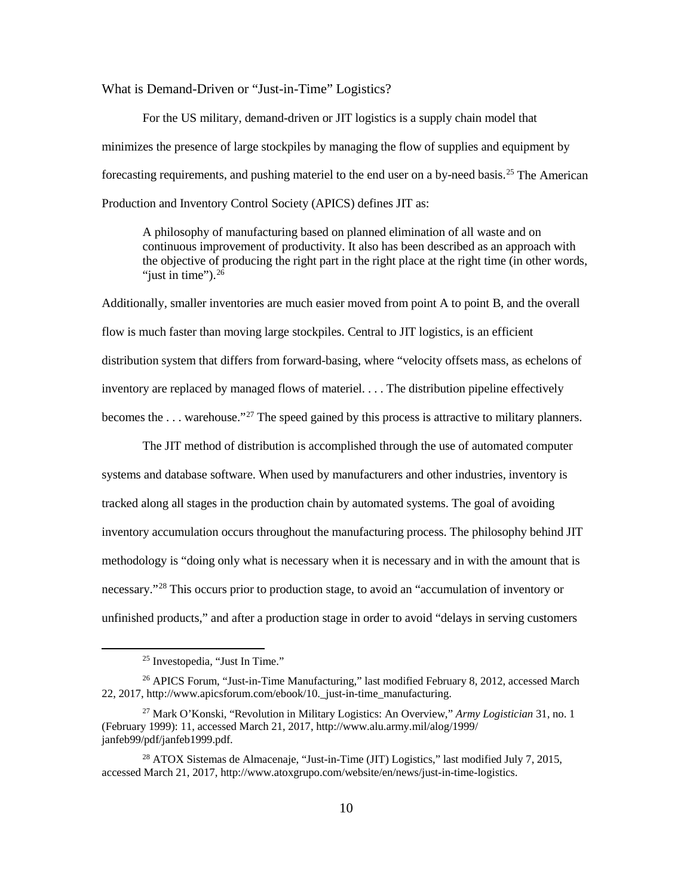## What is Demand-Driven or "Just-in-Time" Logistics?

For the US military, demand-driven or JIT logistics is a supply chain model that minimizes the presence of large stockpiles by managing the flow of supplies and equipment by forecasting requirements, and pushing materiel to the end user on a by-need basis.[25] The American Production and Inventory Control Society (APICS) defines JIT as:

> A philosophy of manufacturing based on planned elimination of all waste and on continuous improvement of productivity. It also has been described as an approach with the objective of producing the right part in the right place at the right time (in other words, "just in time").[26]

Additionally, smaller inventories are much easier moved from point A to point B, and the overall flow is much faster than moving large stockpiles. Central to JIT logistics, is an efficient distribution system that differs from forward-basing, where "velocity offsets mass, as echelons of inventory are replaced by managed flows of materiel. . . . The distribution pipeline effectively becomes the . . . warehouse."[27] The speed gained by this process is attractive to military planners.

The JIT method of distribution is accomplished through the use of automated computer systems and database software. When used by manufacturers and other industries, inventory is tracked along all stages in the production chain by automated systems. The goal of avoiding inventory accumulation occurs throughout the manufacturing process. The philosophy behind JIT methodology is "doing only what is necessary when it is necessary and in with the amount that is necessary."[28] This occurs prior to production stage, to avoid an "accumulation of inventory or unfinished products," and after a production stage in order to avoid "delays in serving customers

---

[25] Investopedia, "Just In Time."

[26] APICS Forum, "Just-in-Time Manufacturing," last modified February 8, 2012, accessed March 22, 2017, http://www.apicsforum.com/ebook/10._just-in-time_manufacturing.

[27] Mark O'Konski, "Revolution in Military Logistics: An Overview," *Army Logistician* 31, no. 1 (February 1999): 11, accessed March 21, 2017, http://www.alu.army.mil/alog/1999/janfeb99/pdf/janfeb1999.pdf.

[28] ATOX Sistemas de Almacenaje, "Just-in-Time (JIT) Logistics," last modified July 7, 2015, accessed March 21, 2017, http://www.atoxgrupo.com/website/en/news/just-in-time-logistics.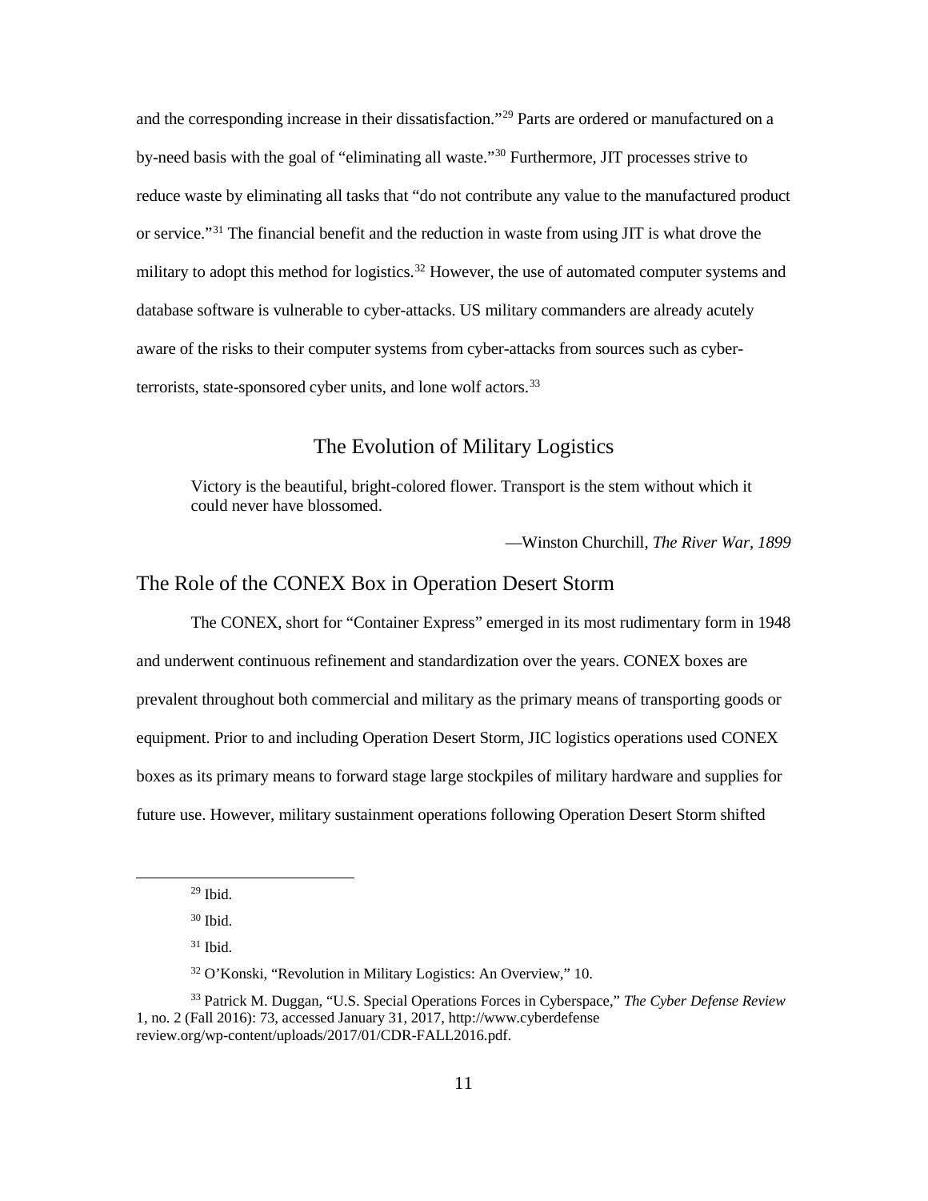and the corresponding increase in their dissatisfaction."[29] Parts are ordered or manufactured on a by-need basis with the goal of "eliminating all waste."[30] Furthermore, JIT processes strive to reduce waste by eliminating all tasks that "do not contribute any value to the manufactured product or service."[31] The financial benefit and the reduction in waste from using JIT is what drove the military to adopt this method for logistics.[32] However, the use of automated computer systems and database software is vulnerable to cyber-attacks. US military commanders are already acutely aware of the risks to their computer systems from cyber-attacks from sources such as cyber-terrorists, state-sponsored cyber units, and lone wolf actors.[33]

# The Evolution of Military Logistics

> Victory is the beautiful, bright-colored flower. Transport is the stem without which it could never have blossomed.
>
> —Winston Churchill, *The River War, 1899*

## The Role of the CONEX Box in Operation Desert Storm

The CONEX, short for "Container Express" emerged in its most rudimentary form in 1948 and underwent continuous refinement and standardization over the years. CONEX boxes are prevalent throughout both commercial and military as the primary means of transporting goods or equipment. Prior to and including Operation Desert Storm, JIC logistics operations used CONEX boxes as its primary means to forward stage large stockpiles of military hardware and supplies for future use. However, military sustainment operations following Operation Desert Storm shifted

---

[29] Ibid.

[30] Ibid.

[31] Ibid.

[32] O'Konski, "Revolution in Military Logistics: An Overview," 10.

[33] Patrick M. Duggan, "U.S. Special Operations Forces in Cyberspace," *The Cyber Defense Review* 1, no. 2 (Fall 2016): 73, accessed January 31, 2017, http://www.cyberdefense review.org/wp-content/uploads/2017/01/CDR-FALL2016.pdf.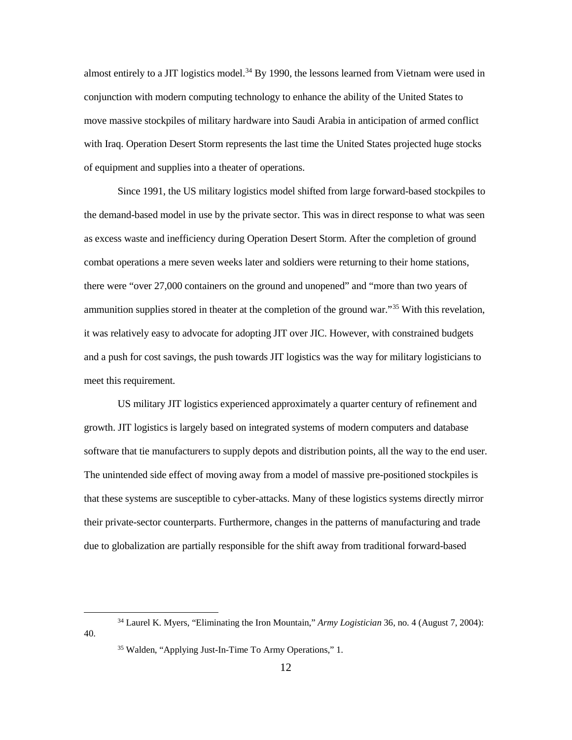almost entirely to a JIT logistics model.[34] By 1990, the lessons learned from Vietnam were used in conjunction with modern computing technology to enhance the ability of the United States to move massive stockpiles of military hardware into Saudi Arabia in anticipation of armed conflict with Iraq. Operation Desert Storm represents the last time the United States projected huge stocks of equipment and supplies into a theater of operations.

Since 1991, the US military logistics model shifted from large forward-based stockpiles to the demand-based model in use by the private sector. This was in direct response to what was seen as excess waste and inefficiency during Operation Desert Storm. After the completion of ground combat operations a mere seven weeks later and soldiers were returning to their home stations, there were "over 27,000 containers on the ground and unopened" and "more than two years of ammunition supplies stored in theater at the completion of the ground war."[35] With this revelation, it was relatively easy to advocate for adopting JIT over JIC. However, with constrained budgets and a push for cost savings, the push towards JIT logistics was the way for military logisticians to meet this requirement.

US military JIT logistics experienced approximately a quarter century of refinement and growth. JIT logistics is largely based on integrated systems of modern computers and database software that tie manufacturers to supply depots and distribution points, all the way to the end user. The unintended side effect of moving away from a model of massive pre-positioned stockpiles is that these systems are susceptible to cyber-attacks. Many of these logistics systems directly mirror their private-sector counterparts. Furthermore, changes in the patterns of manufacturing and trade due to globalization are partially responsible for the shift away from traditional forward-based

[34] Laurel K. Myers, "Eliminating the Iron Mountain," *Army Logistician* 36, no. 4 (August 7, 2004): 40.

[35] Walden, "Applying Just-In-Time To Army Operations," 1.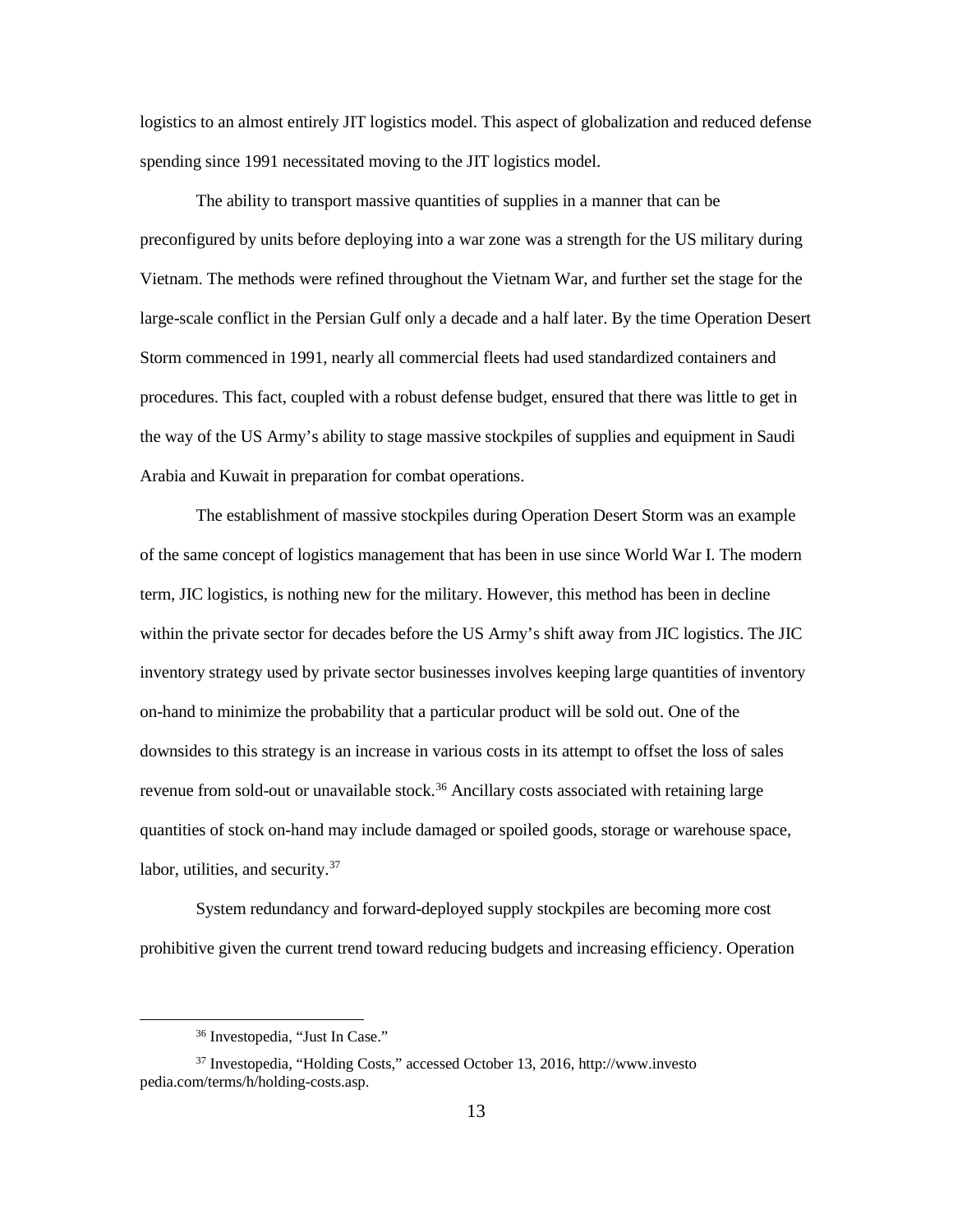logistics to an almost entirely JIT logistics model. This aspect of globalization and reduced defense spending since 1991 necessitated moving to the JIT logistics model.

The ability to transport massive quantities of supplies in a manner that can be preconfigured by units before deploying into a war zone was a strength for the US military during Vietnam. The methods were refined throughout the Vietnam War, and further set the stage for the large-scale conflict in the Persian Gulf only a decade and a half later. By the time Operation Desert Storm commenced in 1991, nearly all commercial fleets had used standardized containers and procedures. This fact, coupled with a robust defense budget, ensured that there was little to get in the way of the US Army's ability to stage massive stockpiles of supplies and equipment in Saudi Arabia and Kuwait in preparation for combat operations.

The establishment of massive stockpiles during Operation Desert Storm was an example of the same concept of logistics management that has been in use since World War I. The modern term, JIC logistics, is nothing new for the military. However, this method has been in decline within the private sector for decades before the US Army's shift away from JIC logistics. The JIC inventory strategy used by private sector businesses involves keeping large quantities of inventory on-hand to minimize the probability that a particular product will be sold out. One of the downsides to this strategy is an increase in various costs in its attempt to offset the loss of sales revenue from sold-out or unavailable stock.[36] Ancillary costs associated with retaining large quantities of stock on-hand may include damaged or spoiled goods, storage or warehouse space, labor, utilities, and security.[37]

System redundancy and forward-deployed supply stockpiles are becoming more cost prohibitive given the current trend toward reducing budgets and increasing efficiency. Operation

---

[36] Investopedia, "Just In Case."

[37] Investopedia, "Holding Costs," accessed October 13, 2016, http://www.investopedia.com/terms/h/holding-costs.asp.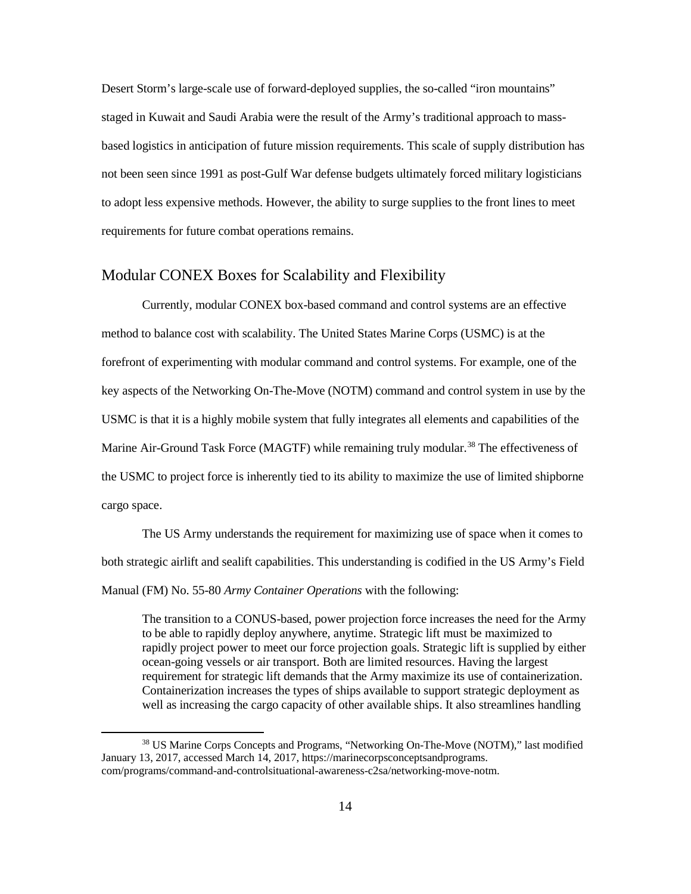Desert Storm's large-scale use of forward-deployed supplies, the so-called "iron mountains" staged in Kuwait and Saudi Arabia were the result of the Army's traditional approach to mass-based logistics in anticipation of future mission requirements. This scale of supply distribution has not been seen since 1991 as post-Gulf War defense budgets ultimately forced military logisticians to adopt less expensive methods. However, the ability to surge supplies to the front lines to meet requirements for future combat operations remains.

## Modular CONEX Boxes for Scalability and Flexibility

Currently, modular CONEX box-based command and control systems are an effective method to balance cost with scalability. The United States Marine Corps (USMC) is at the forefront of experimenting with modular command and control systems. For example, one of the key aspects of the Networking On-The-Move (NOTM) command and control system in use by the USMC is that it is a highly mobile system that fully integrates all elements and capabilities of the Marine Air-Ground Task Force (MAGTF) while remaining truly modular.[38] The effectiveness of the USMC to project force is inherently tied to its ability to maximize the use of limited shipborne cargo space.

The US Army understands the requirement for maximizing use of space when it comes to both strategic airlift and sealift capabilities. This understanding is codified in the US Army's Field Manual (FM) No. 55-80 *Army Container Operations* with the following:

> The transition to a CONUS-based, power projection force increases the need for the Army to be able to rapidly deploy anywhere, anytime. Strategic lift must be maximized to rapidly project power to meet our force projection goals. Strategic lift is supplied by either ocean-going vessels or air transport. Both are limited resources. Having the largest requirement for strategic lift demands that the Army maximize its use of containerization. Containerization increases the types of ships available to support strategic deployment as well as increasing the cargo capacity of other available ships. It also streamlines handling

---

[38] US Marine Corps Concepts and Programs, "Networking On-The-Move (NOTM)," last modified January 13, 2017, accessed March 14, 2017, https://marinecorpsconceptsandprograms.com/programs/command-and-controlsituational-awareness-c2sa/networking-move-notm.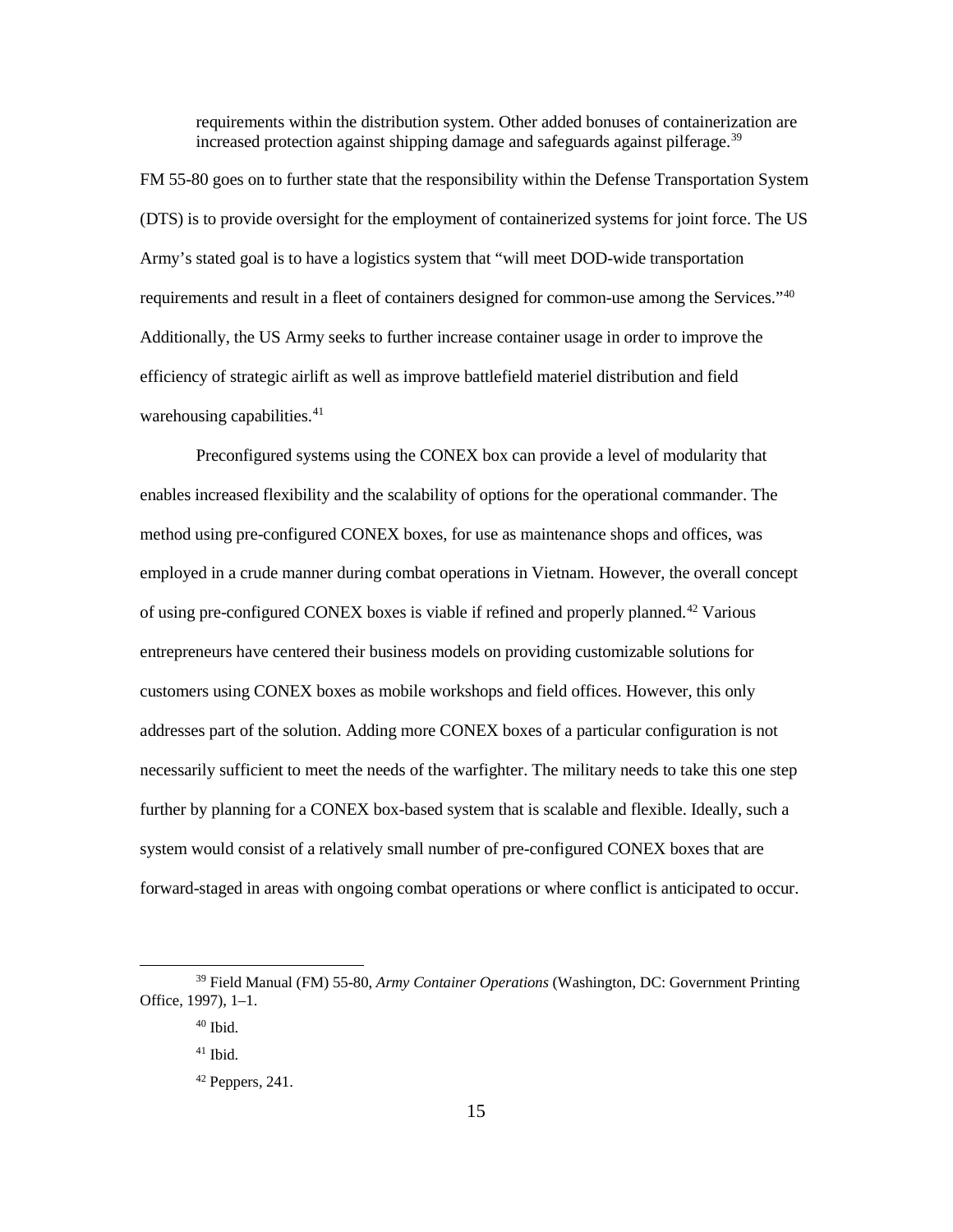> requirements within the distribution system. Other added bonuses of containerization are increased protection against shipping damage and safeguards against pilferage.[39]

FM 55-80 goes on to further state that the responsibility within the Defense Transportation System (DTS) is to provide oversight for the employment of containerized systems for joint force. The US Army's stated goal is to have a logistics system that "will meet DOD-wide transportation requirements and result in a fleet of containers designed for common-use among the Services."[40] Additionally, the US Army seeks to further increase container usage in order to improve the efficiency of strategic airlift as well as improve battlefield materiel distribution and field warehousing capabilities.[41]

Preconfigured systems using the CONEX box can provide a level of modularity that enables increased flexibility and the scalability of options for the operational commander. The method using pre-configured CONEX boxes, for use as maintenance shops and offices, was employed in a crude manner during combat operations in Vietnam. However, the overall concept of using pre-configured CONEX boxes is viable if refined and properly planned.[42] Various entrepreneurs have centered their business models on providing customizable solutions for customers using CONEX boxes as mobile workshops and field offices. However, this only addresses part of the solution. Adding more CONEX boxes of a particular configuration is not necessarily sufficient to meet the needs of the warfighter. The military needs to take this one step further by planning for a CONEX box-based system that is scalable and flexible. Ideally, such a system would consist of a relatively small number of pre-configured CONEX boxes that are forward-staged in areas with ongoing combat operations or where conflict is anticipated to occur.

---

[39] Field Manual (FM) 55-80, *Army Container Operations* (Washington, DC: Government Printing Office, 1997), 1–1.

[40] Ibid.

[41] Ibid.

[42] Peppers, 241.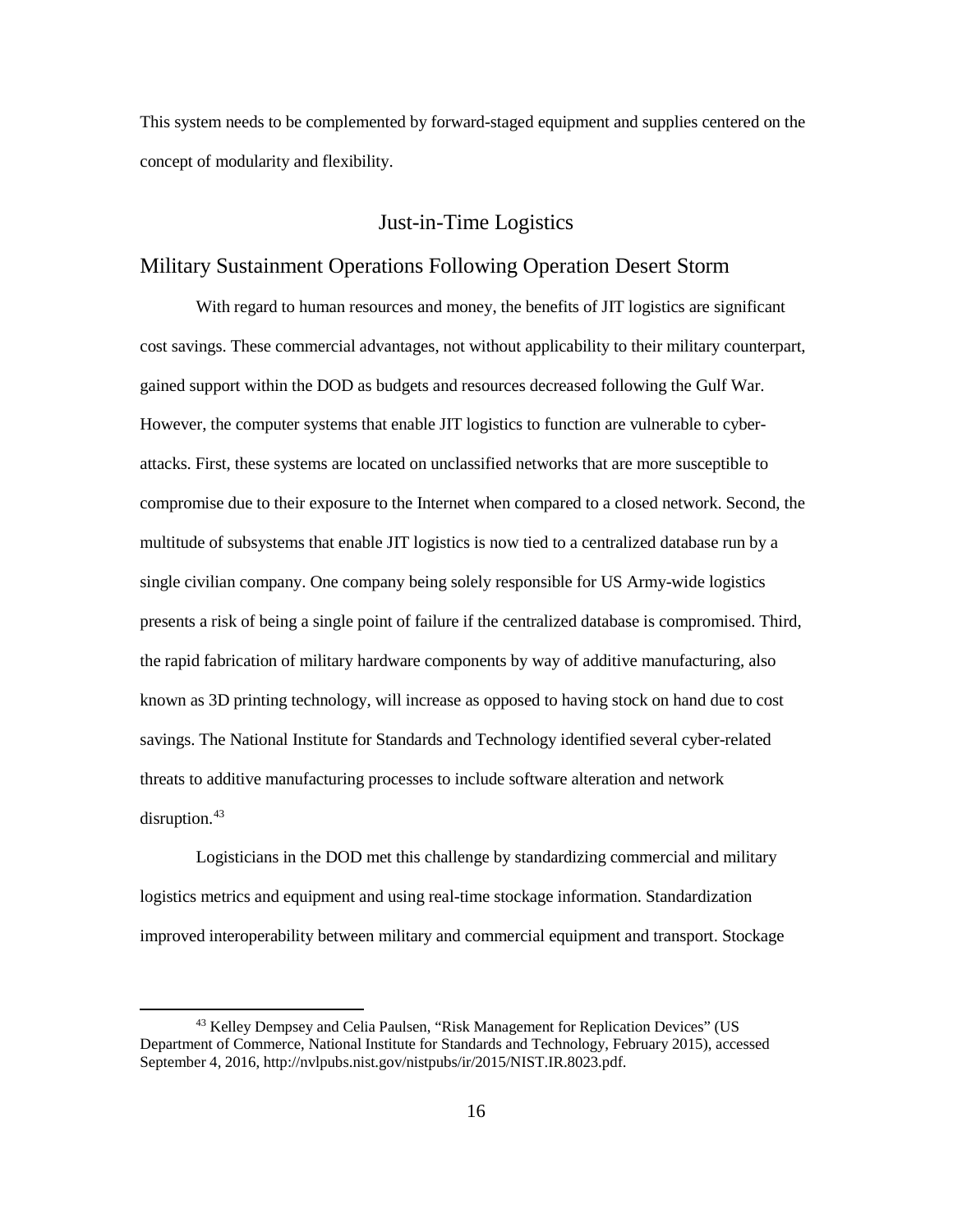This system needs to be complemented by forward-staged equipment and supplies centered on the concept of modularity and flexibility.

## Just-in-Time Logistics

### Military Sustainment Operations Following Operation Desert Storm

With regard to human resources and money, the benefits of JIT logistics are significant cost savings. These commercial advantages, not without applicability to their military counterpart, gained support within the DOD as budgets and resources decreased following the Gulf War. However, the computer systems that enable JIT logistics to function are vulnerable to cyber-attacks. First, these systems are located on unclassified networks that are more susceptible to compromise due to their exposure to the Internet when compared to a closed network. Second, the multitude of subsystems that enable JIT logistics is now tied to a centralized database run by a single civilian company. One company being solely responsible for US Army-wide logistics presents a risk of being a single point of failure if the centralized database is compromised. Third, the rapid fabrication of military hardware components by way of additive manufacturing, also known as 3D printing technology, will increase as opposed to having stock on hand due to cost savings. The National Institute for Standards and Technology identified several cyber-related threats to additive manufacturing processes to include software alteration and network disruption.[43]

Logisticians in the DOD met this challenge by standardizing commercial and military logistics metrics and equipment and using real-time stockage information. Standardization improved interoperability between military and commercial equipment and transport. Stockage

[43] Kelley Dempsey and Celia Paulsen, "Risk Management for Replication Devices" (US Department of Commerce, National Institute for Standards and Technology, February 2015), accessed September 4, 2016, http://nvlpubs.nist.gov/nistpubs/ir/2015/NIST.IR.8023.pdf.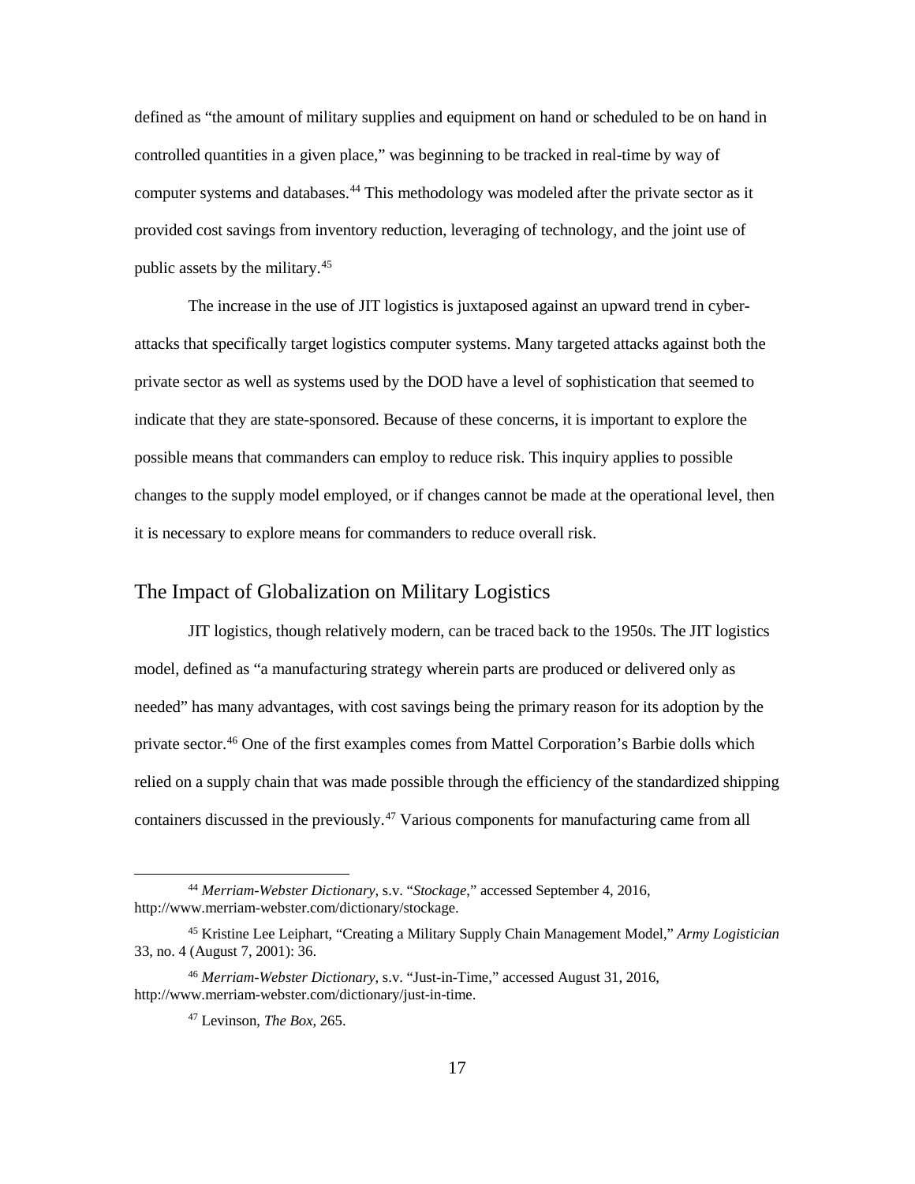defined as "the amount of military supplies and equipment on hand or scheduled to be on hand in controlled quantities in a given place," was beginning to be tracked in real-time by way of computer systems and databases.[44] This methodology was modeled after the private sector as it provided cost savings from inventory reduction, leveraging of technology, and the joint use of public assets by the military.[45]

The increase in the use of JIT logistics is juxtaposed against an upward trend in cyber-attacks that specifically target logistics computer systems. Many targeted attacks against both the private sector as well as systems used by the DOD have a level of sophistication that seemed to indicate that they are state-sponsored. Because of these concerns, it is important to explore the possible means that commanders can employ to reduce risk. This inquiry applies to possible changes to the supply model employed, or if changes cannot be made at the operational level, then it is necessary to explore means for commanders to reduce overall risk.

## The Impact of Globalization on Military Logistics

JIT logistics, though relatively modern, can be traced back to the 1950s. The JIT logistics model, defined as "a manufacturing strategy wherein parts are produced or delivered only as needed" has many advantages, with cost savings being the primary reason for its adoption by the private sector.[46] One of the first examples comes from Mattel Corporation's Barbie dolls which relied on a supply chain that was made possible through the efficiency of the standardized shipping containers discussed in the previously.[47] Various components for manufacturing came from all

---

[44] *Merriam-Webster Dictionary*, s.v. "*Stockage*," accessed September 4, 2016, http://www.merriam-webster.com/dictionary/stockage.

[45] Kristine Lee Leiphart, "Creating a Military Supply Chain Management Model," *Army Logistician* 33, no. 4 (August 7, 2001): 36.

[46] *Merriam-Webster Dictionary*, s.v. "Just-in-Time," accessed August 31, 2016, http://www.merriam-webster.com/dictionary/just-in-time.

[47] Levinson, *The Box*, 265.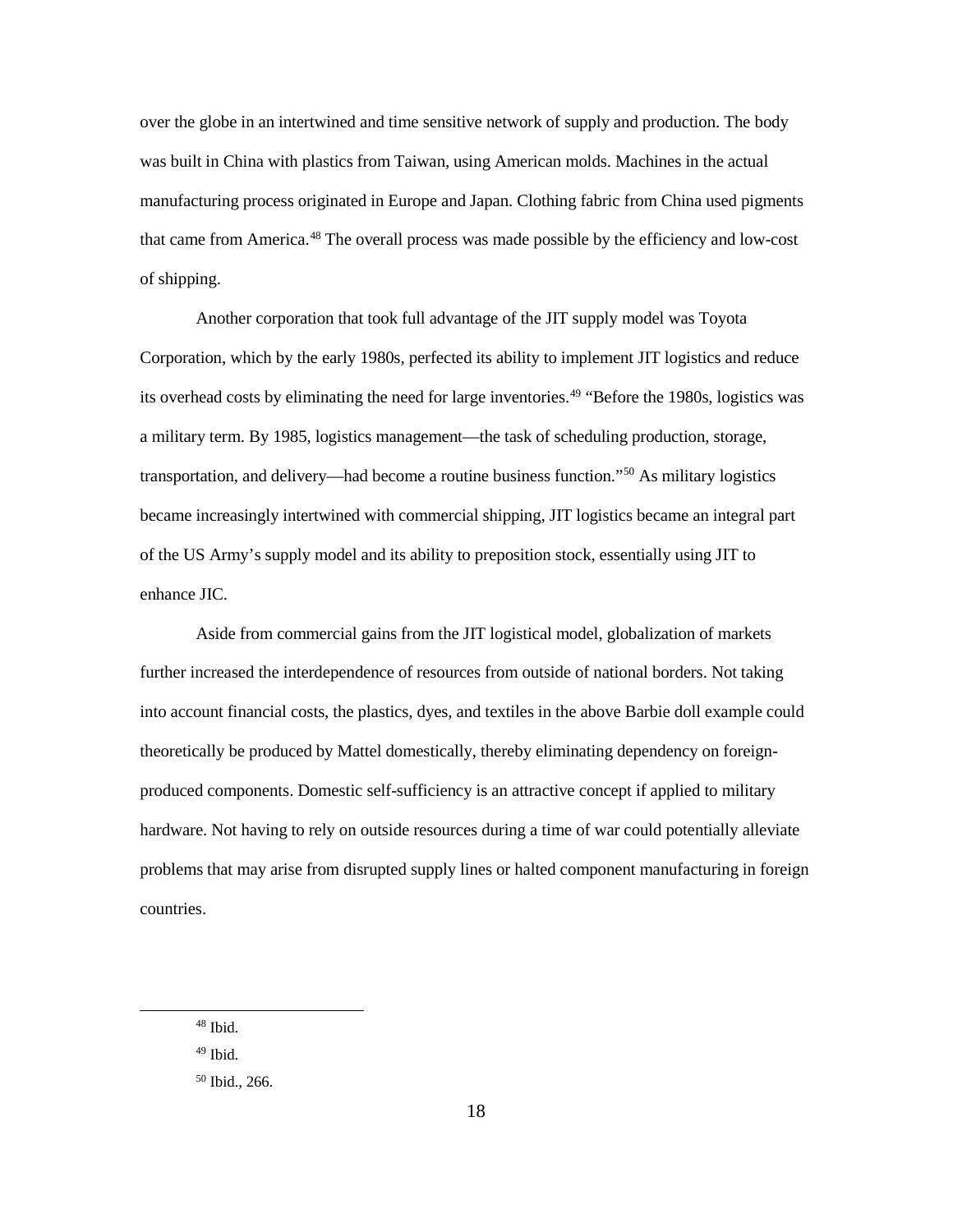over the globe in an intertwined and time sensitive network of supply and production. The body was built in China with plastics from Taiwan, using American molds. Machines in the actual manufacturing process originated in Europe and Japan. Clothing fabric from China used pigments that came from America.[48] The overall process was made possible by the efficiency and low-cost of shipping.

Another corporation that took full advantage of the JIT supply model was Toyota Corporation, which by the early 1980s, perfected its ability to implement JIT logistics and reduce its overhead costs by eliminating the need for large inventories.[49] "Before the 1980s, logistics was a military term. By 1985, logistics management—the task of scheduling production, storage, transportation, and delivery—had become a routine business function."[50] As military logistics became increasingly intertwined with commercial shipping, JIT logistics became an integral part of the US Army's supply model and its ability to preposition stock, essentially using JIT to enhance JIC.

Aside from commercial gains from the JIT logistical model, globalization of markets further increased the interdependence of resources from outside of national borders. Not taking into account financial costs, the plastics, dyes, and textiles in the above Barbie doll example could theoretically be produced by Mattel domestically, thereby eliminating dependency on foreign-produced components. Domestic self-sufficiency is an attractive concept if applied to military hardware. Not having to rely on outside resources during a time of war could potentially alleviate problems that may arise from disrupted supply lines or halted component manufacturing in foreign countries.

---

[48] Ibid.

[49] Ibid.

[50] Ibid., 266.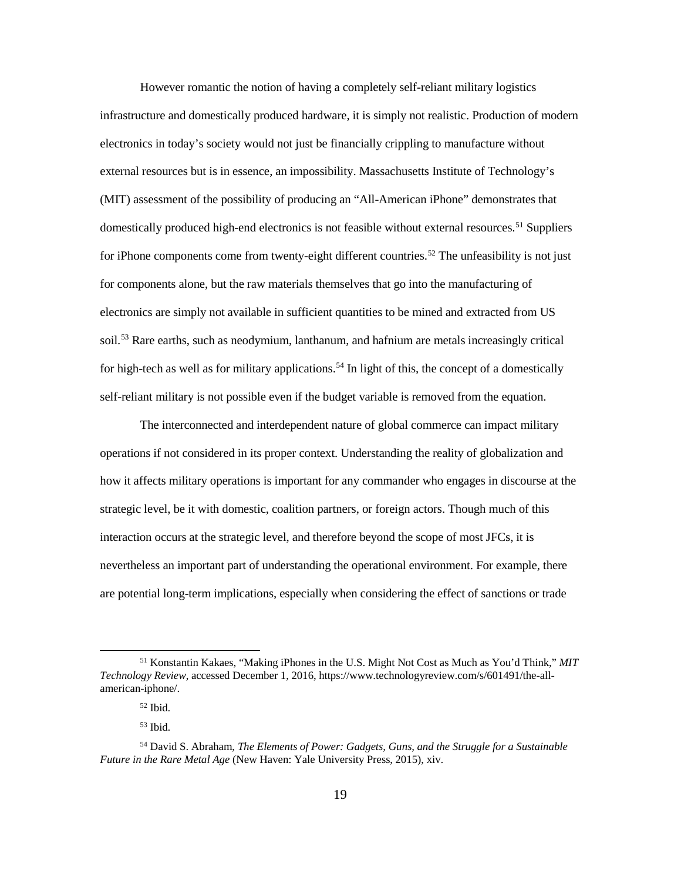However romantic the notion of having a completely self-reliant military logistics infrastructure and domestically produced hardware, it is simply not realistic. Production of modern electronics in today's society would not just be financially crippling to manufacture without external resources but is in essence, an impossibility. Massachusetts Institute of Technology's (MIT) assessment of the possibility of producing an "All-American iPhone" demonstrates that domestically produced high-end electronics is not feasible without external resources.[51] Suppliers for iPhone components come from twenty-eight different countries.[52] The unfeasibility is not just for components alone, but the raw materials themselves that go into the manufacturing of electronics are simply not available in sufficient quantities to be mined and extracted from US soil.[53] Rare earths, such as neodymium, lanthanum, and hafnium are metals increasingly critical for high-tech as well as for military applications.[54] In light of this, the concept of a domestically self-reliant military is not possible even if the budget variable is removed from the equation.

The interconnected and interdependent nature of global commerce can impact military operations if not considered in its proper context. Understanding the reality of globalization and how it affects military operations is important for any commander who engages in discourse at the strategic level, be it with domestic, coalition partners, or foreign actors. Though much of this interaction occurs at the strategic level, and therefore beyond the scope of most JFCs, it is nevertheless an important part of understanding the operational environment. For example, there are potential long-term implications, especially when considering the effect of sanctions or trade

---

[51] Konstantin Kakaes, "Making iPhones in the U.S. Might Not Cost as Much as You'd Think," *MIT Technology Review*, accessed December 1, 2016, https://www.technologyreview.com/s/601491/the-all-american-iphone/.

[52] Ibid.

[53] Ibid.

[54] David S. Abraham, *The Elements of Power: Gadgets, Guns, and the Struggle for a Sustainable Future in the Rare Metal Age* (New Haven: Yale University Press, 2015), xiv.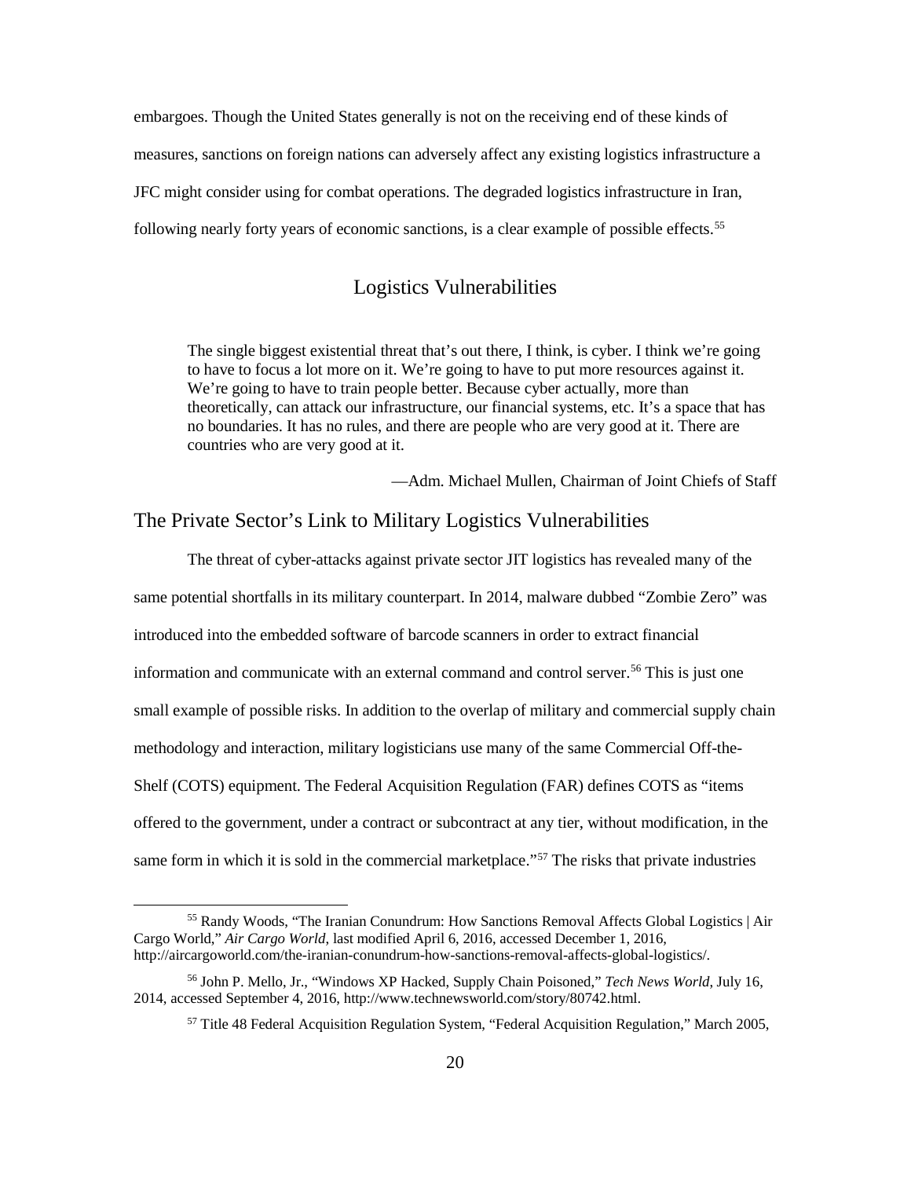embargoes. Though the United States generally is not on the receiving end of these kinds of measures, sanctions on foreign nations can adversely affect any existing logistics infrastructure a JFC might consider using for combat operations. The degraded logistics infrastructure in Iran, following nearly forty years of economic sanctions, is a clear example of possible effects.[55]

## Logistics Vulnerabilities

> The single biggest existential threat that's out there, I think, is cyber. I think we're going to have to focus a lot more on it. We're going to have to put more resources against it. We're going to have to train people better. Because cyber actually, more than theoretically, can attack our infrastructure, our financial systems, etc. It's a space that has no boundaries. It has no rules, and there are people who are very good at it. There are countries who are very good at it.
>
> —Adm. Michael Mullen, Chairman of Joint Chiefs of Staff

### The Private Sector's Link to Military Logistics Vulnerabilities

The threat of cyber-attacks against private sector JIT logistics has revealed many of the same potential shortfalls in its military counterpart. In 2014, malware dubbed "Zombie Zero" was introduced into the embedded software of barcode scanners in order to extract financial information and communicate with an external command and control server.[56] This is just one small example of possible risks. In addition to the overlap of military and commercial supply chain methodology and interaction, military logisticians use many of the same Commercial Off-the-Shelf (COTS) equipment. The Federal Acquisition Regulation (FAR) defines COTS as "items offered to the government, under a contract or subcontract at any tier, without modification, in the same form in which it is sold in the commercial marketplace."[57] The risks that private industries

---

[55] Randy Woods, "The Iranian Conundrum: How Sanctions Removal Affects Global Logistics | Air Cargo World," *Air Cargo World*, last modified April 6, 2016, accessed December 1, 2016, http://aircargoworld.com/the-iranian-conundrum-how-sanctions-removal-affects-global-logistics/.

[56] John P. Mello, Jr., "Windows XP Hacked, Supply Chain Poisoned," *Tech News World*, July 16, 2014, accessed September 4, 2016, http://www.technewsworld.com/story/80742.html.

[57] Title 48 Federal Acquisition Regulation System, "Federal Acquisition Regulation," March 2005,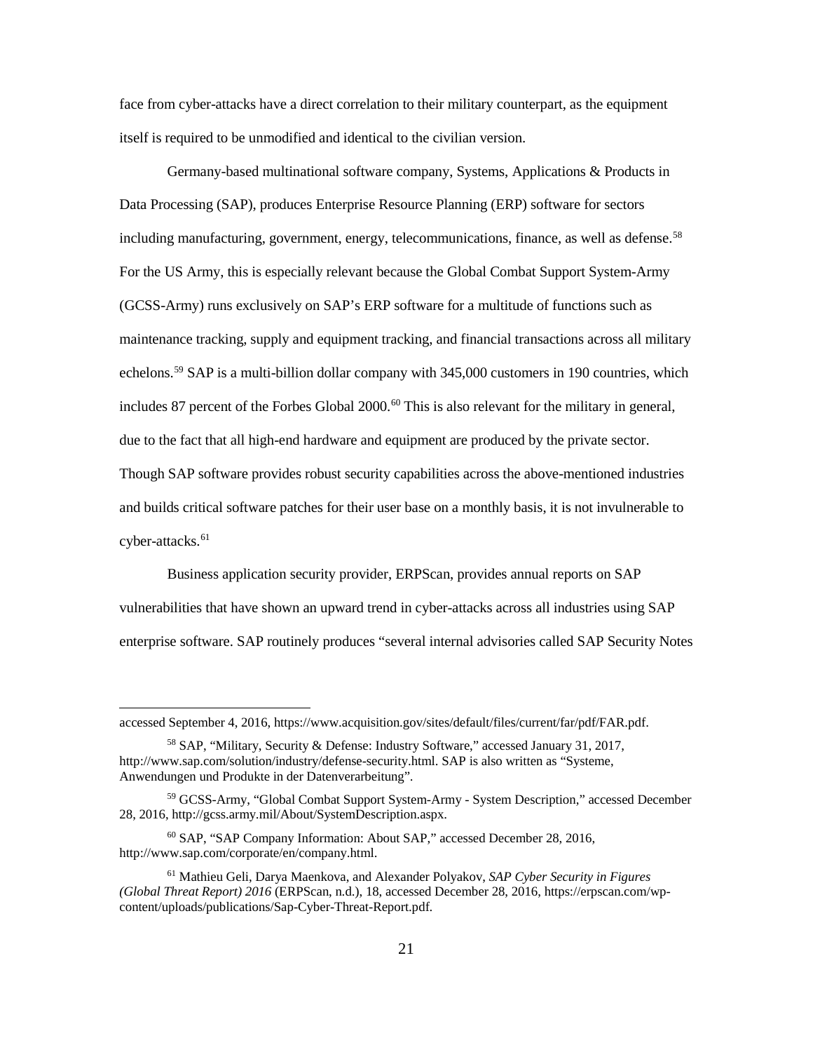face from cyber-attacks have a direct correlation to their military counterpart, as the equipment itself is required to be unmodified and identical to the civilian version.

Germany-based multinational software company, Systems, Applications & Products in Data Processing (SAP), produces Enterprise Resource Planning (ERP) software for sectors including manufacturing, government, energy, telecommunications, finance, as well as defense.[58] For the US Army, this is especially relevant because the Global Combat Support System-Army (GCSS-Army) runs exclusively on SAP's ERP software for a multitude of functions such as maintenance tracking, supply and equipment tracking, and financial transactions across all military echelons.[59] SAP is a multi-billion dollar company with 345,000 customers in 190 countries, which includes 87 percent of the Forbes Global 2000.[60] This is also relevant for the military in general, due to the fact that all high-end hardware and equipment are produced by the private sector. Though SAP software provides robust security capabilities across the above-mentioned industries and builds critical software patches for their user base on a monthly basis, it is not invulnerable to cyber-attacks.[61]

Business application security provider, ERPScan, provides annual reports on SAP vulnerabilities that have shown an upward trend in cyber-attacks across all industries using SAP enterprise software. SAP routinely produces "several internal advisories called SAP Security Notes

---

accessed September 4, 2016, https://www.acquisition.gov/sites/default/files/current/far/pdf/FAR.pdf.

[58] SAP, "Military, Security & Defense: Industry Software," accessed January 31, 2017, http://www.sap.com/solution/industry/defense-security.html. SAP is also written as "Systeme, Anwendungen und Produkte in der Datenverarbeitung".

[59] GCSS-Army, "Global Combat Support System-Army - System Description," accessed December 28, 2016, http://gcss.army.mil/About/SystemDescription.aspx.

[60] SAP, "SAP Company Information: About SAP," accessed December 28, 2016, http://www.sap.com/corporate/en/company.html.

[61] Mathieu Geli, Darya Maenkova, and Alexander Polyakov, *SAP Cyber Security in Figures (Global Threat Report) 2016* (ERPScan, n.d.), 18, accessed December 28, 2016, https://erpscan.com/wp-content/uploads/publications/Sap-Cyber-Threat-Report.pdf.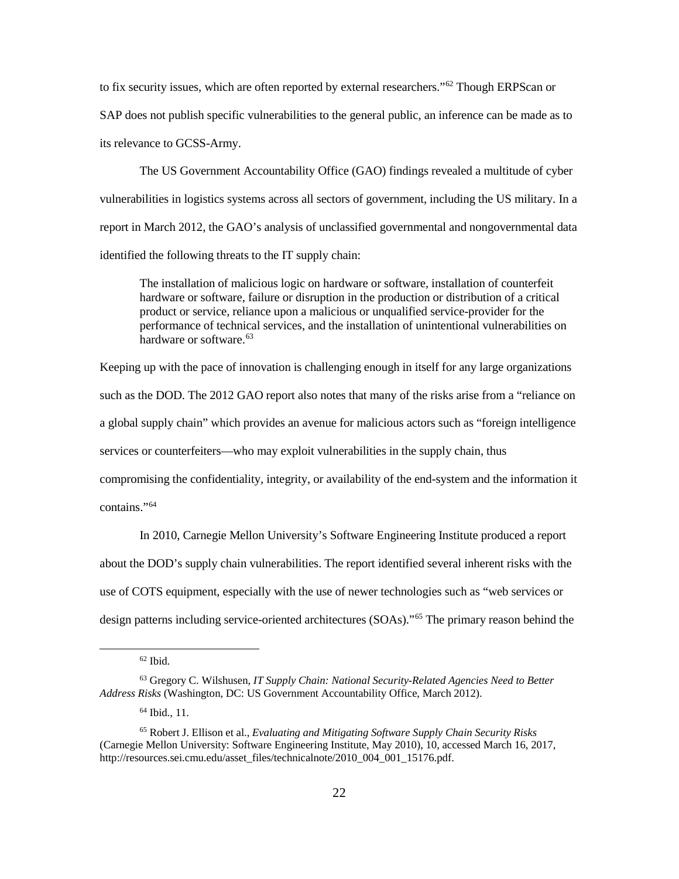to fix security issues, which are often reported by external researchers."[62] Though ERPScan or SAP does not publish specific vulnerabilities to the general public, an inference can be made as to its relevance to GCSS-Army.

The US Government Accountability Office (GAO) findings revealed a multitude of cyber vulnerabilities in logistics systems across all sectors of government, including the US military. In a report in March 2012, the GAO's analysis of unclassified governmental and nongovernmental data identified the following threats to the IT supply chain:

> The installation of malicious logic on hardware or software, installation of counterfeit hardware or software, failure or disruption in the production or distribution of a critical product or service, reliance upon a malicious or unqualified service-provider for the performance of technical services, and the installation of unintentional vulnerabilities on hardware or software.[63]

Keeping up with the pace of innovation is challenging enough in itself for any large organizations such as the DOD. The 2012 GAO report also notes that many of the risks arise from a "reliance on a global supply chain" which provides an avenue for malicious actors such as "foreign intelligence services or counterfeiters—who may exploit vulnerabilities in the supply chain, thus compromising the confidentiality, integrity, or availability of the end-system and the information it contains."[64]

In 2010, Carnegie Mellon University's Software Engineering Institute produced a report about the DOD's supply chain vulnerabilities. The report identified several inherent risks with the use of COTS equipment, especially with the use of newer technologies such as "web services or design patterns including service-oriented architectures (SOAs)."[65] The primary reason behind the

---

[62] Ibid.

[63] Gregory C. Wilshusen, *IT Supply Chain: National Security-Related Agencies Need to Better Address Risks* (Washington, DC: US Government Accountability Office, March 2012).

[64] Ibid., 11.

[65] Robert J. Ellison et al., *Evaluating and Mitigating Software Supply Chain Security Risks* (Carnegie Mellon University: Software Engineering Institute, May 2010), 10, accessed March 16, 2017, http://resources.sei.cmu.edu/asset_files/technicalnote/2010_004_001_15176.pdf.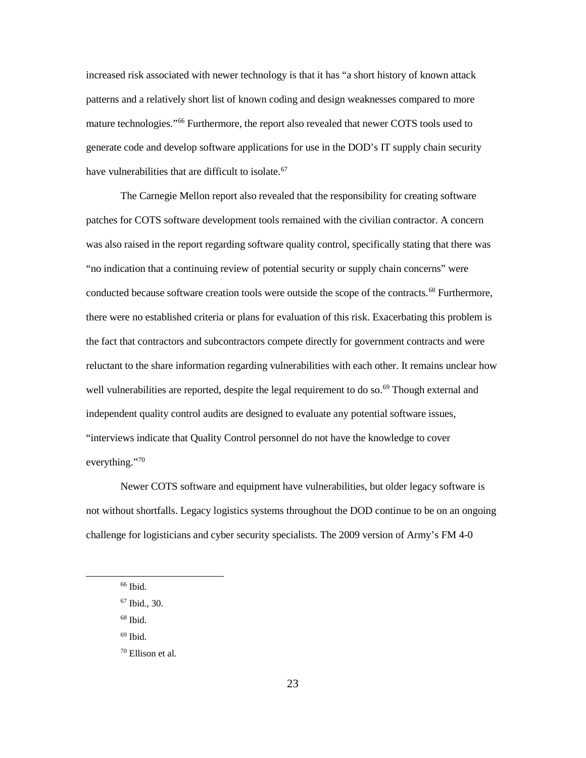increased risk associated with newer technology is that it has "a short history of known attack patterns and a relatively short list of known coding and design weaknesses compared to more mature technologies."[66] Furthermore, the report also revealed that newer COTS tools used to generate code and develop software applications for use in the DOD's IT supply chain security have vulnerabilities that are difficult to isolate.[67]

The Carnegie Mellon report also revealed that the responsibility for creating software patches for COTS software development tools remained with the civilian contractor. A concern was also raised in the report regarding software quality control, specifically stating that there was "no indication that a continuing review of potential security or supply chain concerns" were conducted because software creation tools were outside the scope of the contracts.[68] Furthermore, there were no established criteria or plans for evaluation of this risk. Exacerbating this problem is the fact that contractors and subcontractors compete directly for government contracts and were reluctant to the share information regarding vulnerabilities with each other. It remains unclear how well vulnerabilities are reported, despite the legal requirement to do so.[69] Though external and independent quality control audits are designed to evaluate any potential software issues, "interviews indicate that Quality Control personnel do not have the knowledge to cover everything."[70]

Newer COTS software and equipment have vulnerabilities, but older legacy software is not without shortfalls. Legacy logistics systems throughout the DOD continue to be on an ongoing challenge for logisticians and cyber security specialists. The 2009 version of Army's FM 4-0

---

[66] Ibid.

[67] Ibid., 30.

[68] Ibid.

[69] Ibid.

[70] Ellison et al.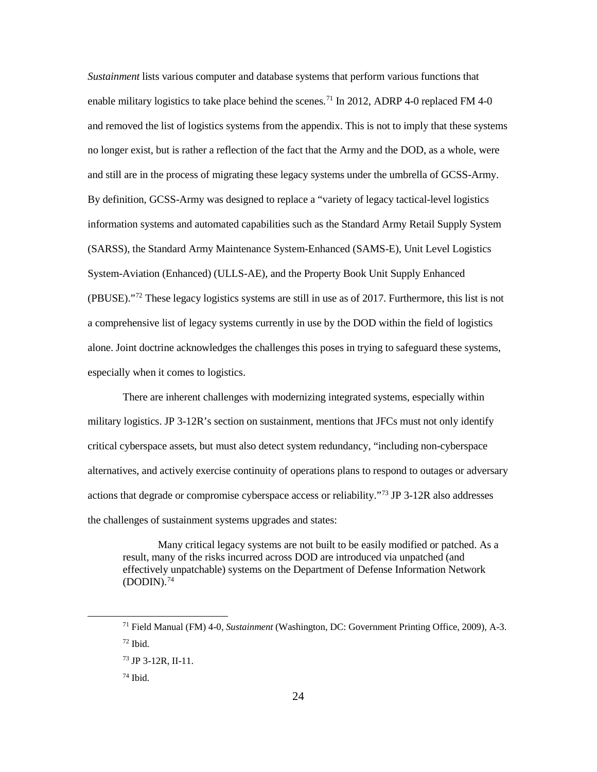*Sustainment* lists various computer and database systems that perform various functions that enable military logistics to take place behind the scenes.[71] In 2012, ADRP 4-0 replaced FM 4-0 and removed the list of logistics systems from the appendix. This is not to imply that these systems no longer exist, but is rather a reflection of the fact that the Army and the DOD, as a whole, were and still are in the process of migrating these legacy systems under the umbrella of GCSS-Army. By definition, GCSS-Army was designed to replace a "variety of legacy tactical-level logistics information systems and automated capabilities such as the Standard Army Retail Supply System (SARSS), the Standard Army Maintenance System-Enhanced (SAMS-E), Unit Level Logistics System-Aviation (Enhanced) (ULLS-AE), and the Property Book Unit Supply Enhanced (PBUSE)."[72] These legacy logistics systems are still in use as of 2017. Furthermore, this list is not a comprehensive list of legacy systems currently in use by the DOD within the field of logistics alone. Joint doctrine acknowledges the challenges this poses in trying to safeguard these systems, especially when it comes to logistics.

There are inherent challenges with modernizing integrated systems, especially within military logistics. JP 3-12R's section on sustainment, mentions that JFCs must not only identify critical cyberspace assets, but must also detect system redundancy, "including non-cyberspace alternatives, and actively exercise continuity of operations plans to respond to outages or adversary actions that degrade or compromise cyberspace access or reliability."[73] JP 3-12R also addresses the challenges of sustainment systems upgrades and states:

> Many critical legacy systems are not built to be easily modified or patched. As a result, many of the risks incurred across DOD are introduced via unpatched (and effectively unpatchable) systems on the Department of Defense Information Network (DODIN).[74]

[71] Field Manual (FM) 4-0, *Sustainment* (Washington, DC: Government Printing Office, 2009), A-3.

[72] Ibid.

[73] JP 3-12R, II-11.

[74] Ibid.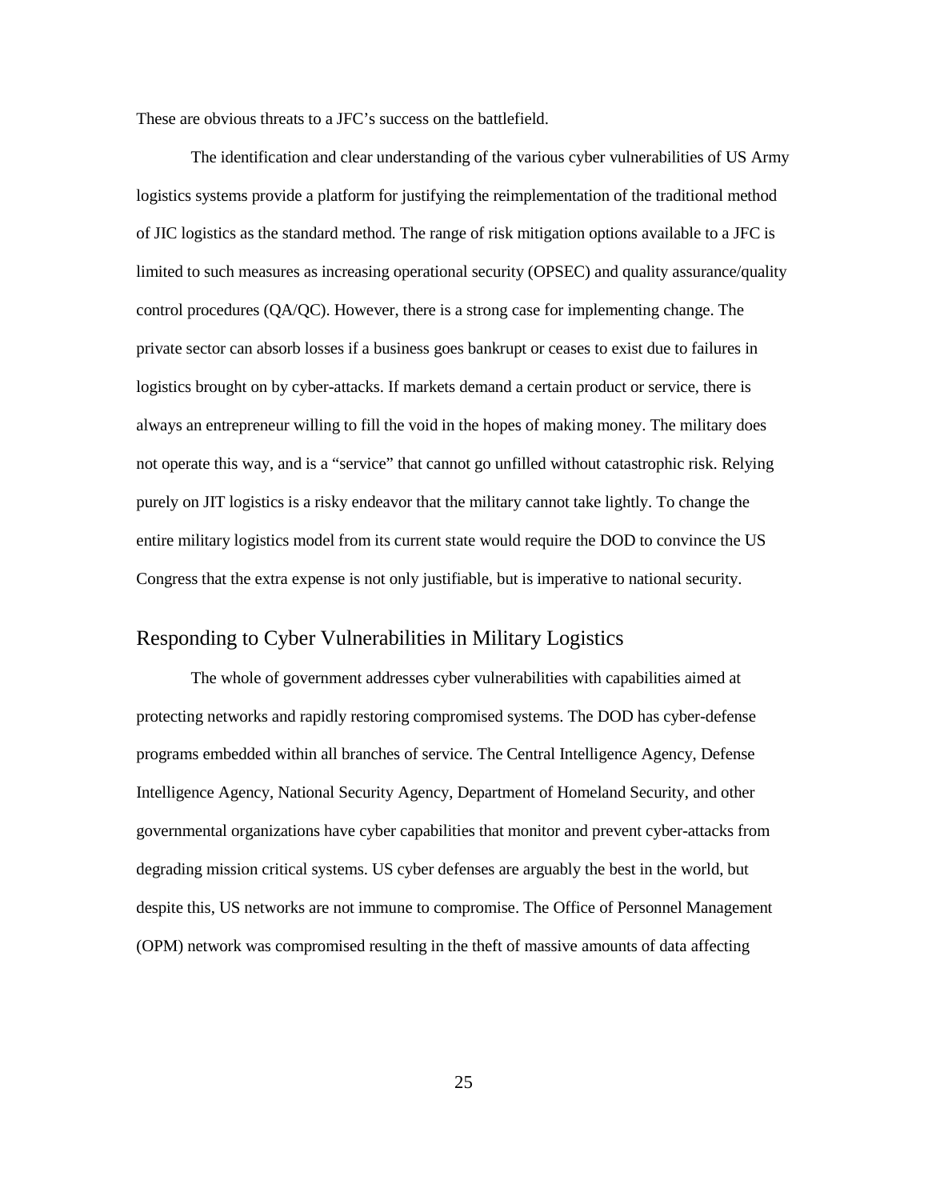These are obvious threats to a JFC's success on the battlefield.

The identification and clear understanding of the various cyber vulnerabilities of US Army logistics systems provide a platform for justifying the reimplementation of the traditional method of JIC logistics as the standard method. The range of risk mitigation options available to a JFC is limited to such measures as increasing operational security (OPSEC) and quality assurance/quality control procedures (QA/QC). However, there is a strong case for implementing change. The private sector can absorb losses if a business goes bankrupt or ceases to exist due to failures in logistics brought on by cyber-attacks. If markets demand a certain product or service, there is always an entrepreneur willing to fill the void in the hopes of making money. The military does not operate this way, and is a "service" that cannot go unfilled without catastrophic risk. Relying purely on JIT logistics is a risky endeavor that the military cannot take lightly. To change the entire military logistics model from its current state would require the DOD to convince the US Congress that the extra expense is not only justifiable, but is imperative to national security.

## Responding to Cyber Vulnerabilities in Military Logistics

The whole of government addresses cyber vulnerabilities with capabilities aimed at protecting networks and rapidly restoring compromised systems. The DOD has cyber-defense programs embedded within all branches of service. The Central Intelligence Agency, Defense Intelligence Agency, National Security Agency, Department of Homeland Security, and other governmental organizations have cyber capabilities that monitor and prevent cyber-attacks from degrading mission critical systems. US cyber defenses are arguably the best in the world, but despite this, US networks are not immune to compromise. The Office of Personnel Management (OPM) network was compromised resulting in the theft of massive amounts of data affecting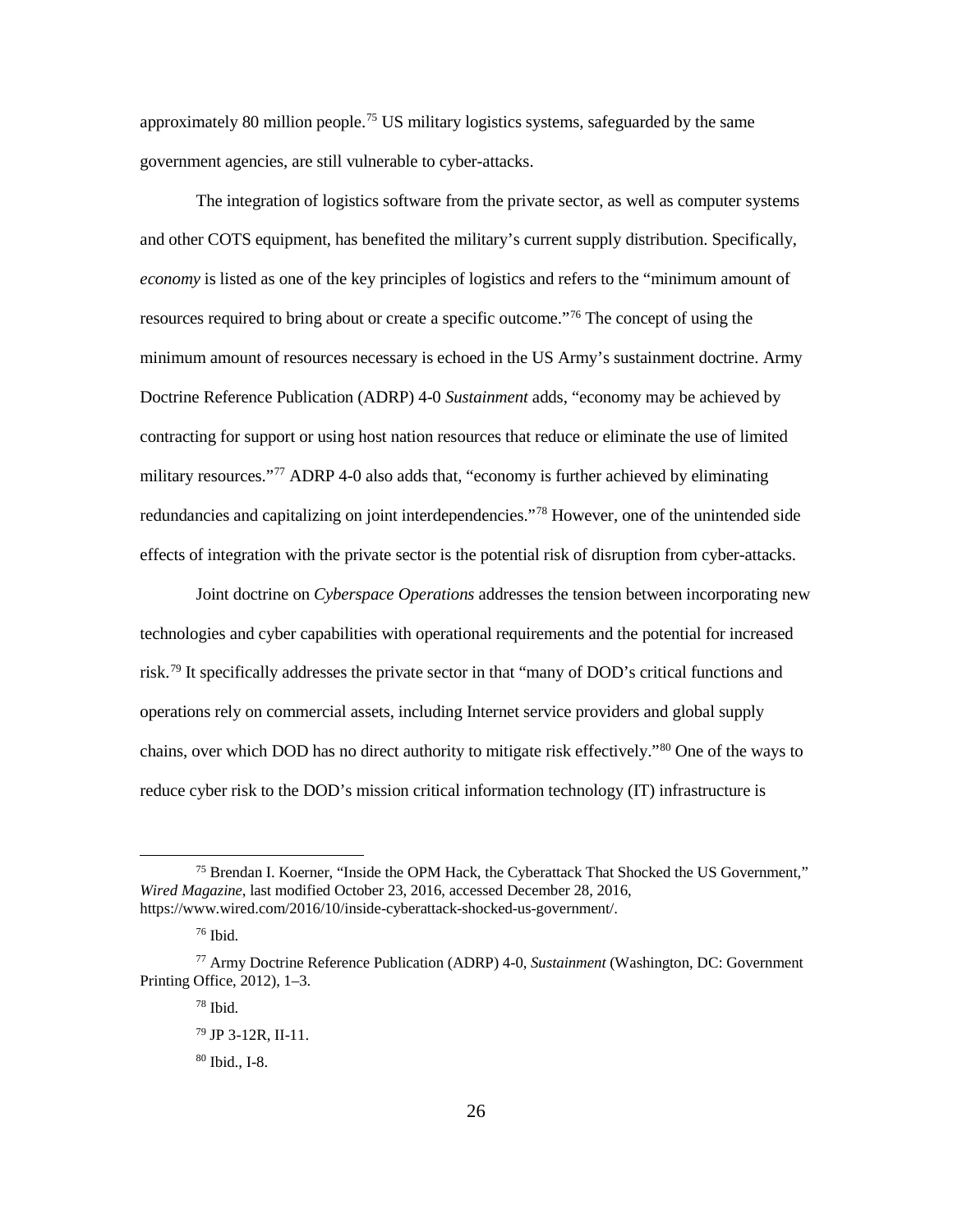approximately 80 million people.[75] US military logistics systems, safeguarded by the same government agencies, are still vulnerable to cyber-attacks.

The integration of logistics software from the private sector, as well as computer systems and other COTS equipment, has benefited the military's current supply distribution. Specifically, *economy* is listed as one of the key principles of logistics and refers to the "minimum amount of resources required to bring about or create a specific outcome."[76] The concept of using the minimum amount of resources necessary is echoed in the US Army's sustainment doctrine. Army Doctrine Reference Publication (ADRP) 4-0 *Sustainment* adds, "economy may be achieved by contracting for support or using host nation resources that reduce or eliminate the use of limited military resources."[77] ADRP 4-0 also adds that, "economy is further achieved by eliminating redundancies and capitalizing on joint interdependencies."[78] However, one of the unintended side effects of integration with the private sector is the potential risk of disruption from cyber-attacks.

Joint doctrine on *Cyberspace Operations* addresses the tension between incorporating new technologies and cyber capabilities with operational requirements and the potential for increased risk.[79] It specifically addresses the private sector in that "many of DOD's critical functions and operations rely on commercial assets, including Internet service providers and global supply chains, over which DOD has no direct authority to mitigate risk effectively."[80] One of the ways to reduce cyber risk to the DOD's mission critical information technology (IT) infrastructure is

---

[75] Brendan I. Koerner, "Inside the OPM Hack, the Cyberattack That Shocked the US Government," *Wired Magazine*, last modified October 23, 2016, accessed December 28, 2016, https://www.wired.com/2016/10/inside-cyberattack-shocked-us-government/.

[76] Ibid.

[77] Army Doctrine Reference Publication (ADRP) 4-0, *Sustainment* (Washington, DC: Government Printing Office, 2012), 1–3.

[78] Ibid.

[79] JP 3-12R, II-11.

[80] Ibid., I-8.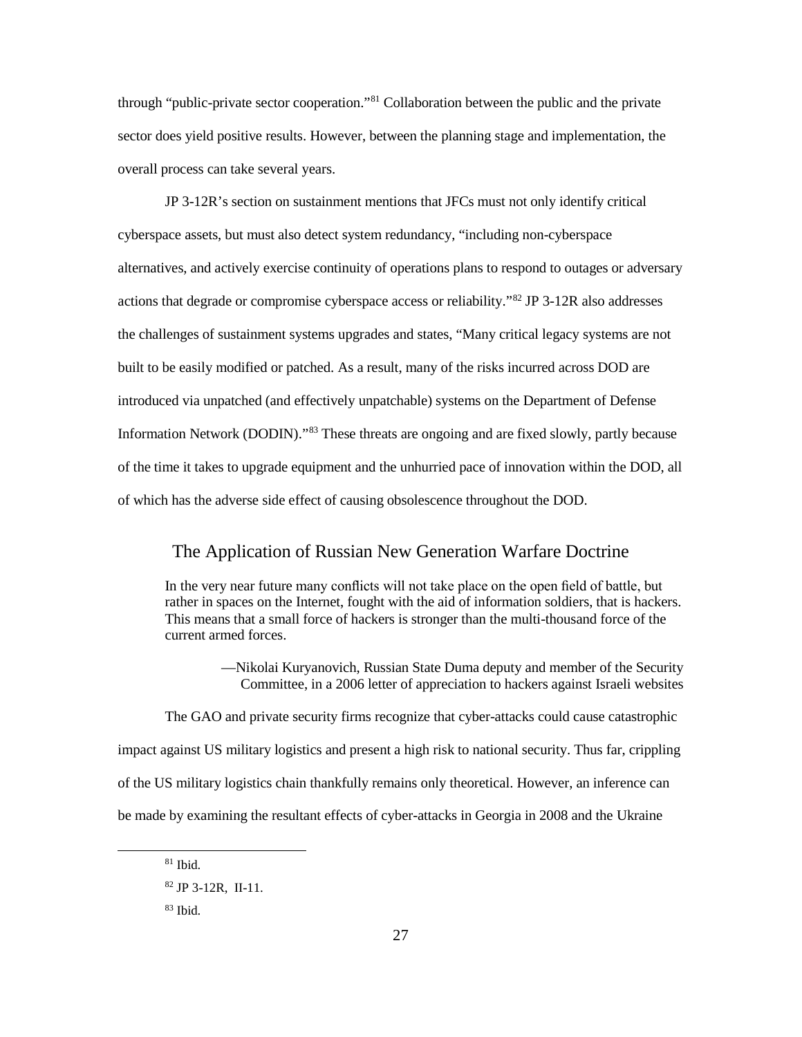through "public-private sector cooperation."[81] Collaboration between the public and the private sector does yield positive results. However, between the planning stage and implementation, the overall process can take several years.

JP 3-12R's section on sustainment mentions that JFCs must not only identify critical cyberspace assets, but must also detect system redundancy, "including non-cyberspace alternatives, and actively exercise continuity of operations plans to respond to outages or adversary actions that degrade or compromise cyberspace access or reliability."[82] JP 3-12R also addresses the challenges of sustainment systems upgrades and states, "Many critical legacy systems are not built to be easily modified or patched. As a result, many of the risks incurred across DOD are introduced via unpatched (and effectively unpatchable) systems on the Department of Defense Information Network (DODIN)."[83] These threats are ongoing and are fixed slowly, partly because of the time it takes to upgrade equipment and the unhurried pace of innovation within the DOD, all of which has the adverse side effect of causing obsolescence throughout the DOD.

## The Application of Russian New Generation Warfare Doctrine

> In the very near future many conflicts will not take place on the open field of battle, but rather in spaces on the Internet, fought with the aid of information soldiers, that is hackers. This means that a small force of hackers is stronger than the multi-thousand force of the current armed forces.
>
> —Nikolai Kuryanovich, Russian State Duma deputy and member of the Security Committee, in a 2006 letter of appreciation to hackers against Israeli websites

The GAO and private security firms recognize that cyber-attacks could cause catastrophic impact against US military logistics and present a high risk to national security. Thus far, crippling of the US military logistics chain thankfully remains only theoretical. However, an inference can be made by examining the resultant effects of cyber-attacks in Georgia in 2008 and the Ukraine

---

[81] Ibid.

[82] JP 3-12R, II-11.

[83] Ibid.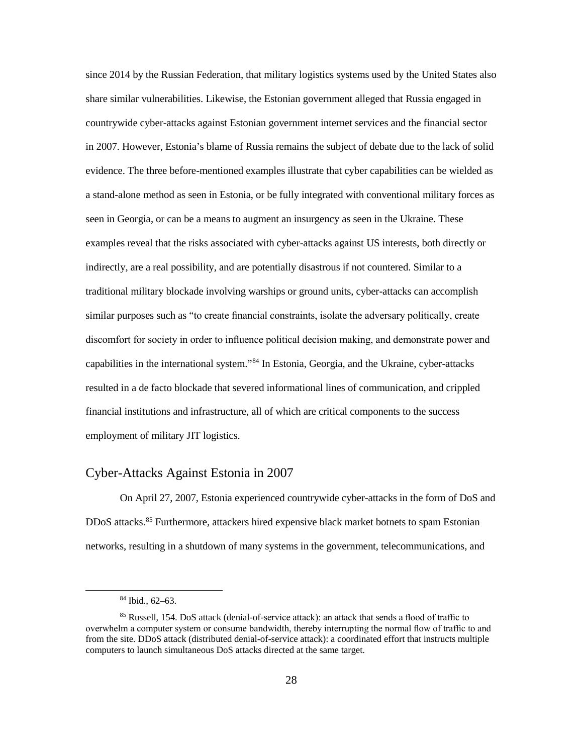since 2014 by the Russian Federation, that military logistics systems used by the United States also share similar vulnerabilities. Likewise, the Estonian government alleged that Russia engaged in countrywide cyber-attacks against Estonian government internet services and the financial sector in 2007. However, Estonia's blame of Russia remains the subject of debate due to the lack of solid evidence. The three before-mentioned examples illustrate that cyber capabilities can be wielded as a stand-alone method as seen in Estonia, or be fully integrated with conventional military forces as seen in Georgia, or can be a means to augment an insurgency as seen in the Ukraine. These examples reveal that the risks associated with cyber-attacks against US interests, both directly or indirectly, are a real possibility, and are potentially disastrous if not countered. Similar to a traditional military blockade involving warships or ground units, cyber-attacks can accomplish similar purposes such as "to create financial constraints, isolate the adversary politically, create discomfort for society in order to influence political decision making, and demonstrate power and capabilities in the international system."[84] In Estonia, Georgia, and the Ukraine, cyber-attacks resulted in a de facto blockade that severed informational lines of communication, and crippled financial institutions and infrastructure, all of which are critical components to the success employment of military JIT logistics.

## Cyber-Attacks Against Estonia in 2007

On April 27, 2007, Estonia experienced countrywide cyber-attacks in the form of DoS and DDoS attacks.[85] Furthermore, attackers hired expensive black market botnets to spam Estonian networks, resulting in a shutdown of many systems in the government, telecommunications, and

---

[84] Ibid., 62–63.

[85] Russell, 154. DoS attack (denial-of-service attack): an attack that sends a flood of traffic to overwhelm a computer system or consume bandwidth, thereby interrupting the normal flow of traffic to and from the site. DDoS attack (distributed denial-of-service attack): a coordinated effort that instructs multiple computers to launch simultaneous DoS attacks directed at the same target.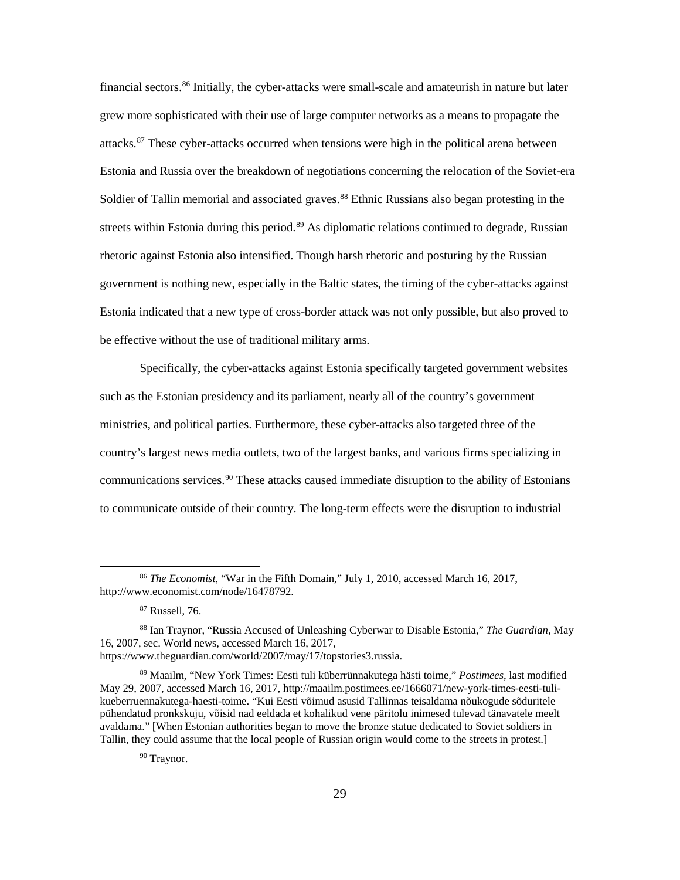financial sectors.[86] Initially, the cyber-attacks were small-scale and amateurish in nature but later grew more sophisticated with their use of large computer networks as a means to propagate the attacks.[87] These cyber-attacks occurred when tensions were high in the political arena between Estonia and Russia over the breakdown of negotiations concerning the relocation of the Soviet-era Soldier of Tallin memorial and associated graves.[88] Ethnic Russians also began protesting in the streets within Estonia during this period.[89] As diplomatic relations continued to degrade, Russian rhetoric against Estonia also intensified. Though harsh rhetoric and posturing by the Russian government is nothing new, especially in the Baltic states, the timing of the cyber-attacks against Estonia indicated that a new type of cross-border attack was not only possible, but also proved to be effective without the use of traditional military arms.

Specifically, the cyber-attacks against Estonia specifically targeted government websites such as the Estonian presidency and its parliament, nearly all of the country's government ministries, and political parties. Furthermore, these cyber-attacks also targeted three of the country's largest news media outlets, two of the largest banks, and various firms specializing in communications services.[90] These attacks caused immediate disruption to the ability of Estonians to communicate outside of their country. The long-term effects were the disruption to industrial

---

[86] *The Economist*, "War in the Fifth Domain," July 1, 2010, accessed March 16, 2017, http://www.economist.com/node/16478792.

[87] Russell, 76.

[88] Ian Traynor, "Russia Accused of Unleashing Cyberwar to Disable Estonia," *The Guardian*, May 16, 2007, sec. World news, accessed March 16, 2017, https://www.theguardian.com/world/2007/may/17/topstories3.russia.

[89] Maailm, "New York Times: Eesti tuli küberrünnakutega hästi toime," *Postimees*, last modified May 29, 2007, accessed March 16, 2017, http://maailm.postimees.ee/1666071/new-york-times-eesti-tuli-kueberruennakutega-haesti-toime. "Kui Eesti võimud asusid Tallinnas teisaldama nõukogude sõduritele pühendatud pronkskuju, võisid nad eeldada et kohalikud vene päritolu inimesed tulevad tänavatele meelt avaldama." [When Estonian authorities began to move the bronze statue dedicated to Soviet soldiers in Tallin, they could assume that the local people of Russian origin would come to the streets in protest.]

[90] Traynor.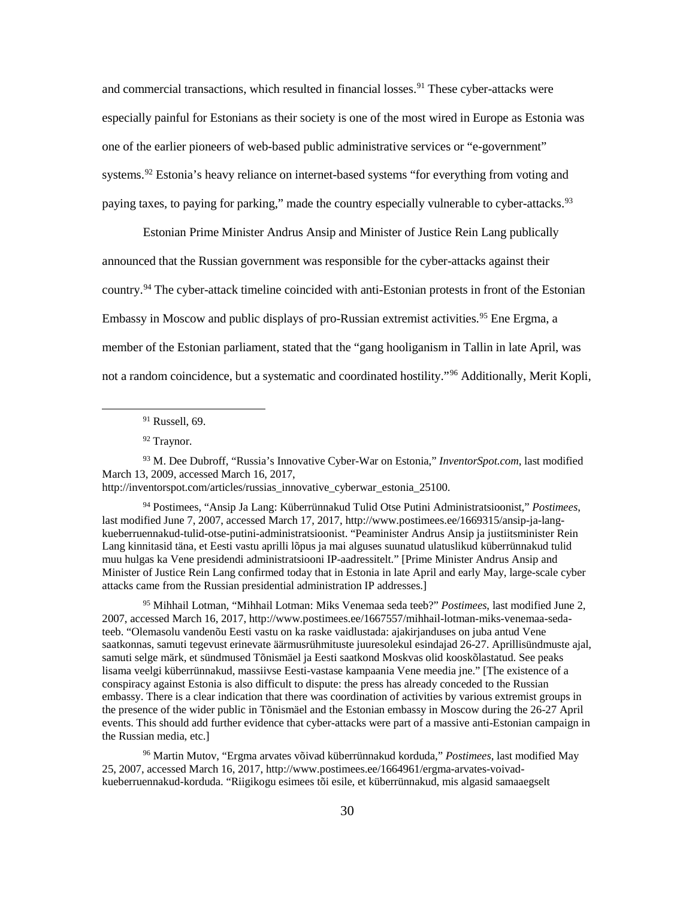and commercial transactions, which resulted in financial losses.[91] These cyber-attacks were especially painful for Estonians as their society is one of the most wired in Europe as Estonia was one of the earlier pioneers of web-based public administrative services or "e-government" systems.[92] Estonia's heavy reliance on internet-based systems "for everything from voting and paying taxes, to paying for parking," made the country especially vulnerable to cyber-attacks.[93]

Estonian Prime Minister Andrus Ansip and Minister of Justice Rein Lang publically announced that the Russian government was responsible for the cyber-attacks against their country.[94] The cyber-attack timeline coincided with anti-Estonian protests in front of the Estonian Embassy in Moscow and public displays of pro-Russian extremist activities.[95] Ene Ergma, a member of the Estonian parliament, stated that the "gang hooliganism in Tallin in late April, was not a random coincidence, but a systematic and coordinated hostility."[96] Additionally, Merit Kopli,

---

[91] Russell, 69.

[92] Traynor.

[93] M. Dee Dubroff, "Russia's Innovative Cyber-War on Estonia," *InventorSpot.com*, last modified March 13, 2009, accessed March 16, 2017, http://inventorspot.com/articles/russias_innovative_cyberwar_estonia_25100.

[94] Postimees, "Ansip Ja Lang: Küberrünnakud Tulid Otse Putini Administratsioonist," *Postimees*, last modified June 7, 2007, accessed March 17, 2017, http://www.postimees.ee/1669315/ansip-ja-lang-kueberruennakud-tulid-otse-putini-administratsioonist. "Peaminister Andrus Ansip ja justiitsminister Rein Lang kinnitasid täna, et Eesti vastu aprilli lõpus ja mai alguses suunatud ulatuslikud küberrünnakud tulid muu hulgas ka Vene presidendi administratsiooni IP-aadressitelt." [Prime Minister Andrus Ansip and Minister of Justice Rein Lang confirmed today that in Estonia in late April and early May, large-scale cyber attacks came from the Russian presidential administration IP addresses.]

[95] Mihhail Lotman, "Mihhail Lotman: Miks Venemaa seda teeb?" *Postimees*, last modified June 2, 2007, accessed March 16, 2017, http://www.postimees.ee/1667557/mihhail-lotman-miks-venemaa-seda-teeb. "Olemasolu vandenõu Eesti vastu on ka raske vaidlustada: ajakirjanduses on juba antud Vene saatkonnas, samuti tegevust erinevate äärmusrühmituste juuresolekul esindajad 26-27. Aprillisündmuste ajal, samuti selge märk, et sündmused Tõnismäel ja Eesti saatkond Moskvas olid kooskõlastatud. See peaks lisama veelgi küberrünnakud, massiivse Eesti-vastase kampaania Vene meedia jne." [The existence of a conspiracy against Estonia is also difficult to dispute: the press has already conceded to the Russian embassy. There is a clear indication that there was coordination of activities by various extremist groups in the presence of the wider public in Tõnismäel and the Estonian embassy in Moscow during the 26-27 April events. This should add further evidence that cyber-attacks were part of a massive anti-Estonian campaign in the Russian media, etc.]

[96] Martin Mutov, "Ergma arvates võivad küberrünnakud korduda," *Postimees*, last modified May 25, 2007, accessed March 16, 2017, http://www.postimees.ee/1664961/ergma-arvates-voivad-kueberruennakud-korduda. "Riigikogu esimees tõi esile, et küberrünnakud, mis algasid samaaegselt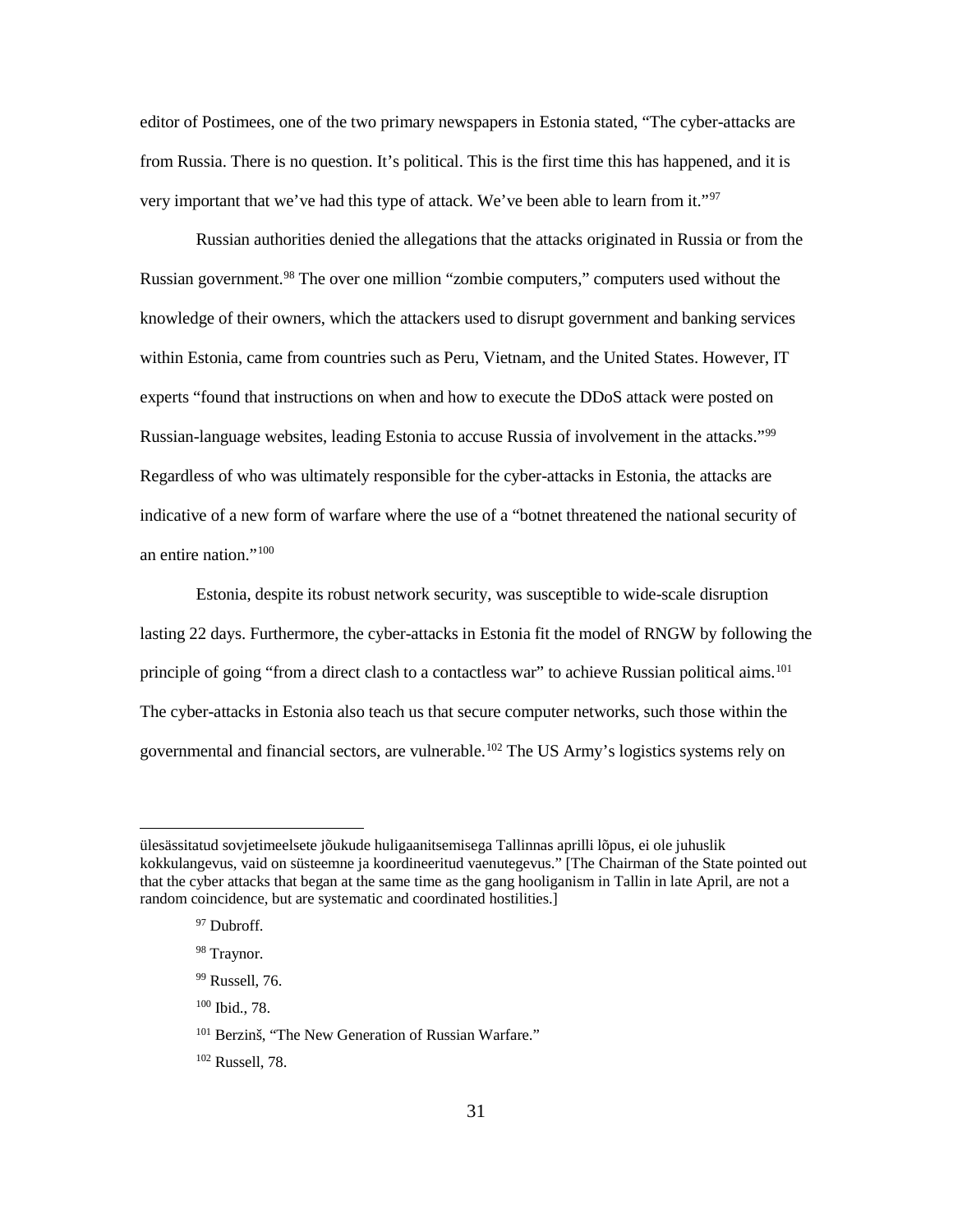editor of Postimees, one of the two primary newspapers in Estonia stated, "The cyber-attacks are from Russia. There is no question. It's political. This is the first time this has happened, and it is very important that we've had this type of attack. We've been able to learn from it."[97]

Russian authorities denied the allegations that the attacks originated in Russia or from the Russian government.[98] The over one million "zombie computers," computers used without the knowledge of their owners, which the attackers used to disrupt government and banking services within Estonia, came from countries such as Peru, Vietnam, and the United States. However, IT experts "found that instructions on when and how to execute the DDoS attack were posted on Russian-language websites, leading Estonia to accuse Russia of involvement in the attacks."[99] Regardless of who was ultimately responsible for the cyber-attacks in Estonia, the attacks are indicative of a new form of warfare where the use of a "botnet threatened the national security of an entire nation."[100]

Estonia, despite its robust network security, was susceptible to wide-scale disruption lasting 22 days. Furthermore, the cyber-attacks in Estonia fit the model of RNGW by following the principle of going "from a direct clash to a contactless war" to achieve Russian political aims.[101] The cyber-attacks in Estonia also teach us that secure computer networks, such those within the governmental and financial sectors, are vulnerable.[102] The US Army's logistics systems rely on

---

ülesässitatud sovjetimeelsete jõukude huligaanitsemisega Tallinnas aprilli lõpus, ei ole juhuslik kokkulangevus, vaid on süsteemne ja koordineeritud vaenutegevus." [The Chairman of the State pointed out that the cyber attacks that began at the same time as the gang hooliganism in Tallin in late April, are not a random coincidence, but are systematic and coordinated hostilities.]

[97] Dubroff.

[98] Traynor.

[99] Russell, 76.

[100] Ibid., 78.

[101] Berzinš, "The New Generation of Russian Warfare."

[102] Russell, 78.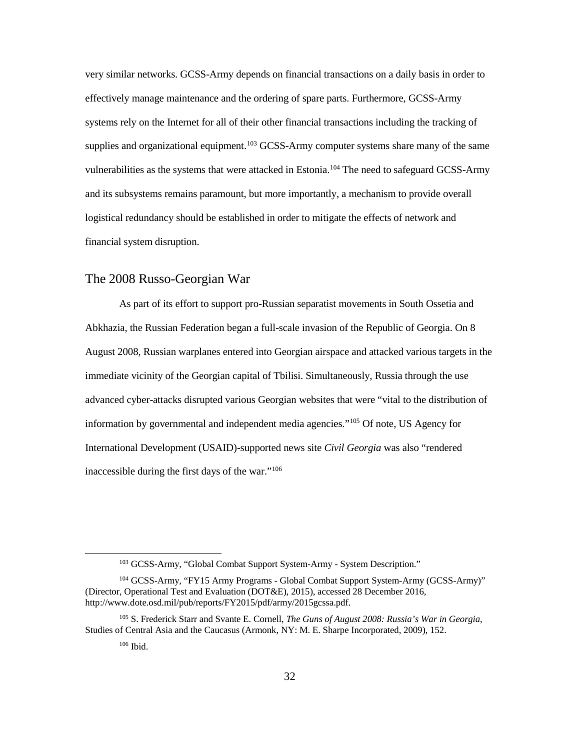very similar networks. GCSS-Army depends on financial transactions on a daily basis in order to effectively manage maintenance and the ordering of spare parts. Furthermore, GCSS-Army systems rely on the Internet for all of their other financial transactions including the tracking of supplies and organizational equipment.[103] GCSS-Army computer systems share many of the same vulnerabilities as the systems that were attacked in Estonia.[104] The need to safeguard GCSS-Army and its subsystems remains paramount, but more importantly, a mechanism to provide overall logistical redundancy should be established in order to mitigate the effects of network and financial system disruption.

## The 2008 Russo-Georgian War

As part of its effort to support pro-Russian separatist movements in South Ossetia and Abkhazia, the Russian Federation began a full-scale invasion of the Republic of Georgia. On 8 August 2008, Russian warplanes entered into Georgian airspace and attacked various targets in the immediate vicinity of the Georgian capital of Tbilisi. Simultaneously, Russia through the use advanced cyber-attacks disrupted various Georgian websites that were "vital to the distribution of information by governmental and independent media agencies."[105] Of note, US Agency for International Development (USAID)-supported news site *Civil Georgia* was also "rendered inaccessible during the first days of the war."[106]

---

[103] GCSS-Army, "Global Combat Support System-Army - System Description."

[104] GCSS-Army, "FY15 Army Programs - Global Combat Support System-Army (GCSS-Army)" (Director, Operational Test and Evaluation (DOT&E), 2015), accessed 28 December 2016, http://www.dote.osd.mil/pub/reports/FY2015/pdf/army/2015gcssa.pdf.

[105] S. Frederick Starr and Svante E. Cornell, *The Guns of August 2008: Russia's War in Georgia*, Studies of Central Asia and the Caucasus (Armonk, NY: M. E. Sharpe Incorporated, 2009), 152.

[106] Ibid.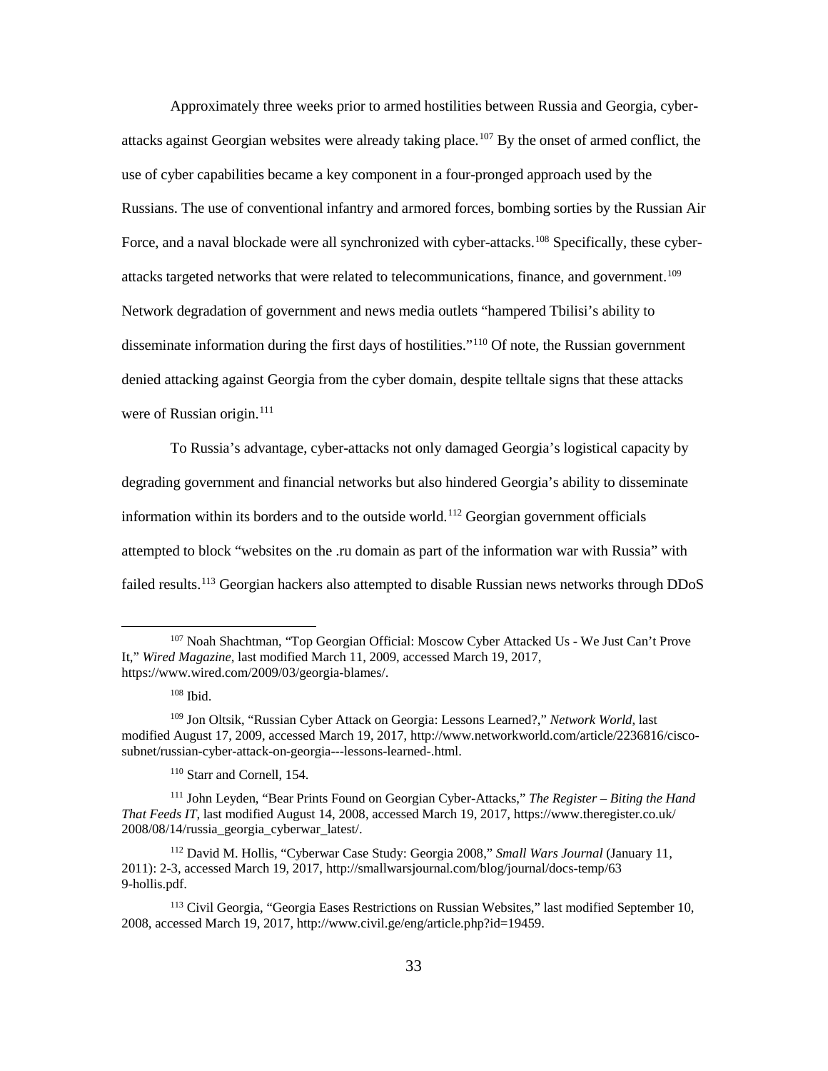Approximately three weeks prior to armed hostilities between Russia and Georgia, cyber-attacks against Georgian websites were already taking place.[107] By the onset of armed conflict, the use of cyber capabilities became a key component in a four-pronged approach used by the Russians. The use of conventional infantry and armored forces, bombing sorties by the Russian Air Force, and a naval blockade were all synchronized with cyber-attacks.[108] Specifically, these cyber-attacks targeted networks that were related to telecommunications, finance, and government.[109] Network degradation of government and news media outlets "hampered Tbilisi's ability to disseminate information during the first days of hostilities."[110] Of note, the Russian government denied attacking against Georgia from the cyber domain, despite telltale signs that these attacks were of Russian origin.[111]

To Russia's advantage, cyber-attacks not only damaged Georgia's logistical capacity by degrading government and financial networks but also hindered Georgia's ability to disseminate information within its borders and to the outside world.[112] Georgian government officials attempted to block "websites on the .ru domain as part of the information war with Russia" with failed results.[113] Georgian hackers also attempted to disable Russian news networks through DDoS

---

[107] Noah Shachtman, "Top Georgian Official: Moscow Cyber Attacked Us - We Just Can't Prove It," *Wired Magazine*, last modified March 11, 2009, accessed March 19, 2017, https://www.wired.com/2009/03/georgia-blames/.

[108] Ibid.

[109] Jon Oltsik, "Russian Cyber Attack on Georgia: Lessons Learned?," *Network World*, last modified August 17, 2009, accessed March 19, 2017, http://www.networkworld.com/article/2236816/cisco-subnet/russian-cyber-attack-on-georgia---lessons-learned-.html.

[110] Starr and Cornell, 154.

[111] John Leyden, "Bear Prints Found on Georgian Cyber-Attacks," *The Register – Biting the Hand That Feeds IT*, last modified August 14, 2008, accessed March 19, 2017, https://www.theregister.co.uk/2008/08/14/russia_georgia_cyberwar_latest/.

[112] David M. Hollis, "Cyberwar Case Study: Georgia 2008," *Small Wars Journal* (January 11, 2011): 2-3, accessed March 19, 2017, http://smallwarsjournal.com/blog/journal/docs-temp/639-hollis.pdf.

[113] Civil Georgia, "Georgia Eases Restrictions on Russian Websites," last modified September 10, 2008, accessed March 19, 2017, http://www.civil.ge/eng/article.php?id=19459.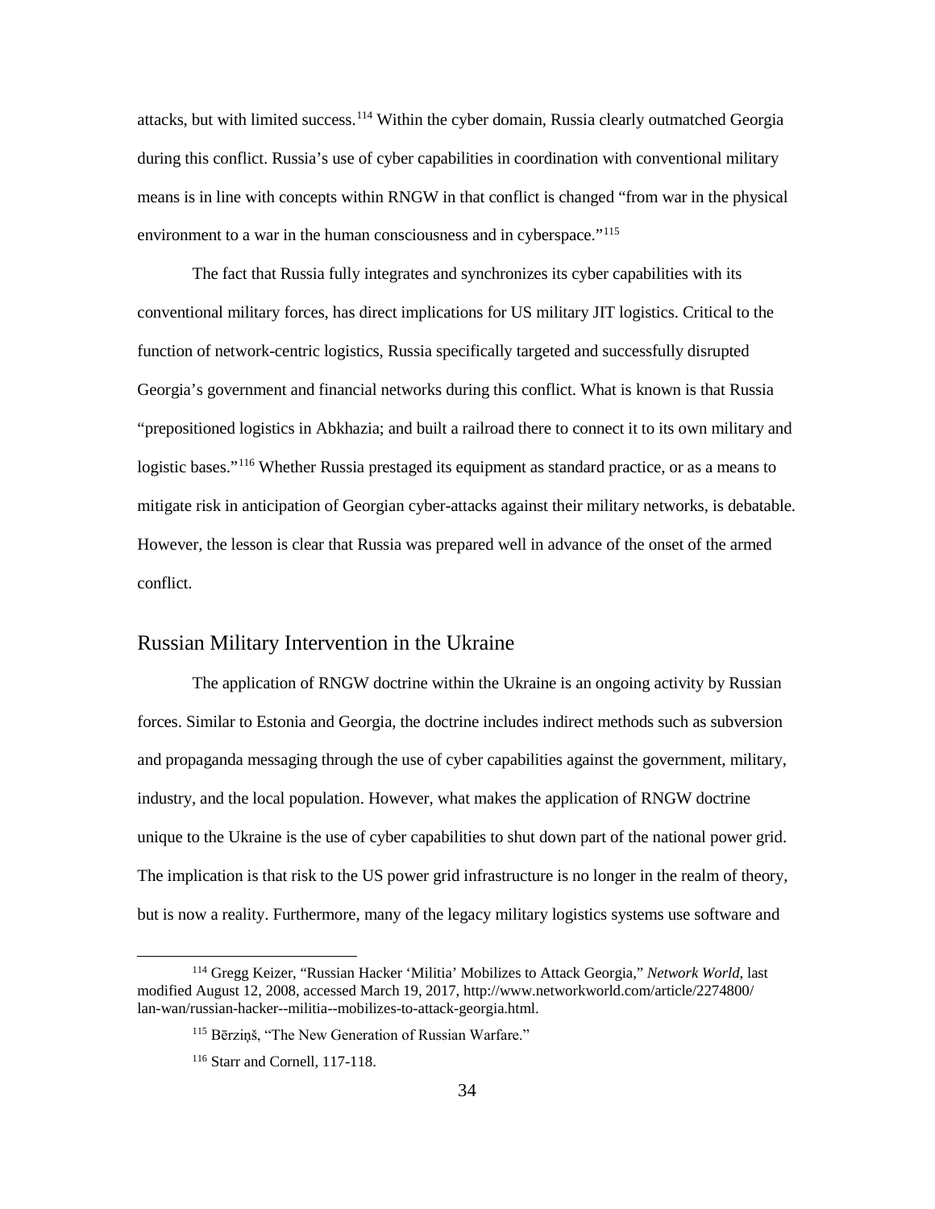attacks, but with limited success.[114] Within the cyber domain, Russia clearly outmatched Georgia during this conflict. Russia's use of cyber capabilities in coordination with conventional military means is in line with concepts within RNGW in that conflict is changed "from war in the physical environment to a war in the human consciousness and in cyberspace."[115]

The fact that Russia fully integrates and synchronizes its cyber capabilities with its conventional military forces, has direct implications for US military JIT logistics. Critical to the function of network-centric logistics, Russia specifically targeted and successfully disrupted Georgia's government and financial networks during this conflict. What is known is that Russia "prepositioned logistics in Abkhazia; and built a railroad there to connect it to its own military and logistic bases."[116] Whether Russia prestaged its equipment as standard practice, or as a means to mitigate risk in anticipation of Georgian cyber-attacks against their military networks, is debatable. However, the lesson is clear that Russia was prepared well in advance of the onset of the armed conflict.

## Russian Military Intervention in the Ukraine

The application of RNGW doctrine within the Ukraine is an ongoing activity by Russian forces. Similar to Estonia and Georgia, the doctrine includes indirect methods such as subversion and propaganda messaging through the use of cyber capabilities against the government, military, industry, and the local population. However, what makes the application of RNGW doctrine unique to the Ukraine is the use of cyber capabilities to shut down part of the national power grid. The implication is that risk to the US power grid infrastructure is no longer in the realm of theory, but is now a reality. Furthermore, many of the legacy military logistics systems use software and

---

[114] Gregg Keizer, "Russian Hacker 'Militia' Mobilizes to Attack Georgia," *Network World*, last modified August 12, 2008, accessed March 19, 2017, http://www.networkworld.com/article/2274800/lan-wan/russian-hacker--militia--mobilizes-to-attack-georgia.html.

[115] Bērziņš, "The New Generation of Russian Warfare."

[116] Starr and Cornell, 117-118.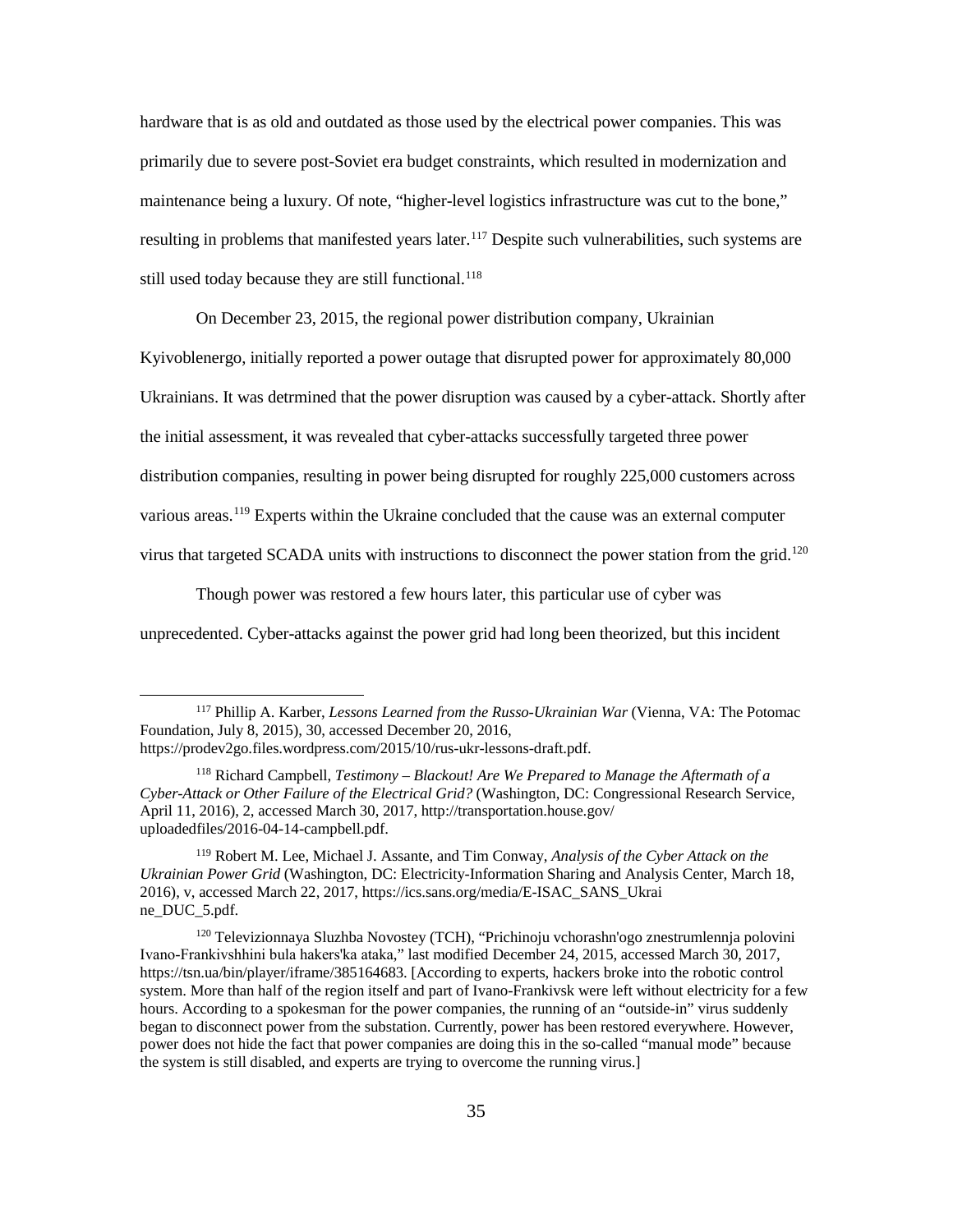hardware that is as old and outdated as those used by the electrical power companies. This was primarily due to severe post-Soviet era budget constraints, which resulted in modernization and maintenance being a luxury. Of note, "higher-level logistics infrastructure was cut to the bone," resulting in problems that manifested years later.[117] Despite such vulnerabilities, such systems are still used today because they are still functional.[118]

On December 23, 2015, the regional power distribution company, Ukrainian Kyivoblenergo, initially reported a power outage that disrupted power for approximately 80,000 Ukrainians. It was detrmined that the power disruption was caused by a cyber-attack. Shortly after the initial assessment, it was revealed that cyber-attacks successfully targeted three power distribution companies, resulting in power being disrupted for roughly 225,000 customers across various areas.[119] Experts within the Ukraine concluded that the cause was an external computer virus that targeted SCADA units with instructions to disconnect the power station from the grid.[120]

Though power was restored a few hours later, this particular use of cyber was unprecedented. Cyber-attacks against the power grid had long been theorized, but this incident

---

[117] Phillip A. Karber, *Lessons Learned from the Russo-Ukrainian War* (Vienna, VA: The Potomac Foundation, July 8, 2015), 30, accessed December 20, 2016, https://prodev2go.files.wordpress.com/2015/10/rus-ukr-lessons-draft.pdf.

[118] Richard Campbell, *Testimony – Blackout! Are We Prepared to Manage the Aftermath of a Cyber-Attack or Other Failure of the Electrical Grid?* (Washington, DC: Congressional Research Service, April 11, 2016), 2, accessed March 30, 2017, http://transportation.house.gov/uploadedfiles/2016-04-14-campbell.pdf.

[119] Robert M. Lee, Michael J. Assante, and Tim Conway, *Analysis of the Cyber Attack on the Ukrainian Power Grid* (Washington, DC: Electricity-Information Sharing and Analysis Center, March 18, 2016), v, accessed March 22, 2017, https://ics.sans.org/media/E-ISAC_SANS_Ukraine_DUC_5.pdf.

[120] Televizionnaya Sluzhba Novostey (TCH), "Prichinoju vchorashn'ogo znestrumlennja polovini Ivano-Frankivshhini bula hakers'ka ataka," last modified December 24, 2015, accessed March 30, 2017, https://tsn.ua/bin/player/iframe/385164683. [According to experts, hackers broke into the robotic control system. More than half of the region itself and part of Ivano-Frankivsk were left without electricity for a few hours. According to a spokesman for the power companies, the running of an "outside-in" virus suddenly began to disconnect power from the substation. Currently, power has been restored everywhere. However, power does not hide the fact that power companies are doing this in the so-called "manual mode" because the system is still disabled, and experts are trying to overcome the running virus.]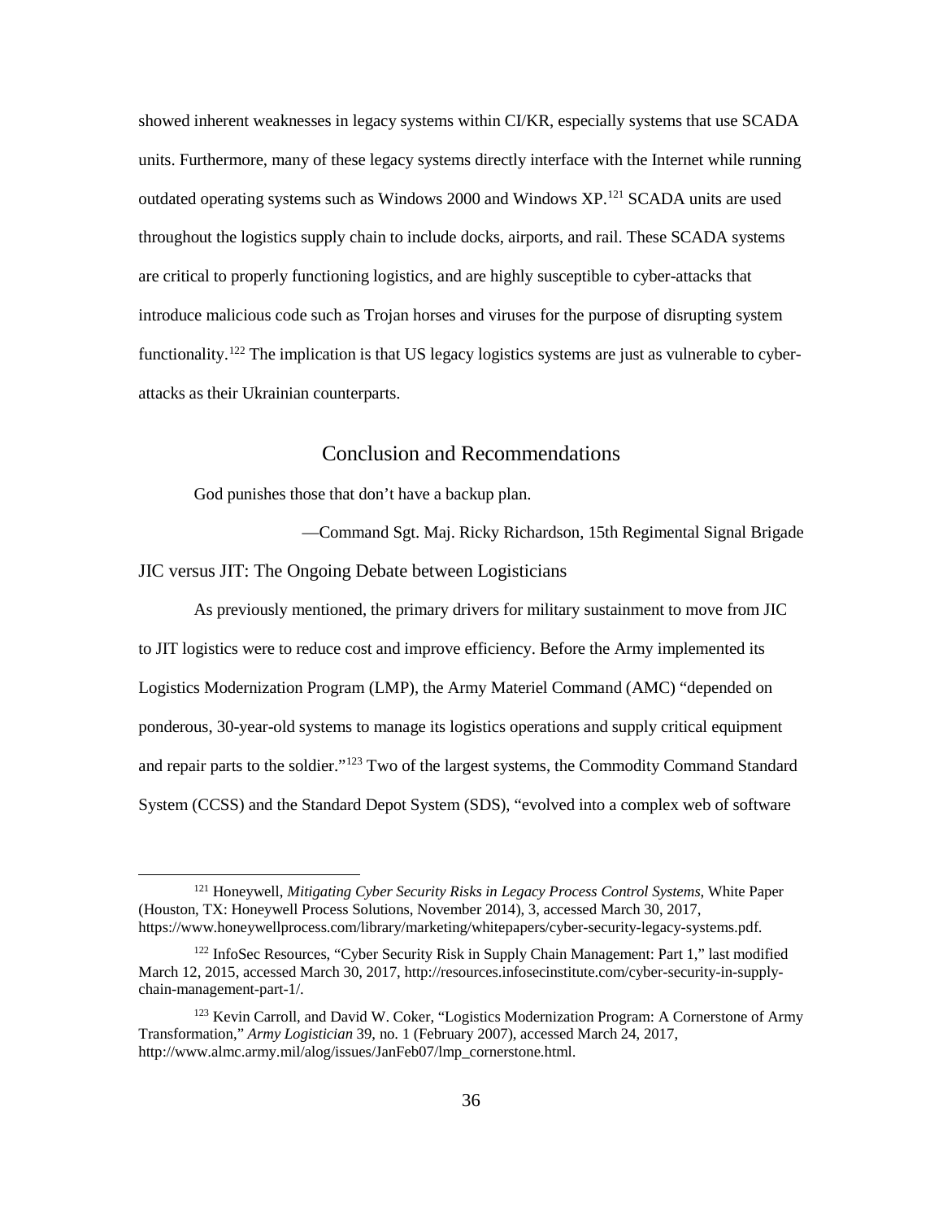showed inherent weaknesses in legacy systems within CI/KR, especially systems that use SCADA units. Furthermore, many of these legacy systems directly interface with the Internet while running outdated operating systems such as Windows 2000 and Windows XP.[121] SCADA units are used throughout the logistics supply chain to include docks, airports, and rail. These SCADA systems are critical to properly functioning logistics, and are highly susceptible to cyber-attacks that introduce malicious code such as Trojan horses and viruses for the purpose of disrupting system functionality.[122] The implication is that US legacy logistics systems are just as vulnerable to cyber-attacks as their Ukrainian counterparts.

## Conclusion and Recommendations

God punishes those that don't have a backup plan.

—Command Sgt. Maj. Ricky Richardson, 15th Regimental Signal Brigade

### JIC versus JIT: The Ongoing Debate between Logisticians

As previously mentioned, the primary drivers for military sustainment to move from JIC to JIT logistics were to reduce cost and improve efficiency. Before the Army implemented its Logistics Modernization Program (LMP), the Army Materiel Command (AMC) "depended on ponderous, 30-year-old systems to manage its logistics operations and supply critical equipment and repair parts to the soldier."[123] Two of the largest systems, the Commodity Command Standard System (CCSS) and the Standard Depot System (SDS), "evolved into a complex web of software

---

[121] Honeywell, *Mitigating Cyber Security Risks in Legacy Process Control Systems*, White Paper (Houston, TX: Honeywell Process Solutions, November 2014), 3, accessed March 30, 2017, https://www.honeywellprocess.com/library/marketing/whitepapers/cyber-security-legacy-systems.pdf.

[122] InfoSec Resources, "Cyber Security Risk in Supply Chain Management: Part 1," last modified March 12, 2015, accessed March 30, 2017, http://resources.infosecinstitute.com/cyber-security-in-supply-chain-management-part-1/.

[123] Kevin Carroll, and David W. Coker, "Logistics Modernization Program: A Cornerstone of Army Transformation," *Army Logistician* 39, no. 1 (February 2007), accessed March 24, 2017, http://www.almc.army.mil/alog/issues/JanFeb07/lmp_cornerstone.html.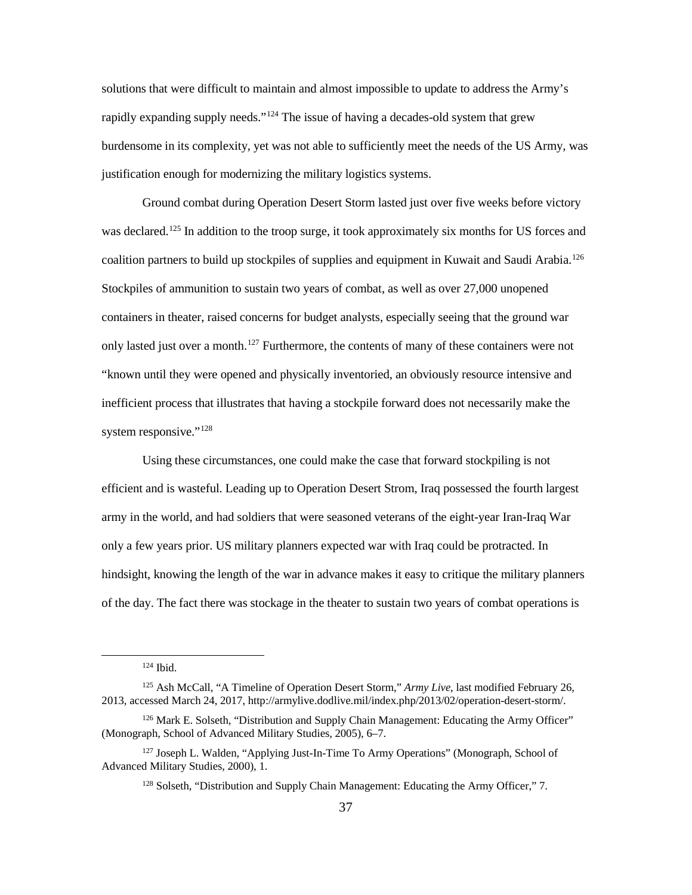solutions that were difficult to maintain and almost impossible to update to address the Army's rapidly expanding supply needs."[124] The issue of having a decades-old system that grew burdensome in its complexity, yet was not able to sufficiently meet the needs of the US Army, was justification enough for modernizing the military logistics systems.

Ground combat during Operation Desert Storm lasted just over five weeks before victory was declared.[125] In addition to the troop surge, it took approximately six months for US forces and coalition partners to build up stockpiles of supplies and equipment in Kuwait and Saudi Arabia.[126] Stockpiles of ammunition to sustain two years of combat, as well as over 27,000 unopened containers in theater, raised concerns for budget analysts, especially seeing that the ground war only lasted just over a month.[127] Furthermore, the contents of many of these containers were not "known until they were opened and physically inventoried, an obviously resource intensive and inefficient process that illustrates that having a stockpile forward does not necessarily make the system responsive."[128]

Using these circumstances, one could make the case that forward stockpiling is not efficient and is wasteful. Leading up to Operation Desert Strom, Iraq possessed the fourth largest army in the world, and had soldiers that were seasoned veterans of the eight-year Iran-Iraq War only a few years prior. US military planners expected war with Iraq could be protracted. In hindsight, knowing the length of the war in advance makes it easy to critique the military planners of the day. The fact there was stockage in the theater to sustain two years of combat operations is

---

[124] Ibid.

[125] Ash McCall, "A Timeline of Operation Desert Storm," *Army Live*, last modified February 26, 2013, accessed March 24, 2017, http://armylive.dodlive.mil/index.php/2013/02/operation-desert-storm/.

[126] Mark E. Solseth, "Distribution and Supply Chain Management: Educating the Army Officer" (Monograph, School of Advanced Military Studies, 2005), 6–7.

[127] Joseph L. Walden, "Applying Just-In-Time To Army Operations" (Monograph, School of Advanced Military Studies, 2000), 1.

[128] Solseth, "Distribution and Supply Chain Management: Educating the Army Officer," 7.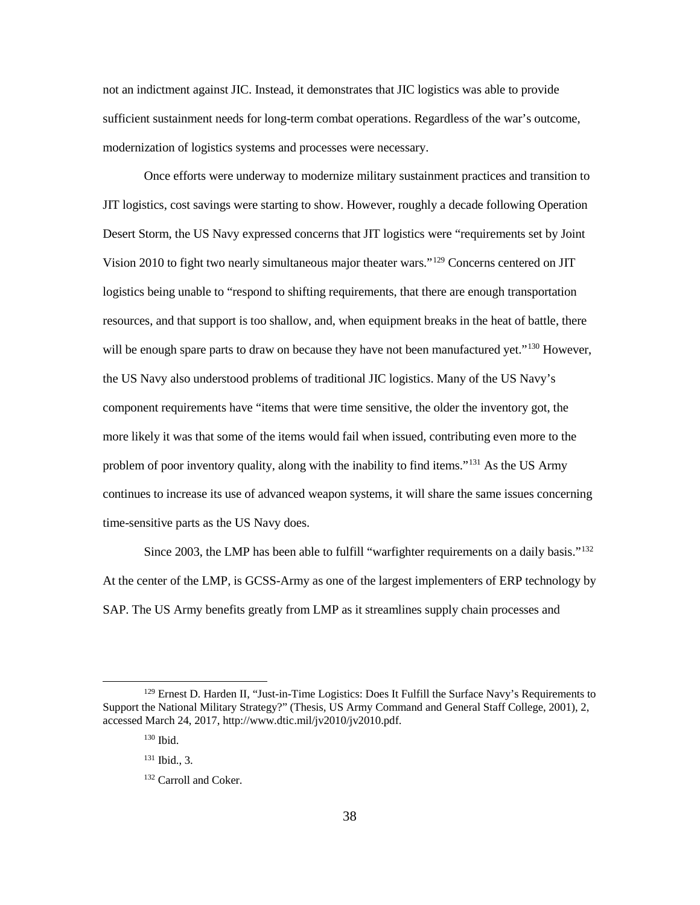not an indictment against JIC. Instead, it demonstrates that JIC logistics was able to provide sufficient sustainment needs for long-term combat operations. Regardless of the war's outcome, modernization of logistics systems and processes were necessary.

Once efforts were underway to modernize military sustainment practices and transition to JIT logistics, cost savings were starting to show. However, roughly a decade following Operation Desert Storm, the US Navy expressed concerns that JIT logistics were "requirements set by Joint Vision 2010 to fight two nearly simultaneous major theater wars."[129] Concerns centered on JIT logistics being unable to "respond to shifting requirements, that there are enough transportation resources, and that support is too shallow, and, when equipment breaks in the heat of battle, there will be enough spare parts to draw on because they have not been manufactured yet."[130] However, the US Navy also understood problems of traditional JIC logistics. Many of the US Navy's component requirements have "items that were time sensitive, the older the inventory got, the more likely it was that some of the items would fail when issued, contributing even more to the problem of poor inventory quality, along with the inability to find items."[131] As the US Army continues to increase its use of advanced weapon systems, it will share the same issues concerning time-sensitive parts as the US Navy does.

Since 2003, the LMP has been able to fulfill "warfighter requirements on a daily basis."[132] At the center of the LMP, is GCSS-Army as one of the largest implementers of ERP technology by SAP. The US Army benefits greatly from LMP as it streamlines supply chain processes and

---

[129] Ernest D. Harden II, "Just-in-Time Logistics: Does It Fulfill the Surface Navy's Requirements to Support the National Military Strategy?" (Thesis, US Army Command and General Staff College, 2001), 2, accessed March 24, 2017, http://www.dtic.mil/jv2010/jv2010.pdf.

[130] Ibid.

[131] Ibid., 3.

[132] Carroll and Coker.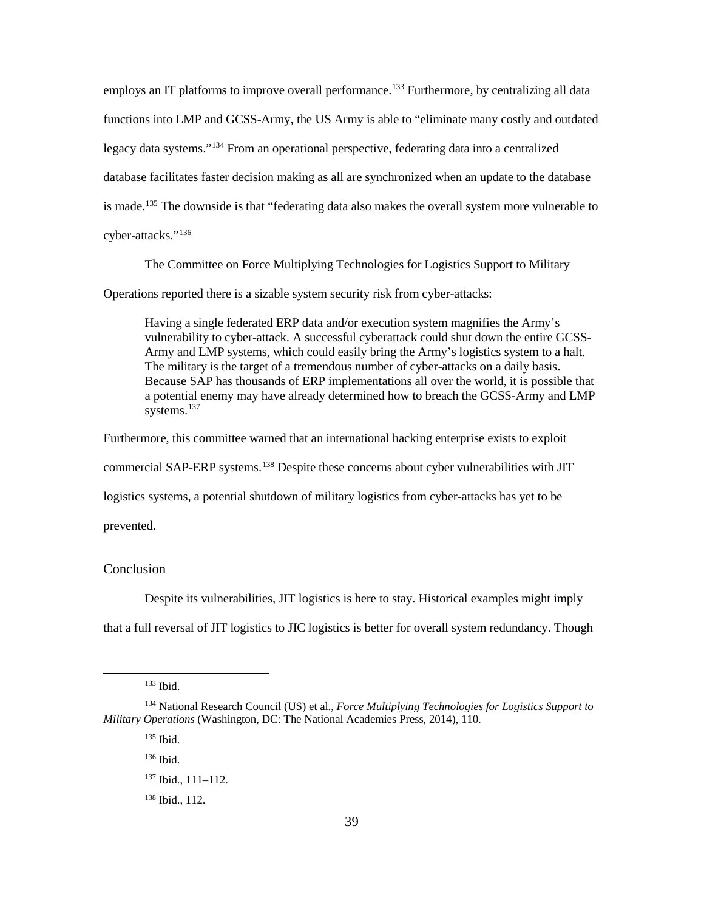employs an IT platforms to improve overall performance.[133] Furthermore, by centralizing all data functions into LMP and GCSS-Army, the US Army is able to "eliminate many costly and outdated legacy data systems."[134] From an operational perspective, federating data into a centralized database facilitates faster decision making as all are synchronized when an update to the database is made.[135] The downside is that "federating data also makes the overall system more vulnerable to cyber-attacks."[136]

The Committee on Force Multiplying Technologies for Logistics Support to Military Operations reported there is a sizable system security risk from cyber-attacks:

> Having a single federated ERP data and/or execution system magnifies the Army's vulnerability to cyber-attack. A successful cyberattack could shut down the entire GCSS-Army and LMP systems, which could easily bring the Army's logistics system to a halt. The military is the target of a tremendous number of cyber-attacks on a daily basis. Because SAP has thousands of ERP implementations all over the world, it is possible that a potential enemy may have already determined how to breach the GCSS-Army and LMP systems.[137]

Furthermore, this committee warned that an international hacking enterprise exists to exploit commercial SAP-ERP systems.[138] Despite these concerns about cyber vulnerabilities with JIT logistics systems, a potential shutdown of military logistics from cyber-attacks has yet to be prevented.

## Conclusion

Despite its vulnerabilities, JIT logistics is here to stay. Historical examples might imply that a full reversal of JIT logistics to JIC logistics is better for overall system redundancy. Though

---

[133] Ibid.

[134] National Research Council (US) et al., *Force Multiplying Technologies for Logistics Support to Military Operations* (Washington, DC: The National Academies Press, 2014), 110.

[135] Ibid.

[136] Ibid.

[137] Ibid., 111–112.

[138] Ibid., 112.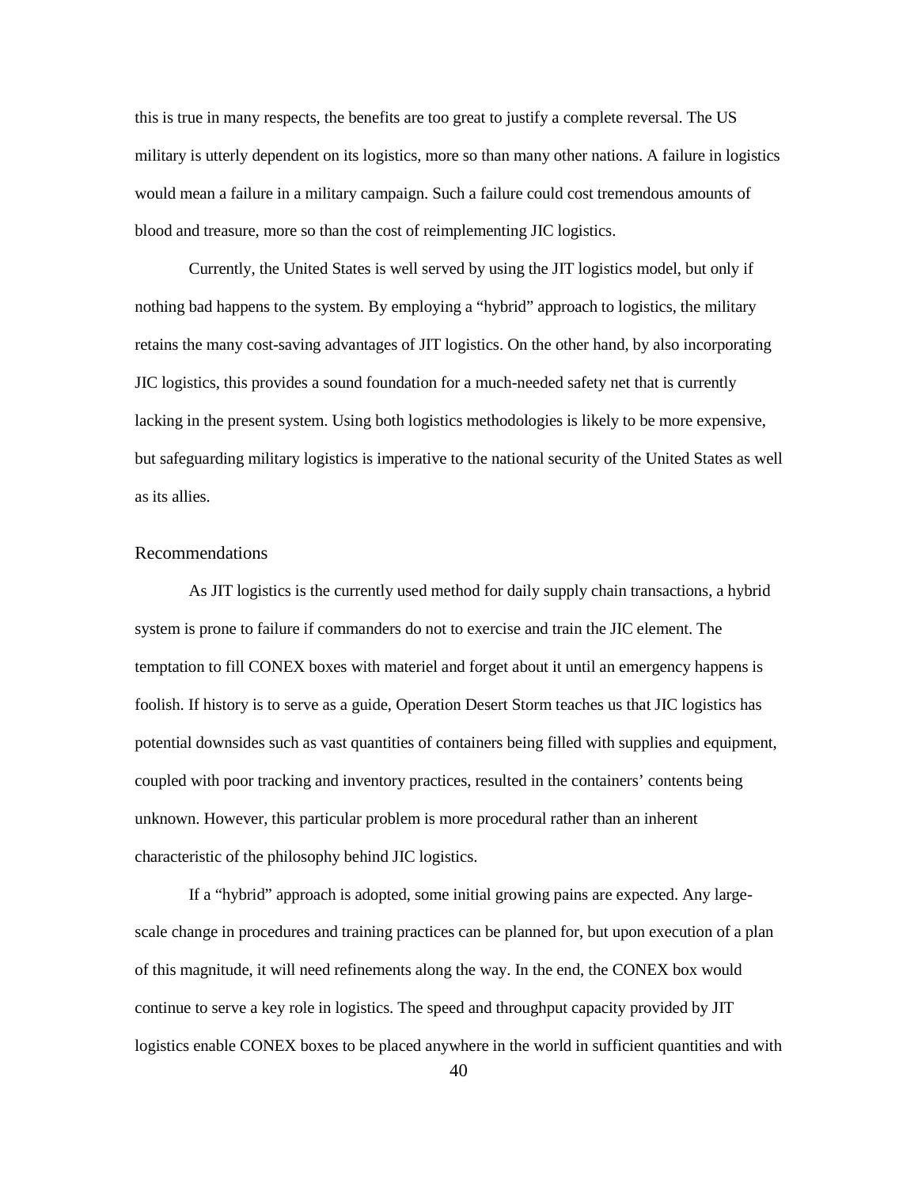this is true in many respects, the benefits are too great to justify a complete reversal. The US military is utterly dependent on its logistics, more so than many other nations. A failure in logistics would mean a failure in a military campaign. Such a failure could cost tremendous amounts of blood and treasure, more so than the cost of reimplementing JIC logistics.

Currently, the United States is well served by using the JIT logistics model, but only if nothing bad happens to the system. By employing a "hybrid" approach to logistics, the military retains the many cost-saving advantages of JIT logistics. On the other hand, by also incorporating JIC logistics, this provides a sound foundation for a much-needed safety net that is currently lacking in the present system. Using both logistics methodologies is likely to be more expensive, but safeguarding military logistics is imperative to the national security of the United States as well as its allies.

## Recommendations

As JIT logistics is the currently used method for daily supply chain transactions, a hybrid system is prone to failure if commanders do not to exercise and train the JIC element. The temptation to fill CONEX boxes with materiel and forget about it until an emergency happens is foolish. If history is to serve as a guide, Operation Desert Storm teaches us that JIC logistics has potential downsides such as vast quantities of containers being filled with supplies and equipment, coupled with poor tracking and inventory practices, resulted in the containers' contents being unknown. However, this particular problem is more procedural rather than an inherent characteristic of the philosophy behind JIC logistics.

If a "hybrid" approach is adopted, some initial growing pains are expected. Any large-scale change in procedures and training practices can be planned for, but upon execution of a plan of this magnitude, it will need refinements along the way. In the end, the CONEX box would continue to serve a key role in logistics. The speed and throughput capacity provided by JIT logistics enable CONEX boxes to be placed anywhere in the world in sufficient quantities and with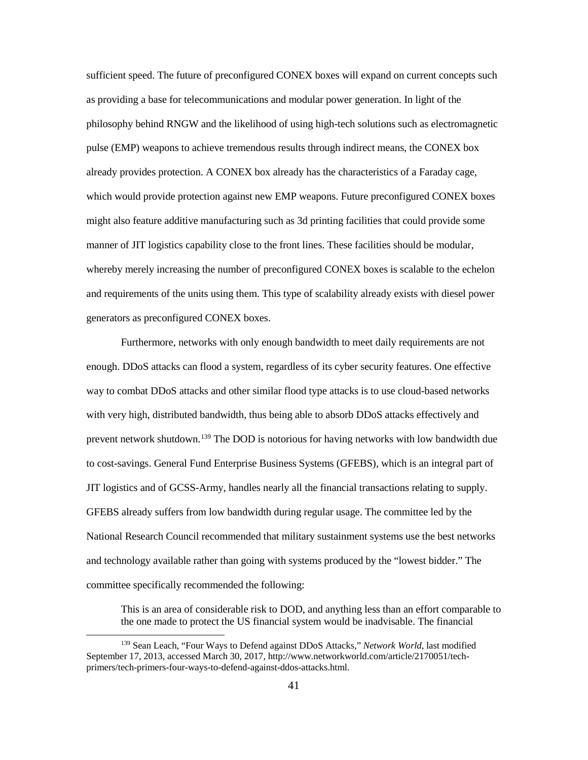sufficient speed. The future of preconfigured CONEX boxes will expand on current concepts such as providing a base for telecommunications and modular power generation. In light of the philosophy behind RNGW and the likelihood of using high-tech solutions such as electromagnetic pulse (EMP) weapons to achieve tremendous results through indirect means, the CONEX box already provides protection. A CONEX box already has the characteristics of a Faraday cage, which would provide protection against new EMP weapons. Future preconfigured CONEX boxes might also feature additive manufacturing such as 3d printing facilities that could provide some manner of JIT logistics capability close to the front lines. These facilities should be modular, whereby merely increasing the number of preconfigured CONEX boxes is scalable to the echelon and requirements of the units using them. This type of scalability already exists with diesel power generators as preconfigured CONEX boxes.

Furthermore, networks with only enough bandwidth to meet daily requirements are not enough. DDoS attacks can flood a system, regardless of its cyber security features. One effective way to combat DDoS attacks and other similar flood type attacks is to use cloud-based networks with very high, distributed bandwidth, thus being able to absorb DDoS attacks effectively and prevent network shutdown.[139] The DOD is notorious for having networks with low bandwidth due to cost-savings. General Fund Enterprise Business Systems (GFEBS), which is an integral part of JIT logistics and of GCSS-Army, handles nearly all the financial transactions relating to supply. GFEBS already suffers from low bandwidth during regular usage. The committee led by the National Research Council recommended that military sustainment systems use the best networks and technology available rather than going with systems produced by the "lowest bidder." The committee specifically recommended the following:

> This is an area of considerable risk to DOD, and anything less than an effort comparable to the one made to protect the US financial system would be inadvisable. The financial

[139] Sean Leach, "Four Ways to Defend against DDoS Attacks," *Network World*, last modified September 17, 2013, accessed March 30, 2017, http://www.networkworld.com/article/2170051/tech-primers/tech-primers-four-ways-to-defend-against-ddos-attacks.html.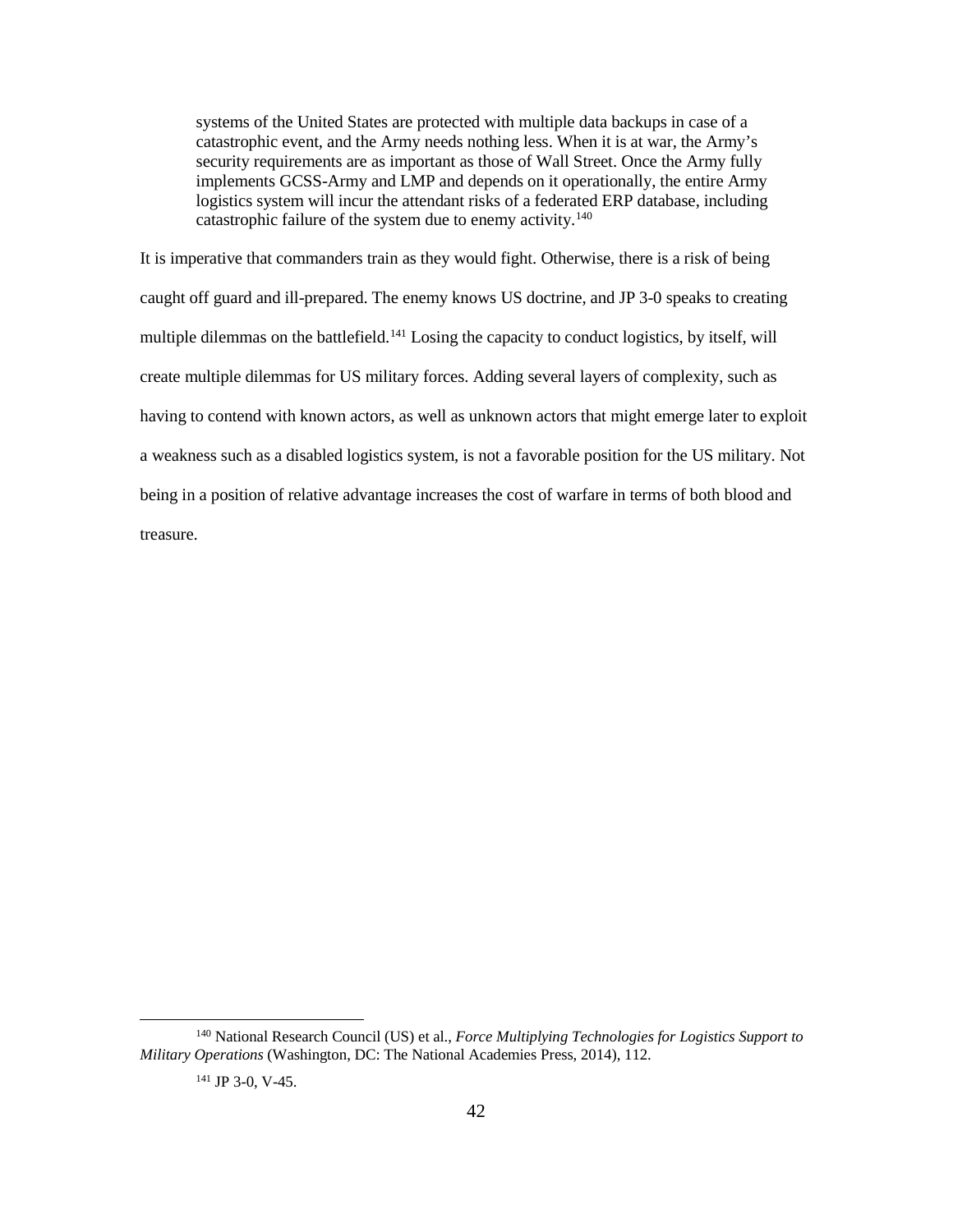> systems of the United States are protected with multiple data backups in case of a catastrophic event, and the Army needs nothing less. When it is at war, the Army's security requirements are as important as those of Wall Street. Once the Army fully implements GCSS-Army and LMP and depends on it operationally, the entire Army logistics system will incur the attendant risks of a federated ERP database, including catastrophic failure of the system due to enemy activity.[140]

It is imperative that commanders train as they would fight. Otherwise, there is a risk of being caught off guard and ill-prepared. The enemy knows US doctrine, and JP 3-0 speaks to creating multiple dilemmas on the battlefield.[141] Losing the capacity to conduct logistics, by itself, will create multiple dilemmas for US military forces. Adding several layers of complexity, such as having to contend with known actors, as well as unknown actors that might emerge later to exploit a weakness such as a disabled logistics system, is not a favorable position for the US military. Not being in a position of relative advantage increases the cost of warfare in terms of both blood and treasure.

---

[140] National Research Council (US) et al., *Force Multiplying Technologies for Logistics Support to Military Operations* (Washington, DC: The National Academies Press, 2014), 112.

[141] JP 3-0, V-45.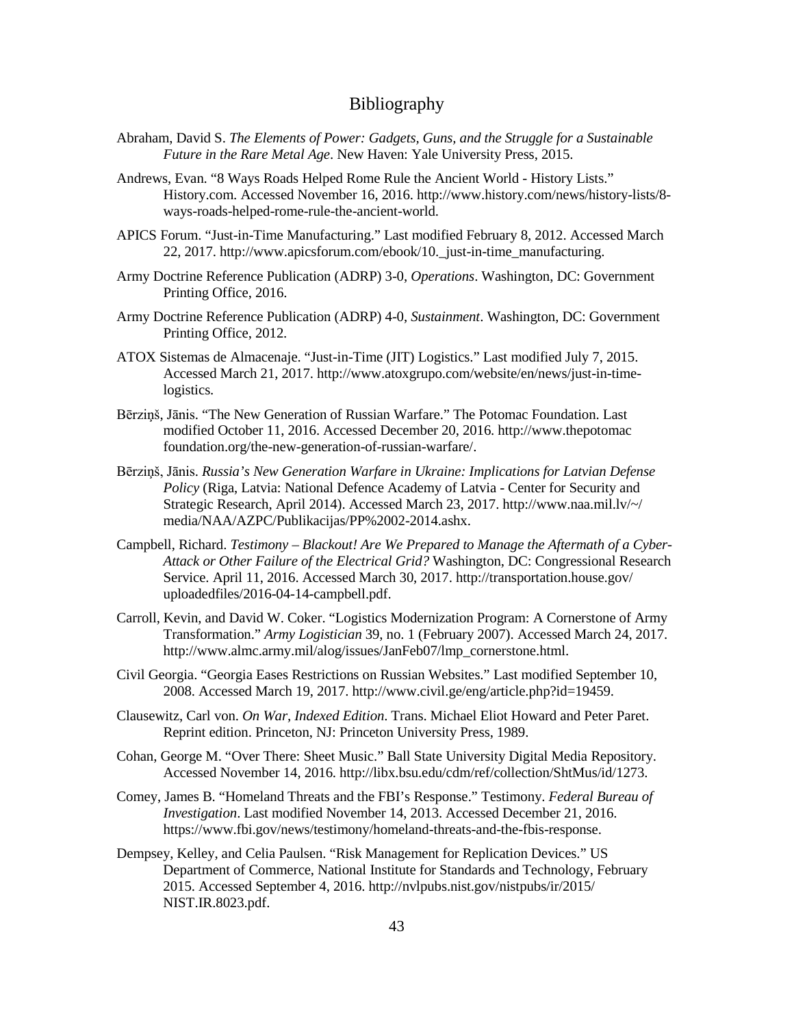# Bibliography

Abraham, David S. *The Elements of Power: Gadgets, Guns, and the Struggle for a Sustainable Future in the Rare Metal Age*. New Haven: Yale University Press, 2015.

Andrews, Evan. "8 Ways Roads Helped Rome Rule the Ancient World - History Lists." History.com. Accessed November 16, 2016. http://www.history.com/news/history-lists/8-ways-roads-helped-rome-rule-the-ancient-world.

APICS Forum. "Just-in-Time Manufacturing." Last modified February 8, 2012. Accessed March 22, 2017. http://www.apicsforum.com/ebook/10._just-in-time_manufacturing.

Army Doctrine Reference Publication (ADRP) 3-0, *Operations*. Washington, DC: Government Printing Office, 2016.

Army Doctrine Reference Publication (ADRP) 4-0, *Sustainment*. Washington, DC: Government Printing Office, 2012.

ATOX Sistemas de Almacenaje. "Just-in-Time (JIT) Logistics." Last modified July 7, 2015. Accessed March 21, 2017. http://www.atoxgrupo.com/website/en/news/just-in-time-logistics.

Bērziņš, Jānis. "The New Generation of Russian Warfare." The Potomac Foundation. Last modified October 11, 2016. Accessed December 20, 2016. http://www.thepotomac foundation.org/the-new-generation-of-russian-warfare/.

Bērziņš, Jānis. *Russia's New Generation Warfare in Ukraine: Implications for Latvian Defense Policy* (Riga, Latvia: National Defence Academy of Latvia - Center for Security and Strategic Research, April 2014). Accessed March 23, 2017. http://www.naa.mil.lv/~/ media/NAA/AZPC/Publikacijas/PP%2002-2014.ashx.

Campbell, Richard. *Testimony – Blackout! Are We Prepared to Manage the Aftermath of a Cyber-Attack or Other Failure of the Electrical Grid?* Washington, DC: Congressional Research Service. April 11, 2016. Accessed March 30, 2017. http://transportation.house.gov/ uploadedfiles/2016-04-14-campbell.pdf.

Carroll, Kevin, and David W. Coker. "Logistics Modernization Program: A Cornerstone of Army Transformation." *Army Logistician* 39, no. 1 (February 2007). Accessed March 24, 2017. http://www.almc.army.mil/alog/issues/JanFeb07/lmp_cornerstone.html.

Civil Georgia. "Georgia Eases Restrictions on Russian Websites." Last modified September 10, 2008. Accessed March 19, 2017. http://www.civil.ge/eng/article.php?id=19459.

Clausewitz, Carl von. *On War, Indexed Edition*. Trans. Michael Eliot Howard and Peter Paret. Reprint edition. Princeton, NJ: Princeton University Press, 1989.

Cohan, George M. "Over There: Sheet Music." Ball State University Digital Media Repository. Accessed November 14, 2016. http://libx.bsu.edu/cdm/ref/collection/ShtMus/id/1273.

Comey, James B. "Homeland Threats and the FBI's Response." Testimony. *Federal Bureau of Investigation*. Last modified November 14, 2013. Accessed December 21, 2016. https://www.fbi.gov/news/testimony/homeland-threats-and-the-fbis-response.

Dempsey, Kelley, and Celia Paulsen. "Risk Management for Replication Devices." US Department of Commerce, National Institute for Standards and Technology, February 2015. Accessed September 4, 2016. http://nvlpubs.nist.gov/nistpubs/ir/2015/ NIST.IR.8023.pdf.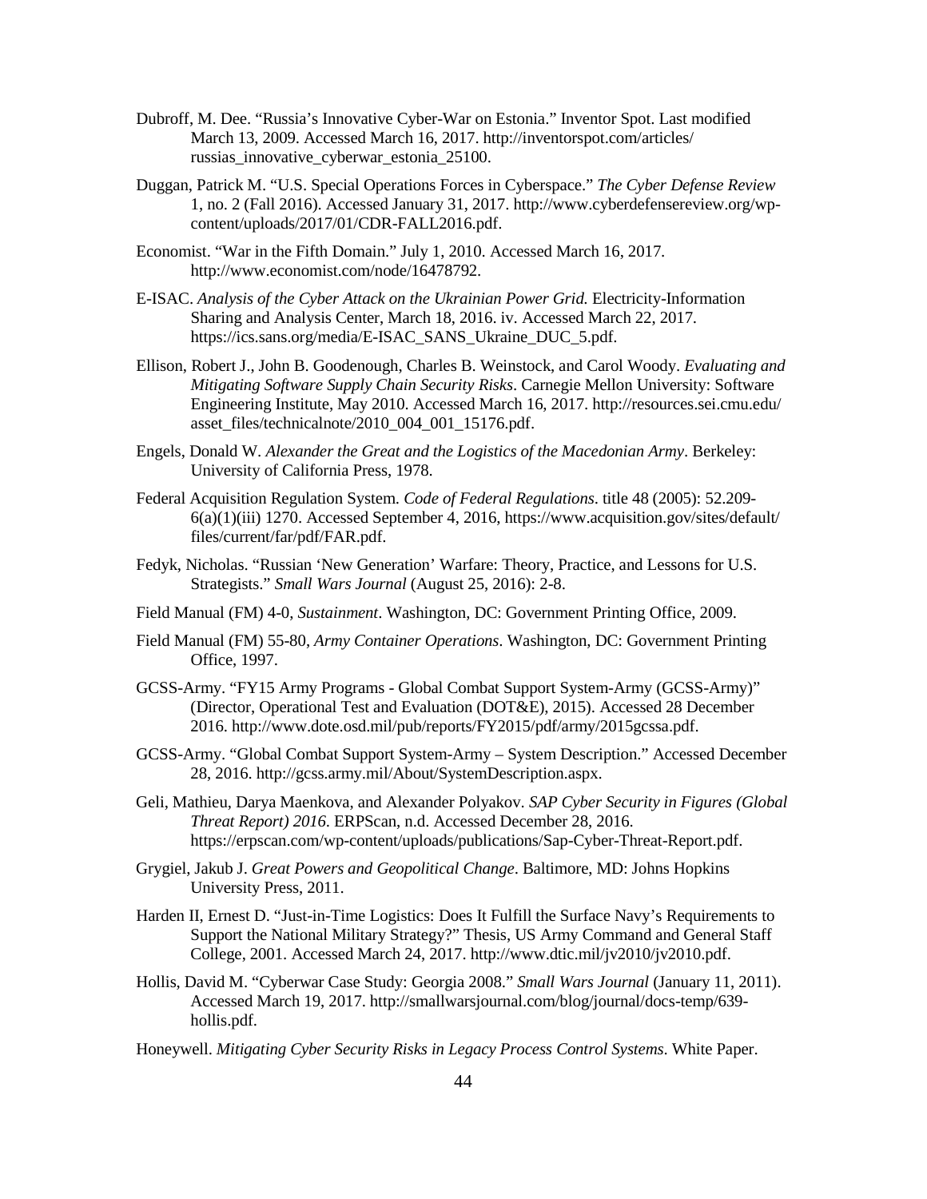Dubroff, M. Dee. "Russia's Innovative Cyber-War on Estonia." Inventor Spot. Last modified March 13, 2009. Accessed March 16, 2017. http://inventorspot.com/articles/russias_innovative_cyberwar_estonia_25100.

Duggan, Patrick M. "U.S. Special Operations Forces in Cyberspace." *The Cyber Defense Review* 1, no. 2 (Fall 2016). Accessed January 31, 2017. http://www.cyberdefensereview.org/wp-content/uploads/2017/01/CDR-FALL2016.pdf.

Economist. "War in the Fifth Domain." July 1, 2010. Accessed March 16, 2017. http://www.economist.com/node/16478792.

E-ISAC. *Analysis of the Cyber Attack on the Ukrainian Power Grid.* Electricity-Information Sharing and Analysis Center, March 18, 2016. iv. Accessed March 22, 2017. https://ics.sans.org/media/E-ISAC_SANS_Ukraine_DUC_5.pdf.

Ellison, Robert J., John B. Goodenough, Charles B. Weinstock, and Carol Woody. *Evaluating and Mitigating Software Supply Chain Security Risks*. Carnegie Mellon University: Software Engineering Institute, May 2010. Accessed March 16, 2017. http://resources.sei.cmu.edu/asset_files/technicalnote/2010_004_001_15176.pdf.

Engels, Donald W. *Alexander the Great and the Logistics of the Macedonian Army*. Berkeley: University of California Press, 1978.

Federal Acquisition Regulation System. *Code of Federal Regulations*. title 48 (2005): 52.209-6(a)(1)(iii) 1270. Accessed September 4, 2016, https://www.acquisition.gov/sites/default/files/current/far/pdf/FAR.pdf.

Fedyk, Nicholas. "Russian 'New Generation' Warfare: Theory, Practice, and Lessons for U.S. Strategists." *Small Wars Journal* (August 25, 2016): 2-8.

Field Manual (FM) 4-0, *Sustainment*. Washington, DC: Government Printing Office, 2009.

Field Manual (FM) 55-80, *Army Container Operations*. Washington, DC: Government Printing Office, 1997.

GCSS-Army. "FY15 Army Programs - Global Combat Support System-Army (GCSS-Army)" (Director, Operational Test and Evaluation (DOT&E), 2015). Accessed 28 December 2016. http://www.dote.osd.mil/pub/reports/FY2015/pdf/army/2015gcssa.pdf.

GCSS-Army. "Global Combat Support System-Army – System Description." Accessed December 28, 2016. http://gcss.army.mil/About/SystemDescription.aspx.

Geli, Mathieu, Darya Maenkova, and Alexander Polyakov. *SAP Cyber Security in Figures (Global Threat Report) 2016*. ERPScan, n.d. Accessed December 28, 2016. https://erpscan.com/wp-content/uploads/publications/Sap-Cyber-Threat-Report.pdf.

Grygiel, Jakub J. *Great Powers and Geopolitical Change*. Baltimore, MD: Johns Hopkins University Press, 2011.

Harden II, Ernest D. "Just-in-Time Logistics: Does It Fulfill the Surface Navy's Requirements to Support the National Military Strategy?" Thesis, US Army Command and General Staff College, 2001. Accessed March 24, 2017. http://www.dtic.mil/jv2010/jv2010.pdf.

Hollis, David M. "Cyberwar Case Study: Georgia 2008." *Small Wars Journal* (January 11, 2011). Accessed March 19, 2017. http://smallwarsjournal.com/blog/journal/docs-temp/639-hollis.pdf.

Honeywell. *Mitigating Cyber Security Risks in Legacy Process Control Systems*. White Paper.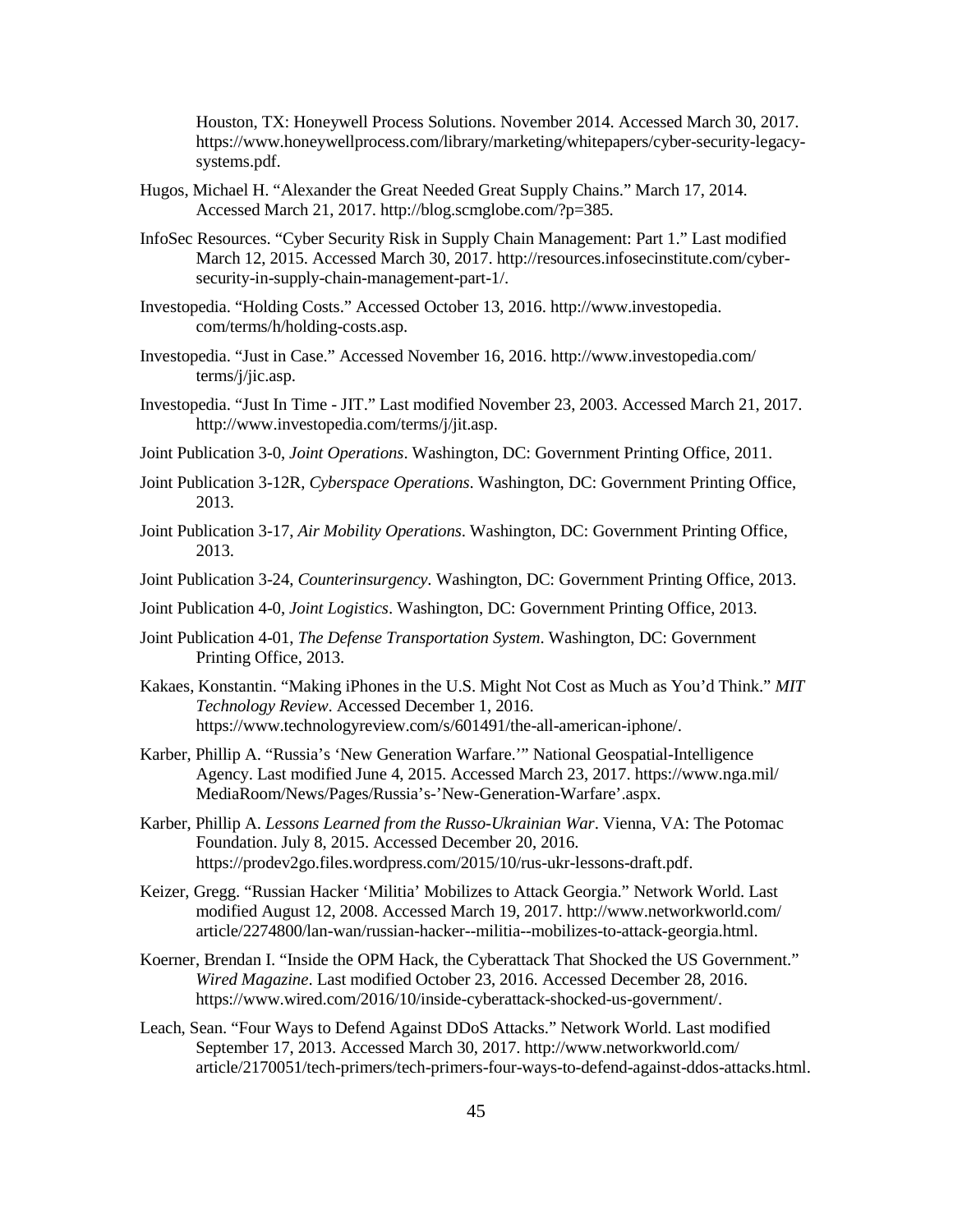Houston, TX: Honeywell Process Solutions. November 2014. Accessed March 30, 2017. https://www.honeywellprocess.com/library/marketing/whitepapers/cyber-security-legacy-systems.pdf.

Hugos, Michael H. "Alexander the Great Needed Great Supply Chains." March 17, 2014. Accessed March 21, 2017. http://blog.scmglobe.com/?p=385.

InfoSec Resources. "Cyber Security Risk in Supply Chain Management: Part 1." Last modified March 12, 2015. Accessed March 30, 2017. http://resources.infosecinstitute.com/cyber-security-in-supply-chain-management-part-1/.

Investopedia. "Holding Costs." Accessed October 13, 2016. http://www.investopedia.com/terms/h/holding-costs.asp.

Investopedia. "Just in Case." Accessed November 16, 2016. http://www.investopedia.com/terms/j/jic.asp.

Investopedia. "Just In Time - JIT." Last modified November 23, 2003. Accessed March 21, 2017. http://www.investopedia.com/terms/j/jit.asp.

Joint Publication 3-0, *Joint Operations*. Washington, DC: Government Printing Office, 2011.

Joint Publication 3-12R, *Cyberspace Operations*. Washington, DC: Government Printing Office, 2013.

Joint Publication 3-17, *Air Mobility Operations*. Washington, DC: Government Printing Office, 2013.

Joint Publication 3-24, *Counterinsurgency*. Washington, DC: Government Printing Office, 2013.

Joint Publication 4-0, *Joint Logistics*. Washington, DC: Government Printing Office, 2013.

Joint Publication 4-01, *The Defense Transportation System*. Washington, DC: Government Printing Office, 2013.

Kakaes, Konstantin. "Making iPhones in the U.S. Might Not Cost as Much as You'd Think." *MIT Technology Review*. Accessed December 1, 2016. https://www.technologyreview.com/s/601491/the-all-american-iphone/.

Karber, Phillip A. "Russia's 'New Generation Warfare.'" National Geospatial-Intelligence Agency. Last modified June 4, 2015. Accessed March 23, 2017. https://www.nga.mil/MediaRoom/News/Pages/Russia's-'New-Generation-Warfare'.aspx.

Karber, Phillip A. *Lessons Learned from the Russo-Ukrainian War*. Vienna, VA: The Potomac Foundation. July 8, 2015. Accessed December 20, 2016. https://prodev2go.files.wordpress.com/2015/10/rus-ukr-lessons-draft.pdf.

Keizer, Gregg. "Russian Hacker 'Militia' Mobilizes to Attack Georgia." Network World. Last modified August 12, 2008. Accessed March 19, 2017. http://www.networkworld.com/article/2274800/lan-wan/russian-hacker--militia--mobilizes-to-attack-georgia.html.

Koerner, Brendan I. "Inside the OPM Hack, the Cyberattack That Shocked the US Government." *Wired Magazine*. Last modified October 23, 2016. Accessed December 28, 2016. https://www.wired.com/2016/10/inside-cyberattack-shocked-us-government/.

Leach, Sean. "Four Ways to Defend Against DDoS Attacks." Network World. Last modified September 17, 2013. Accessed March 30, 2017. http://www.networkworld.com/article/2170051/tech-primers/tech-primers-four-ways-to-defend-against-ddos-attacks.html.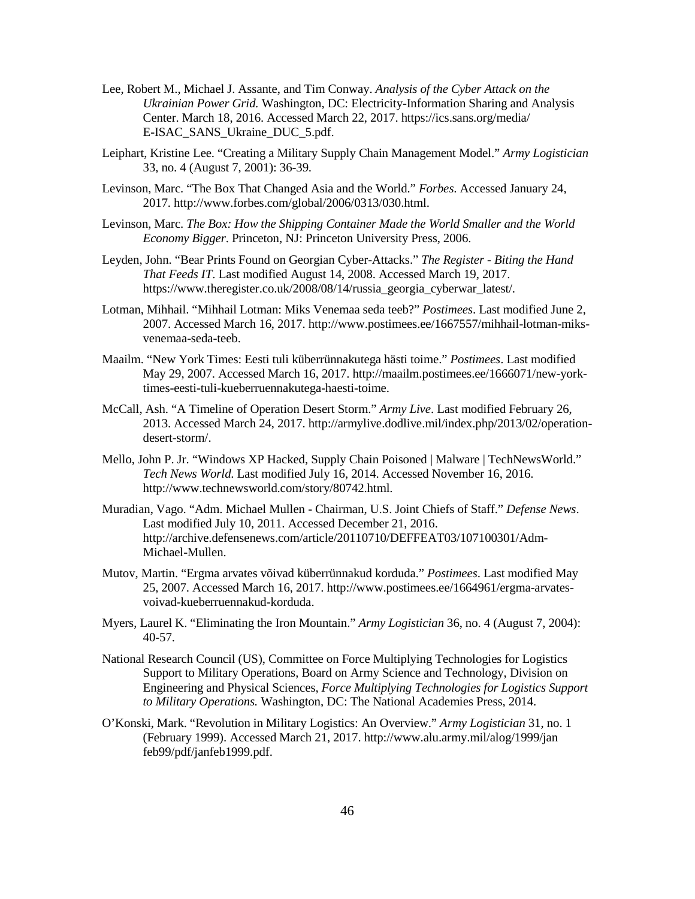Lee, Robert M., Michael J. Assante, and Tim Conway. *Analysis of the Cyber Attack on the Ukrainian Power Grid.* Washington, DC: Electricity-Information Sharing and Analysis Center. March 18, 2016. Accessed March 22, 2017. https://ics.sans.org/media/E-ISAC_SANS_Ukraine_DUC_5.pdf.

Leiphart, Kristine Lee. "Creating a Military Supply Chain Management Model." *Army Logistician* 33, no. 4 (August 7, 2001): 36-39.

Levinson, Marc. "The Box That Changed Asia and the World." *Forbes*. Accessed January 24, 2017. http://www.forbes.com/global/2006/0313/030.html.

Levinson, Marc. *The Box: How the Shipping Container Made the World Smaller and the World Economy Bigger*. Princeton, NJ: Princeton University Press, 2006.

Leyden, John. "Bear Prints Found on Georgian Cyber-Attacks." *The Register - Biting the Hand That Feeds IT*. Last modified August 14, 2008. Accessed March 19, 2017. https://www.theregister.co.uk/2008/08/14/russia_georgia_cyberwar_latest/.

Lotman, Mihhail. "Mihhail Lotman: Miks Venemaa seda teeb?" *Postimees*. Last modified June 2, 2007. Accessed March 16, 2017. http://www.postimees.ee/1667557/mihhail-lotman-miks-venemaa-seda-teeb.

Maailm. "New York Times: Eesti tuli küberrünnakutega hästi toime." *Postimees*. Last modified May 29, 2007. Accessed March 16, 2017. http://maailm.postimees.ee/1666071/new-york-times-eesti-tuli-kueberruennakutega-haesti-toime.

McCall, Ash. "A Timeline of Operation Desert Storm." *Army Live*. Last modified February 26, 2013. Accessed March 24, 2017. http://armylive.dodlive.mil/index.php/2013/02/operation-desert-storm/.

Mello, John P. Jr. "Windows XP Hacked, Supply Chain Poisoned | Malware | TechNewsWorld." *Tech News World*. Last modified July 16, 2014. Accessed November 16, 2016. http://www.technewsworld.com/story/80742.html.

Muradian, Vago. "Adm. Michael Mullen - Chairman, U.S. Joint Chiefs of Staff." *Defense News*. Last modified July 10, 2011. Accessed December 21, 2016. http://archive.defensenews.com/article/20110710/DEFFEAT03/107100301/Adm-Michael-Mullen.

Mutov, Martin. "Ergma arvates võivad küberrünnakud korduda." *Postimees*. Last modified May 25, 2007. Accessed March 16, 2017. http://www.postimees.ee/1664961/ergma-arvates-voivad-kueberruennakud-korduda.

Myers, Laurel K. "Eliminating the Iron Mountain." *Army Logistician* 36, no. 4 (August 7, 2004): 40-57.

National Research Council (US), Committee on Force Multiplying Technologies for Logistics Support to Military Operations, Board on Army Science and Technology, Division on Engineering and Physical Sciences, *Force Multiplying Technologies for Logistics Support to Military Operations.* Washington, DC: The National Academies Press, 2014.

O'Konski, Mark. "Revolution in Military Logistics: An Overview." *Army Logistician* 31, no. 1 (February 1999). Accessed March 21, 2017. http://www.alu.army.mil/alog/1999/janfeb99/pdf/janfeb1999.pdf.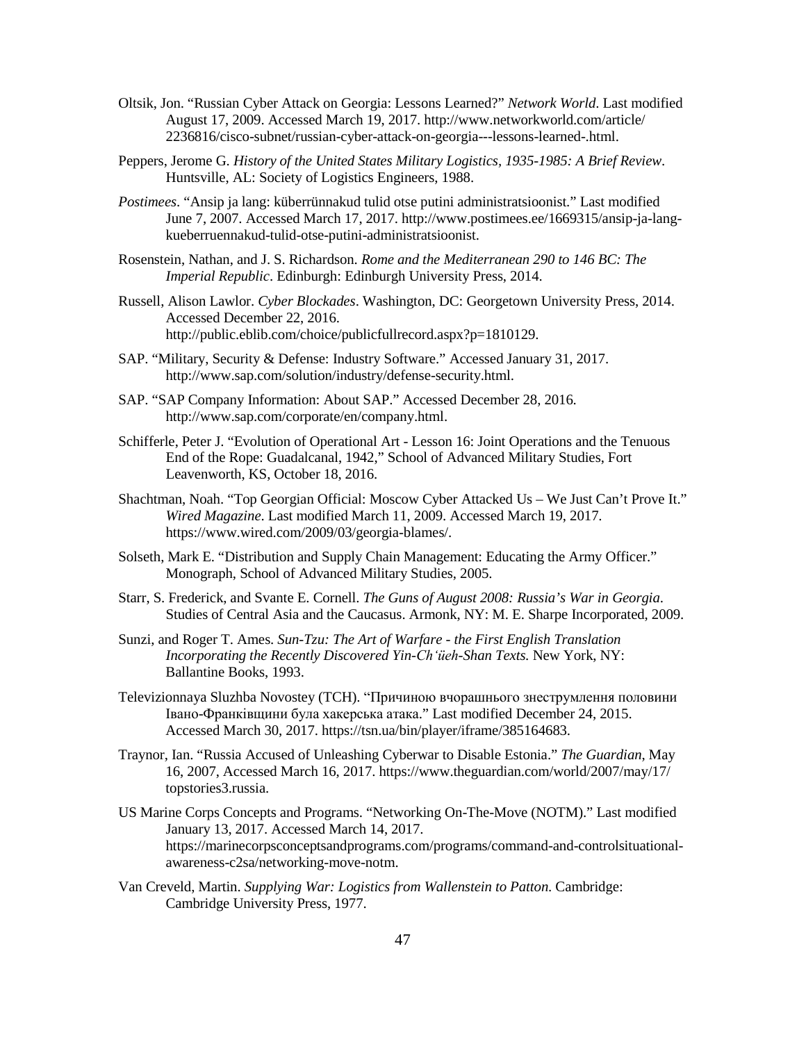Oltsik, Jon. "Russian Cyber Attack on Georgia: Lessons Learned?" *Network World*. Last modified August 17, 2009. Accessed March 19, 2017. http://www.networkworld.com/article/2236816/cisco-subnet/russian-cyber-attack-on-georgia---lessons-learned-.html.

Peppers, Jerome G. *History of the United States Military Logistics, 1935-1985: A Brief Review*. Huntsville, AL: Society of Logistics Engineers, 1988.

*Postimees*. "Ansip ja lang: küberrünnakud tulid otse putini administratsioonist." Last modified June 7, 2007. Accessed March 17, 2017. http://www.postimees.ee/1669315/ansip-ja-lang-kueberruennakud-tulid-otse-putini-administratsioonist.

Rosenstein, Nathan, and J. S. Richardson. *Rome and the Mediterranean 290 to 146 BC: The Imperial Republic*. Edinburgh: Edinburgh University Press, 2014.

Russell, Alison Lawlor. *Cyber Blockades*. Washington, DC: Georgetown University Press, 2014. Accessed December 22, 2016. http://public.eblib.com/choice/publicfullrecord.aspx?p=1810129.

SAP. "Military, Security & Defense: Industry Software." Accessed January 31, 2017. http://www.sap.com/solution/industry/defense-security.html.

SAP. "SAP Company Information: About SAP." Accessed December 28, 2016. http://www.sap.com/corporate/en/company.html.

Schifferle, Peter J. "Evolution of Operational Art - Lesson 16: Joint Operations and the Tenuous End of the Rope: Guadalcanal, 1942," School of Advanced Military Studies, Fort Leavenworth, KS, October 18, 2016.

Shachtman, Noah. "Top Georgian Official: Moscow Cyber Attacked Us – We Just Can't Prove It." *Wired Magazine*. Last modified March 11, 2009. Accessed March 19, 2017. https://www.wired.com/2009/03/georgia-blames/.

Solseth, Mark E. "Distribution and Supply Chain Management: Educating the Army Officer." Monograph, School of Advanced Military Studies, 2005.

Starr, S. Frederick, and Svante E. Cornell. *The Guns of August 2008: Russia's War in Georgia*. Studies of Central Asia and the Caucasus. Armonk, NY: M. E. Sharpe Incorporated, 2009.

Sunzi, and Roger T. Ames. *Sun-Tzu: The Art of Warfare - the First English Translation Incorporating the Recently Discovered Yin-Ch'üeh-Shan Texts.* New York, NY: Ballantine Books, 1993.

Televizionnaya Sluzhba Novostey (TCH). "Причиною вчорашнього знеструмлення половини Івано-Франківщини була хакерська атака." Last modified December 24, 2015. Accessed March 30, 2017. https://tsn.ua/bin/player/iframe/385164683.

Traynor, Ian. "Russia Accused of Unleashing Cyberwar to Disable Estonia." *The Guardian*, May 16, 2007, Accessed March 16, 2017. https://www.theguardian.com/world/2007/may/17/topstories3.russia.

US Marine Corps Concepts and Programs. "Networking On-The-Move (NOTM)." Last modified January 13, 2017. Accessed March 14, 2017. https://marinecorpsconceptsandprograms.com/programs/command-and-controlsituational-awareness-c2sa/networking-move-notm.

Van Creveld, Martin. *Supplying War: Logistics from Wallenstein to Patton*. Cambridge: Cambridge University Press, 1977.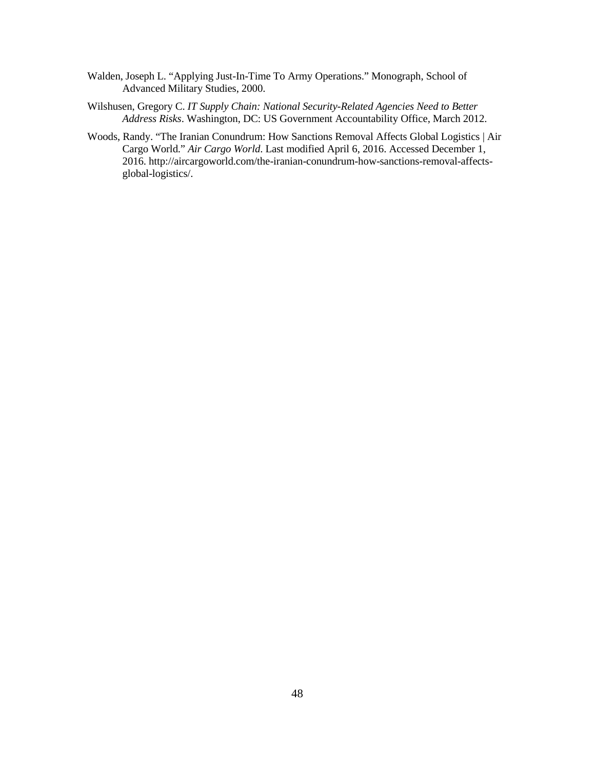Walden, Joseph L. "Applying Just-In-Time To Army Operations." Monograph, School of Advanced Military Studies, 2000.

Wilshusen, Gregory C. *IT Supply Chain: National Security-Related Agencies Need to Better Address Risks*. Washington, DC: US Government Accountability Office, March 2012.

Woods, Randy. "The Iranian Conundrum: How Sanctions Removal Affects Global Logistics | Air Cargo World." *Air Cargo World*. Last modified April 6, 2016. Accessed December 1, 2016. http://aircargoworld.com/the-iranian-conundrum-how-sanctions-removal-affects-global-logistics/.